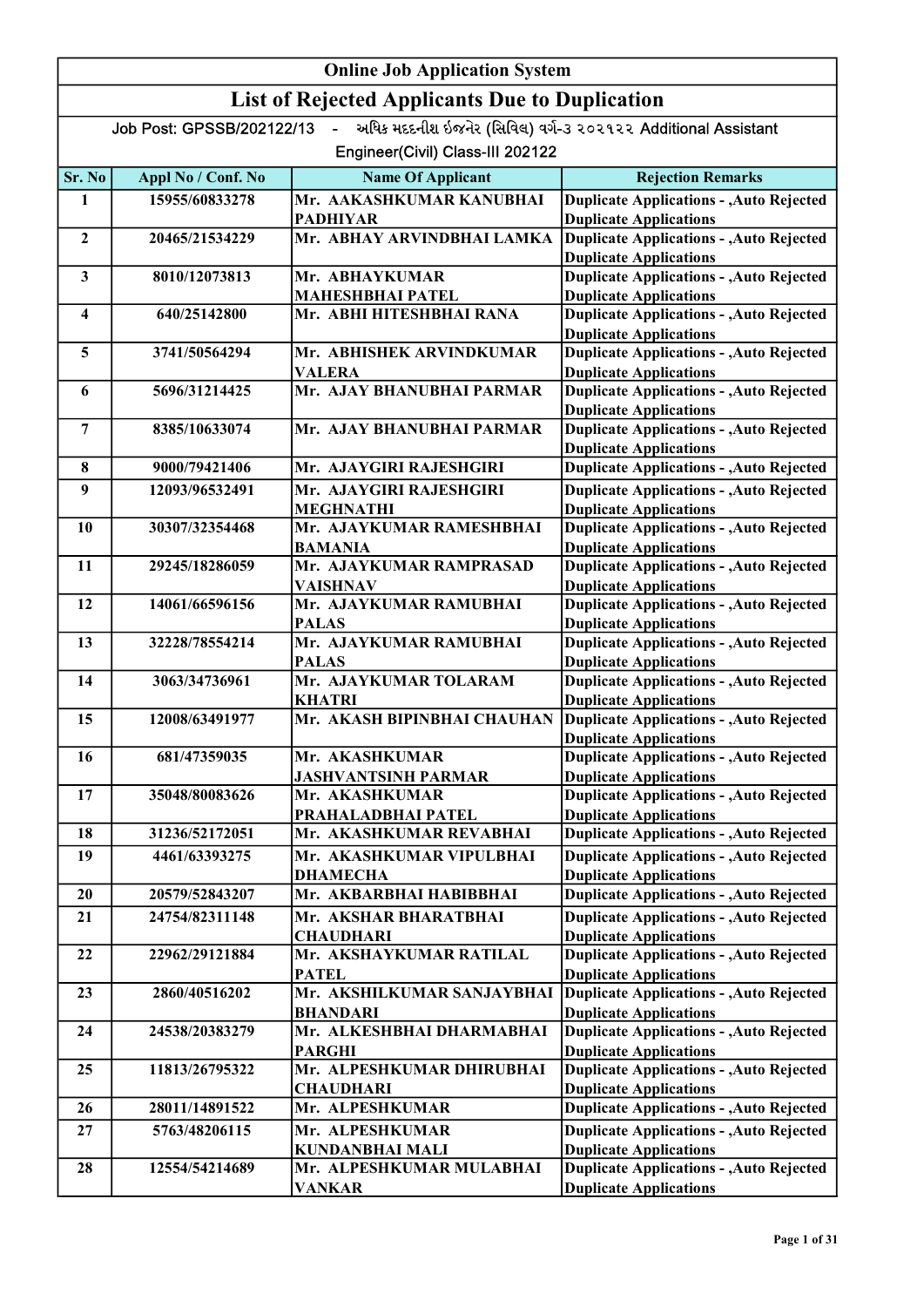# Online Job Application System

## List of Rejected Applicants Due to Duplication

Job Post: GPSSB/202122/13 - અધિક મદદનીશ ઈજનેર (સિવિલ) વર્ગ-૩ ૨૦૨૧૨૨ Additional Assistant Engineer(Civil) Class-III 202122

| Sr. No | Appl No / Conf. No | Name Of Applicant | Rejection Remarks |
|---|---|---|---|
| 1 | 15955/60833278 | Mr. AAKASHKUMAR KANUBHAI PADHIYAR | Duplicate Applications - ,Auto Rejected Duplicate Applications |
| 2 | 20465/21534229 | Mr. ABHAY ARVINDBHAI LAMKA | Duplicate Applications - ,Auto Rejected Duplicate Applications |
| 3 | 8010/12073813 | Mr. ABHAYKUMAR MAHESHBHAI PATEL | Duplicate Applications - ,Auto Rejected Duplicate Applications |
| 4 | 640/25142800 | Mr. ABHI HITESHBHAI RANA | Duplicate Applications - ,Auto Rejected Duplicate Applications |
| 5 | 3741/50564294 | Mr. ABHISHEK ARVINDKUMAR VALERA | Duplicate Applications - ,Auto Rejected Duplicate Applications |
| 6 | 5696/31214425 | Mr. AJAY BHANUBHAI PARMAR | Duplicate Applications - ,Auto Rejected Duplicate Applications |
| 7 | 8385/10633074 | Mr. AJAY BHANUBHAI PARMAR | Duplicate Applications - ,Auto Rejected Duplicate Applications |
| 8 | 9000/79421406 | Mr. AJAYGIRI RAJESHGIRI | Duplicate Applications - ,Auto Rejected |
| 9 | 12093/96532491 | Mr. AJAYGIRI RAJESHGIRI MEGHNATHI | Duplicate Applications - ,Auto Rejected Duplicate Applications |
| 10 | 30307/32354468 | Mr. AJAYKUMAR RAMESHBHAI BAMANIA | Duplicate Applications - ,Auto Rejected Duplicate Applications |
| 11 | 29245/18286059 | Mr. AJAYKUMAR RAMPRASAD VAISHNAV | Duplicate Applications - ,Auto Rejected Duplicate Applications |
| 12 | 14061/66596156 | Mr. AJAYKUMAR RAMUBHAI PALAS | Duplicate Applications - ,Auto Rejected Duplicate Applications |
| 13 | 32228/78554214 | Mr. AJAYKUMAR RAMUBHAI PALAS | Duplicate Applications - ,Auto Rejected Duplicate Applications |
| 14 | 3063/34736961 | Mr. AJAYKUMAR TOLARAM KHATRI | Duplicate Applications - ,Auto Rejected Duplicate Applications |
| 15 | 12008/63491977 | Mr. AKASH BIPINBHAI CHAUHAN | Duplicate Applications - ,Auto Rejected Duplicate Applications |
| 16 | 681/47359035 | Mr. AKASHKUMAR JASHVANTSINH PARMAR | Duplicate Applications - ,Auto Rejected Duplicate Applications |
| 17 | 35048/80083626 | Mr. AKASHKUMAR PRAHALADBHAI PATEL | Duplicate Applications - ,Auto Rejected Duplicate Applications |
| 18 | 31236/52172051 | Mr. AKASHKUMAR REVABHAI | Duplicate Applications - ,Auto Rejected |
| 19 | 4461/63393275 | Mr. AKASHKUMAR VIPULBHAI DHAMECHA | Duplicate Applications - ,Auto Rejected Duplicate Applications |
| 20 | 20579/52843207 | Mr. AKBARBHAI HABIBBHAI | Duplicate Applications - ,Auto Rejected |
| 21 | 24754/82311148 | Mr. AKSHAR BHARATBHAI CHAUDHARI | Duplicate Applications - ,Auto Rejected Duplicate Applications |
| 22 | 22962/29121884 | Mr. AKSHAYKUMAR RATILAL PATEL | Duplicate Applications - ,Auto Rejected Duplicate Applications |
| 23 | 2860/40516202 | Mr. AKSHILKUMAR SANJAYBHAI BHANDARI | Duplicate Applications - ,Auto Rejected Duplicate Applications |
| 24 | 24538/20383279 | Mr. ALKESHBHAI DHARMABHAI PARGHI | Duplicate Applications - ,Auto Rejected Duplicate Applications |
| 25 | 11813/26795322 | Mr. ALPESHKUMAR DHIRUBHAI CHAUDHARI | Duplicate Applications - ,Auto Rejected Duplicate Applications |
| 26 | 28011/14891522 | Mr. ALPESHKUMAR | Duplicate Applications - ,Auto Rejected |
| 27 | 5763/48206115 | Mr. ALPESHKUMAR KUNDANBHAI MALI | Duplicate Applications - ,Auto Rejected Duplicate Applications |
| 28 | 12554/54214689 | Mr. ALPESHKUMAR MULABHAI VANKAR | Duplicate Applications - ,Auto Rejected Duplicate Applications |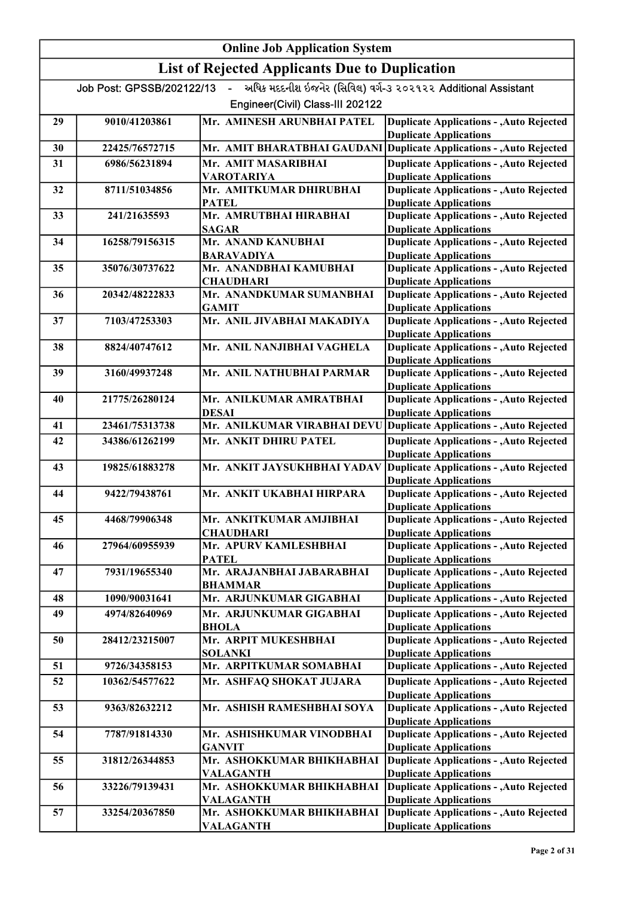# Online Job Application System

## List of Rejected Applicants Due to Duplication

Job Post: GPSSB/202122/13 - અધિક મદદનીશ ઈજનેર (સિવિલ) વર્ગ-૩ ૨૦૨૧૨૨ Additional Assistant Engineer(Civil) Class-III 202122

| | | | |
|---|---|---|---|
| 29 | 9010/41203861 | Mr. AMINESH ARUNBHAI PATEL | Duplicate Applications - ,Auto Rejected Duplicate Applications |
| 30 | 22425/76572715 | Mr. AMIT BHARATBHAI GAUDANI | Duplicate Applications - ,Auto Rejected |
| 31 | 6986/56231894 | Mr. AMIT MASARIBHAI VAROTARIYA | Duplicate Applications - ,Auto Rejected Duplicate Applications |
| 32 | 8711/51034856 | Mr. AMITKUMAR DHIRUBHAI PATEL | Duplicate Applications - ,Auto Rejected Duplicate Applications |
| 33 | 241/21635593 | Mr. AMRUTBHAI HIRABHAI SAGAR | Duplicate Applications - ,Auto Rejected Duplicate Applications |
| 34 | 16258/79156315 | Mr. ANAND KANUBHAI BARAVADIYA | Duplicate Applications - ,Auto Rejected Duplicate Applications |
| 35 | 35076/30737622 | Mr. ANANDBHAI KAMUBHAI CHAUDHARI | Duplicate Applications - ,Auto Rejected Duplicate Applications |
| 36 | 20342/48222833 | Mr. ANANDKUMAR SUMANBHAI GAMIT | Duplicate Applications - ,Auto Rejected Duplicate Applications |
| 37 | 7103/47253303 | Mr. ANIL JIVABHAI MAKADIYA | Duplicate Applications - ,Auto Rejected Duplicate Applications |
| 38 | 8824/40747612 | Mr. ANIL NANJIBHAI VAGHELA | Duplicate Applications - ,Auto Rejected Duplicate Applications |
| 39 | 3160/49937248 | Mr. ANIL NATHUBHAI PARMAR | Duplicate Applications - ,Auto Rejected Duplicate Applications |
| 40 | 21775/26280124 | Mr. ANILKUMAR AMRATBHAI DESAI | Duplicate Applications - ,Auto Rejected Duplicate Applications |
| 41 | 23461/75313738 | Mr. ANILKUMAR VIRABHAI DEVU | Duplicate Applications - ,Auto Rejected |
| 42 | 34386/61262199 | Mr. ANKIT DHIRU PATEL | Duplicate Applications - ,Auto Rejected Duplicate Applications |
| 43 | 19825/61883278 | Mr. ANKIT JAYSUKHBHAI YADAV | Duplicate Applications - ,Auto Rejected Duplicate Applications |
| 44 | 9422/79438761 | Mr. ANKIT UKABHAI HIRPARA | Duplicate Applications - ,Auto Rejected Duplicate Applications |
| 45 | 4468/79906348 | Mr. ANKITKUMAR AMJIBHAI CHAUDHARI | Duplicate Applications - ,Auto Rejected Duplicate Applications |
| 46 | 27964/60955939 | Mr. APURV KAMLESHBHAI PATEL | Duplicate Applications - ,Auto Rejected Duplicate Applications |
| 47 | 7931/19655340 | Mr. ARAJANBHAI JABARABHAI BHAMMAR | Duplicate Applications - ,Auto Rejected Duplicate Applications |
| 48 | 1090/90031641 | Mr. ARJUNKUMAR GIGABHAI | Duplicate Applications - ,Auto Rejected |
| 49 | 4974/82640969 | Mr. ARJUNKUMAR GIGABHAI BHOLA | Duplicate Applications - ,Auto Rejected Duplicate Applications |
| 50 | 28412/23215007 | Mr. ARPIT MUKESHBHAI SOLANKI | Duplicate Applications - ,Auto Rejected Duplicate Applications |
| 51 | 9726/34358153 | Mr. ARPITKUMAR SOMABHAI | Duplicate Applications - ,Auto Rejected |
| 52 | 10362/54577622 | Mr. ASHFAQ SHOKAT JUJARA | Duplicate Applications - ,Auto Rejected Duplicate Applications |
| 53 | 9363/82632212 | Mr. ASHISH RAMESHBHAI SOYA | Duplicate Applications - ,Auto Rejected Duplicate Applications |
| 54 | 7787/91814330 | Mr. ASHISHKUMAR VINODBHAI GANVIT | Duplicate Applications - ,Auto Rejected Duplicate Applications |
| 55 | 31812/26344853 | Mr. ASHOKKUMAR BHIKHABHAI VALAGANTH | Duplicate Applications - ,Auto Rejected Duplicate Applications |
| 56 | 33226/79139431 | Mr. ASHOKKUMAR BHIKHABHAI VALAGANTH | Duplicate Applications - ,Auto Rejected Duplicate Applications |
| 57 | 33254/20367850 | Mr. ASHOKKUMAR BHIKHABHAI VALAGANTH | Duplicate Applications - ,Auto Rejected Duplicate Applications |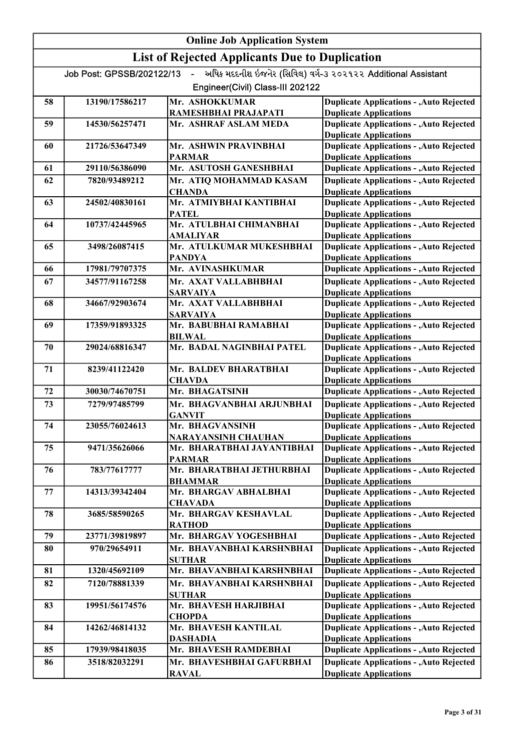## Online Job Application System

## List of Rejected Applicants Due to Duplication

Job Post: GPSSB/202122/13 - અધિક મદદનીશ ઈજનેર (સિવિલ) વર્ગ-૩ ૨૦૨૧૨૨ Additional Assistant Engineer(Civil) Class-III 202122

| | | | |
|---|---|---|---|
| 58 | 13190/17586217 | Mr. ASHOKKUMAR RAMESHBHAI PRAJAPATI | Duplicate Applications - ,Auto Rejected Duplicate Applications |
| 59 | 14530/56257471 | Mr. ASHRAF ASLAM MEDA | Duplicate Applications - ,Auto Rejected Duplicate Applications |
| 60 | 21726/53647349 | Mr. ASHWIN PRAVINBHAI PARMAR | Duplicate Applications - ,Auto Rejected Duplicate Applications |
| 61 | 29110/56386090 | Mr. ASUTOSH GANESHBHAI | Duplicate Applications - ,Auto Rejected |
| 62 | 7820/93489212 | Mr. ATIQ MOHAMMAD KASAM CHANDA | Duplicate Applications - ,Auto Rejected Duplicate Applications |
| 63 | 24502/40830161 | Mr. ATMIYBHAI KANTIBHAI PATEL | Duplicate Applications - ,Auto Rejected Duplicate Applications |
| 64 | 10737/42445965 | Mr. ATULBHAI CHIMANBHAI AMALIYAR | Duplicate Applications - ,Auto Rejected Duplicate Applications |
| 65 | 3498/26087415 | Mr. ATULKUMAR MUKESHBHAI PANDYA | Duplicate Applications - ,Auto Rejected Duplicate Applications |
| 66 | 17981/79707375 | Mr. AVINASHKUMAR | Duplicate Applications - ,Auto Rejected |
| 67 | 34577/91167258 | Mr. AXAT VALLABHBHAI SARVAIYA | Duplicate Applications - ,Auto Rejected Duplicate Applications |
| 68 | 34667/92903674 | Mr. AXAT VALLABHBHAI SARVAIYA | Duplicate Applications - ,Auto Rejected Duplicate Applications |
| 69 | 17359/91893325 | Mr. BABUBHAI RAMABHAI BILWAL | Duplicate Applications - ,Auto Rejected Duplicate Applications |
| 70 | 29024/68816347 | Mr. BADAL NAGINBHAI PATEL | Duplicate Applications - ,Auto Rejected Duplicate Applications |
| 71 | 8239/41122420 | Mr. BALDEV BHARATBHAI CHAVDA | Duplicate Applications - ,Auto Rejected Duplicate Applications |
| 72 | 30030/74670751 | Mr. BHAGATSINH | Duplicate Applications - ,Auto Rejected |
| 73 | 7279/97485799 | Mr. BHAGVANBHAI ARJUNBHAI GANVIT | Duplicate Applications - ,Auto Rejected Duplicate Applications |
| 74 | 23055/76024613 | Mr. BHAGVANSINH NARAYANSINH CHAUHAN | Duplicate Applications - ,Auto Rejected Duplicate Applications |
| 75 | 9471/35626066 | Mr. BHARATBHAI JAYANTIBHAI PARMAR | Duplicate Applications - ,Auto Rejected Duplicate Applications |
| 76 | 783/77617777 | Mr. BHARATBHAI JETHURBHAI BHAMMAR | Duplicate Applications - ,Auto Rejected Duplicate Applications |
| 77 | 14313/39342404 | Mr. BHARGAV ABHALBHAI CHAVADA | Duplicate Applications - ,Auto Rejected Duplicate Applications |
| 78 | 3685/58590265 | Mr. BHARGAV KESHAVLAL RATHOD | Duplicate Applications - ,Auto Rejected Duplicate Applications |
| 79 | 23771/39819897 | Mr. BHARGAV YOGESHBHAI | Duplicate Applications - ,Auto Rejected |
| 80 | 970/29654911 | Mr. BHAVANBHAI KARSHNBHAI SUTHAR | Duplicate Applications - ,Auto Rejected Duplicate Applications |
| 81 | 1320/45692109 | Mr. BHAVANBHAI KARSHNBHAI | Duplicate Applications - ,Auto Rejected |
| 82 | 7120/78881339 | Mr. BHAVANBHAI KARSHNBHAI SUTHAR | Duplicate Applications - ,Auto Rejected Duplicate Applications |
| 83 | 19951/56174576 | Mr. BHAVESH HARJIBHAI CHOPDA | Duplicate Applications - ,Auto Rejected Duplicate Applications |
| 84 | 14262/46814132 | Mr. BHAVESH KANTILAL DASHADIA | Duplicate Applications - ,Auto Rejected Duplicate Applications |
| 85 | 17939/98418035 | Mr. BHAVESH RAMDEBHAI | Duplicate Applications - ,Auto Rejected |
| 86 | 3518/82032291 | Mr. BHAVESHBHAI GAFURBHAI RAVAL | Duplicate Applications - ,Auto Rejected Duplicate Applications |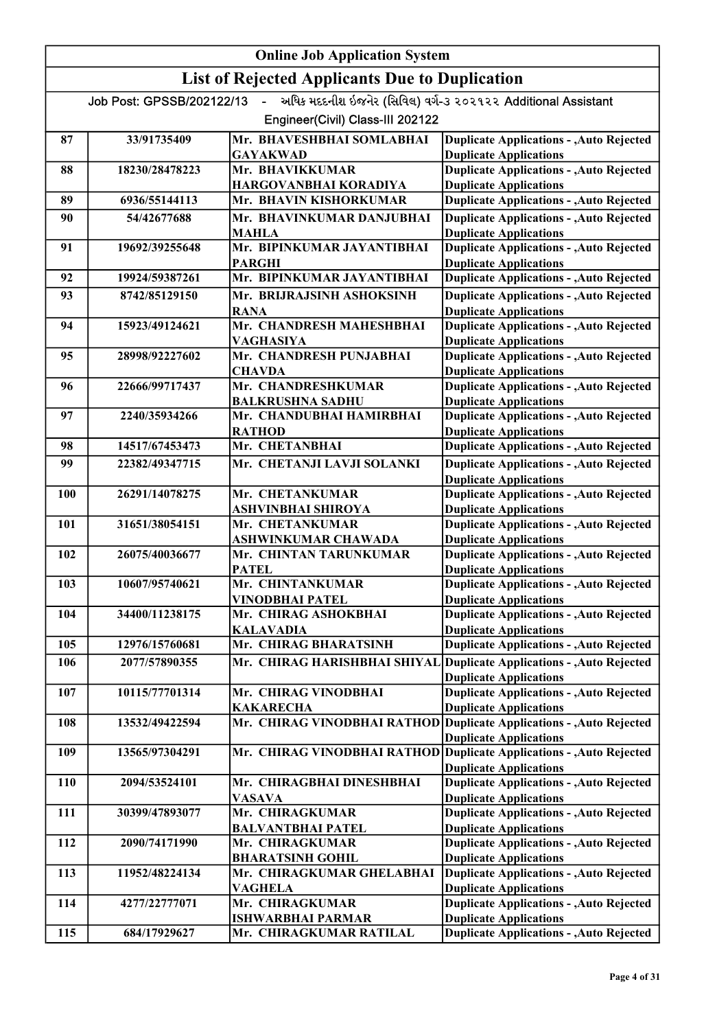# Online Job Application System

## List of Rejected Applicants Due to Duplication

Job Post: GPSSB/202122/13 - અધિક મદદનીશ ઈજનેર (સિવિલ) વર્ગ-૩ ૨૦૨૧૨૨ Additional Assistant Engineer(Civil) Class-III 202122

| | | | |
|---|---|---|---|
| 87 | 33/91735409 | Mr. BHAVESHBHAI SOMLABHAI GAYAKWAD | Duplicate Applications - ,Auto Rejected Duplicate Applications |
| 88 | 18230/28478223 | Mr. BHAVIKKUMAR HARGOVANBHAI KORADIYA | Duplicate Applications - ,Auto Rejected Duplicate Applications |
| 89 | 6936/55144113 | Mr. BHAVIN KISHORKUMAR | Duplicate Applications - ,Auto Rejected |
| 90 | 54/42677688 | Mr. BHAVINKUMAR DANJUBHAI MAHLA | Duplicate Applications - ,Auto Rejected Duplicate Applications |
| 91 | 19692/39255648 | Mr. BIPINKUMAR JAYANTIBHAI PARGHI | Duplicate Applications - ,Auto Rejected Duplicate Applications |
| 92 | 19924/59387261 | Mr. BIPINKUMAR JAYANTIBHAI | Duplicate Applications - ,Auto Rejected |
| 93 | 8742/85129150 | Mr. BRIJRAJSINH ASHOKSINH RANA | Duplicate Applications - ,Auto Rejected Duplicate Applications |
| 94 | 15923/49124621 | Mr. CHANDRESH MAHESHBHAI VAGHASIYA | Duplicate Applications - ,Auto Rejected Duplicate Applications |
| 95 | 28998/92227602 | Mr. CHANDRESH PUNJABHAI CHAVDA | Duplicate Applications - ,Auto Rejected Duplicate Applications |
| 96 | 22666/99717437 | Mr. CHANDRESHKUMAR BALKRUSHNA SADHU | Duplicate Applications - ,Auto Rejected Duplicate Applications |
| 97 | 2240/35934266 | Mr. CHANDUBHAI HAMIRBHAI RATHOD | Duplicate Applications - ,Auto Rejected Duplicate Applications |
| 98 | 14517/67453473 | Mr. CHETANBHAI | Duplicate Applications - ,Auto Rejected |
| 99 | 22382/49347715 | Mr. CHETANJI LAVJI SOLANKI | Duplicate Applications - ,Auto Rejected Duplicate Applications |
| 100 | 26291/14078275 | Mr. CHETANKUMAR ASHVINBHAI SHIROYA | Duplicate Applications - ,Auto Rejected Duplicate Applications |
| 101 | 31651/38054151 | Mr. CHETANKUMAR ASHWINKUMAR CHAWADA | Duplicate Applications - ,Auto Rejected Duplicate Applications |
| 102 | 26075/40036677 | Mr. CHINTAN TARUNKUMAR PATEL | Duplicate Applications - ,Auto Rejected Duplicate Applications |
| 103 | 10607/95740621 | Mr. CHINTANKUMAR VINODBHAI PATEL | Duplicate Applications - ,Auto Rejected Duplicate Applications |
| 104 | 34400/11238175 | Mr. CHIRAG ASHOKBHAI KALAVADIA | Duplicate Applications - ,Auto Rejected Duplicate Applications |
| 105 | 12976/15760681 | Mr. CHIRAG BHARATSINH | Duplicate Applications - ,Auto Rejected |
| 106 | 2077/57890355 | Mr. CHIRAG HARISHBHAI SHIYAL | Duplicate Applications - ,Auto Rejected Duplicate Applications |
| 107 | 10115/77701314 | Mr. CHIRAG VINODBHAI KAKARECHA | Duplicate Applications - ,Auto Rejected Duplicate Applications |
| 108 | 13532/49422594 | Mr. CHIRAG VINODBHAI RATHOD | Duplicate Applications - ,Auto Rejected Duplicate Applications |
| 109 | 13565/97304291 | Mr. CHIRAG VINODBHAI RATHOD | Duplicate Applications - ,Auto Rejected Duplicate Applications |
| 110 | 2094/53524101 | Mr. CHIRAGBHAI DINESHBHAI VASAVA | Duplicate Applications - ,Auto Rejected Duplicate Applications |
| 111 | 30399/47893077 | Mr. CHIRAGKUMAR BALVANTBHAI PATEL | Duplicate Applications - ,Auto Rejected Duplicate Applications |
| 112 | 2090/74171990 | Mr. CHIRAGKUMAR BHARATSINH GOHIL | Duplicate Applications - ,Auto Rejected Duplicate Applications |
| 113 | 11952/48224134 | Mr. CHIRAGKUMAR GHELABHAI VAGHELA | Duplicate Applications - ,Auto Rejected Duplicate Applications |
| 114 | 4277/22777071 | Mr. CHIRAGKUMAR ISHWARBHAI PARMAR | Duplicate Applications - ,Auto Rejected Duplicate Applications |
| 115 | 684/17929627 | Mr. CHIRAGKUMAR RATILAL | Duplicate Applications - ,Auto Rejected |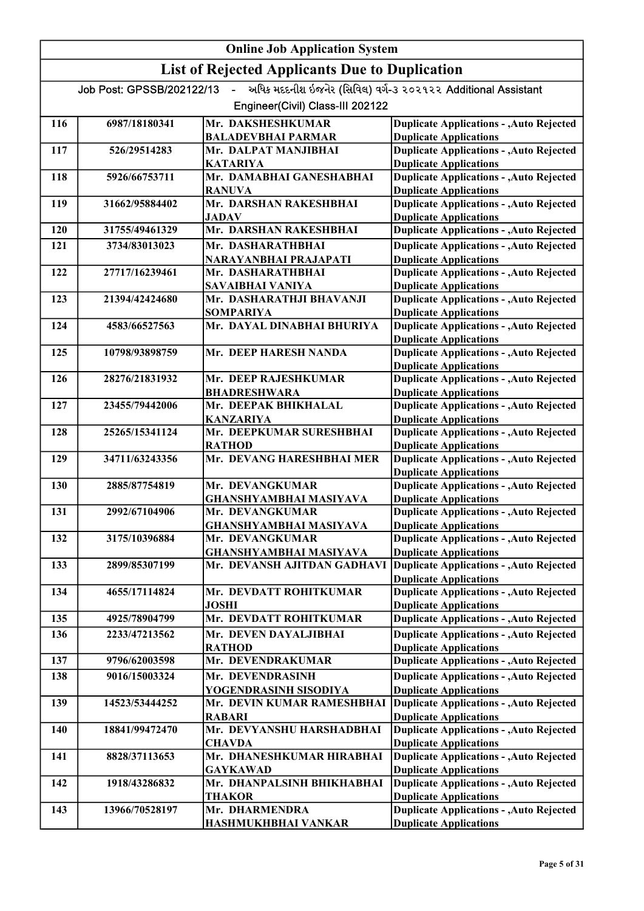## Online Job Application System

## List of Rejected Applicants Due to Duplication

Job Post: GPSSB/202122/13 - અધિક મદદનીશ ઈજનેર (સિવિલ) વર્ગ-૩ ૨૦૨૧૨૨ Additional Assistant Engineer(Civil) Class-III 202122

| | | | |
|---|---|---|---|
| 116 | 6987/18180341 | Mr. DAKSHESHKUMAR BALADEVBHAI PARMAR | Duplicate Applications - ,Auto Rejected Duplicate Applications |
| 117 | 526/29514283 | Mr. DALPAT MANJIBHAI KATARIYA | Duplicate Applications - ,Auto Rejected Duplicate Applications |
| 118 | 5926/66753711 | Mr. DAMABHAI GANESHABHAI RANUVA | Duplicate Applications - ,Auto Rejected Duplicate Applications |
| 119 | 31662/95884402 | Mr. DARSHAN RAKESHBHAI JADAV | Duplicate Applications - ,Auto Rejected Duplicate Applications |
| 120 | 31755/49461329 | Mr. DARSHAN RAKESHBHAI | Duplicate Applications - ,Auto Rejected |
| 121 | 3734/83013023 | Mr. DASHARATHBHAI NARAYANBHAI PRAJAPATI | Duplicate Applications - ,Auto Rejected Duplicate Applications |
| 122 | 27717/16239461 | Mr. DASHARATHBHAI SAVAIBHAI VANIYA | Duplicate Applications - ,Auto Rejected Duplicate Applications |
| 123 | 21394/42424680 | Mr. DASHARATHJI BHAVANJI SOMPARIYA | Duplicate Applications - ,Auto Rejected Duplicate Applications |
| 124 | 4583/66527563 | Mr. DAYAL DINABHAI BHURIYA | Duplicate Applications - ,Auto Rejected Duplicate Applications |
| 125 | 10798/93898759 | Mr. DEEP HARESH NANDA | Duplicate Applications - ,Auto Rejected Duplicate Applications |
| 126 | 28276/21831932 | Mr. DEEP RAJESHKUMAR BHADRESHWARA | Duplicate Applications - ,Auto Rejected Duplicate Applications |
| 127 | 23455/79442006 | Mr. DEEPAK BHIKHALAL KANZARIYA | Duplicate Applications - ,Auto Rejected Duplicate Applications |
| 128 | 25265/15341124 | Mr. DEEPKUMAR SURESHBHAI RATHOD | Duplicate Applications - ,Auto Rejected Duplicate Applications |
| 129 | 34711/63243356 | Mr. DEVANG HARESHBHAI MER | Duplicate Applications - ,Auto Rejected Duplicate Applications |
| 130 | 2885/87754819 | Mr. DEVANGKUMAR GHANSHYAMBHAI MASIYAVA | Duplicate Applications - ,Auto Rejected Duplicate Applications |
| 131 | 2992/67104906 | Mr. DEVANGKUMAR GHANSHYAMBHAI MASIYAVA | Duplicate Applications - ,Auto Rejected Duplicate Applications |
| 132 | 3175/10396884 | Mr. DEVANGKUMAR GHANSHYAMBHAI MASIYAVA | Duplicate Applications - ,Auto Rejected Duplicate Applications |
| 133 | 2899/85307199 | Mr. DEVANSH AJITDAN GADHAVI | Duplicate Applications - ,Auto Rejected Duplicate Applications |
| 134 | 4655/17114824 | Mr. DEVDATT ROHITKUMAR JOSHI | Duplicate Applications - ,Auto Rejected Duplicate Applications |
| 135 | 4925/78904799 | Mr. DEVDATT ROHITKUMAR | Duplicate Applications - ,Auto Rejected |
| 136 | 2233/47213562 | Mr. DEVEN DAYALJIBHAI RATHOD | Duplicate Applications - ,Auto Rejected Duplicate Applications |
| 137 | 9796/62003598 | Mr. DEVENDRAKUMAR | Duplicate Applications - ,Auto Rejected |
| 138 | 9016/15003324 | Mr. DEVENDRASINH YOGENDRASINH SISODIYA | Duplicate Applications - ,Auto Rejected Duplicate Applications |
| 139 | 14523/53444252 | Mr. DEVIN KUMAR RAMESHBHAI RABARI | Duplicate Applications - ,Auto Rejected Duplicate Applications |
| 140 | 18841/99472470 | Mr. DEVYANSHU HARSHADBHAI CHAVDA | Duplicate Applications - ,Auto Rejected Duplicate Applications |
| 141 | 8828/37113653 | Mr. DHANESHKUMAR HIRABHAI GAYKAWAD | Duplicate Applications - ,Auto Rejected Duplicate Applications |
| 142 | 1918/43286832 | Mr. DHANPALSINH BHIKHABHAI THAKOR | Duplicate Applications - ,Auto Rejected Duplicate Applications |
| 143 | 13966/70528197 | Mr. DHARMENDRA HASHMUKHBHAI VANKAR | Duplicate Applications - ,Auto Rejected Duplicate Applications |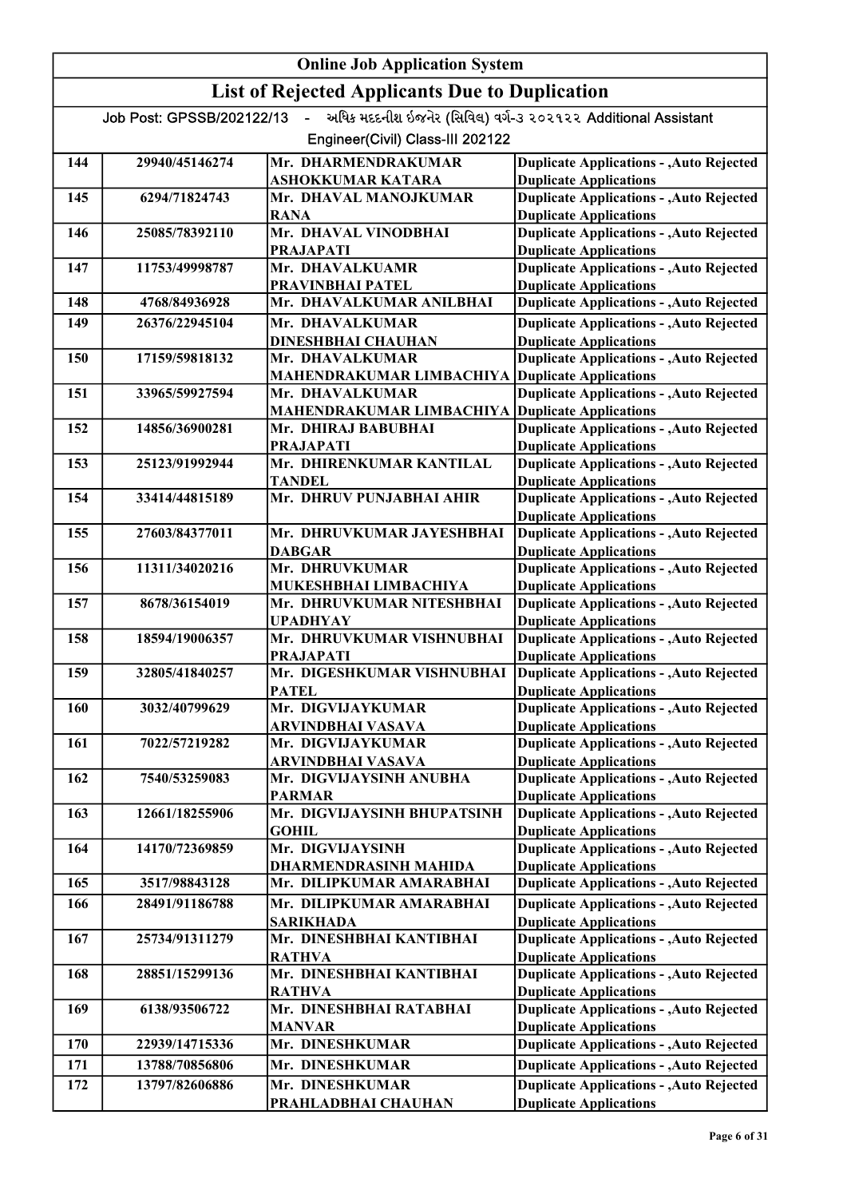# Online Job Application System

## List of Rejected Applicants Due to Duplication

Job Post: GPSSB/202122/13 - અધિક મદદનીશ ઈજનેર (સિવિલ) વર્ગ-૩ ૨૦૨૧૨૨ Additional Assistant Engineer(Civil) Class-III 202122

| | | | |
|---|---|---|---|
| 144 | 29940/45146274 | Mr. DHARMENDRAKUMAR ASHOKKUMAR KATARA | Duplicate Applications - ,Auto Rejected Duplicate Applications |
| 145 | 6294/71824743 | Mr. DHAVAL MANOJKUMAR RANA | Duplicate Applications - ,Auto Rejected Duplicate Applications |
| 146 | 25085/78392110 | Mr. DHAVAL VINODBHAI PRAJAPATI | Duplicate Applications - ,Auto Rejected Duplicate Applications |
| 147 | 11753/49998787 | Mr. DHAVALKUAMR PRAVINBHAI PATEL | Duplicate Applications - ,Auto Rejected Duplicate Applications |
| 148 | 4768/84936928 | Mr. DHAVALKUMAR ANILBHAI | Duplicate Applications - ,Auto Rejected |
| 149 | 26376/22945104 | Mr. DHAVALKUMAR DINESHBHAI CHAUHAN | Duplicate Applications - ,Auto Rejected Duplicate Applications |
| 150 | 17159/59818132 | Mr. DHAVALKUMAR MAHENDRAKUMAR LIMBACHIYA | Duplicate Applications - ,Auto Rejected Duplicate Applications |
| 151 | 33965/59927594 | Mr. DHAVALKUMAR MAHENDRAKUMAR LIMBACHIYA | Duplicate Applications - ,Auto Rejected Duplicate Applications |
| 152 | 14856/36900281 | Mr. DHIRAJ BABUBHAI PRAJAPATI | Duplicate Applications - ,Auto Rejected Duplicate Applications |
| 153 | 25123/91992944 | Mr. DHIRENKUMAR KANTILAL TANDEL | Duplicate Applications - ,Auto Rejected Duplicate Applications |
| 154 | 33414/44815189 | Mr. DHRUV PUNJABHAI AHIR | Duplicate Applications - ,Auto Rejected Duplicate Applications |
| 155 | 27603/84377011 | Mr. DHRUVKUMAR JAYESHBHAI DABGAR | Duplicate Applications - ,Auto Rejected Duplicate Applications |
| 156 | 11311/34020216 | Mr. DHRUVKUMAR MUKESHBHAI LIMBACHIYA | Duplicate Applications - ,Auto Rejected Duplicate Applications |
| 157 | 8678/36154019 | Mr. DHRUVKUMAR NITESHBHAI UPADHYAY | Duplicate Applications - ,Auto Rejected Duplicate Applications |
| 158 | 18594/19006357 | Mr. DHRUVKUMAR VISHNUBHAI PRAJAPATI | Duplicate Applications - ,Auto Rejected Duplicate Applications |
| 159 | 32805/41840257 | Mr. DIGESHKUMAR VISHNUBHAI PATEL | Duplicate Applications - ,Auto Rejected Duplicate Applications |
| 160 | 3032/40799629 | Mr. DIGVIJAYKUMAR ARVINDBHAI VASAVA | Duplicate Applications - ,Auto Rejected Duplicate Applications |
| 161 | 7022/57219282 | Mr. DIGVIJAYKUMAR ARVINDBHAI VASAVA | Duplicate Applications - ,Auto Rejected Duplicate Applications |
| 162 | 7540/53259083 | Mr. DIGVIJAYSINH ANUBHA PARMAR | Duplicate Applications - ,Auto Rejected Duplicate Applications |
| 163 | 12661/18255906 | Mr. DIGVIJAYSINH BHUPATSINH GOHIL | Duplicate Applications - ,Auto Rejected Duplicate Applications |
| 164 | 14170/72369859 | Mr. DIGVIJAYSINH DHARMENDRASINH MAHIDA | Duplicate Applications - ,Auto Rejected Duplicate Applications |
| 165 | 3517/98843128 | Mr. DILIPKUMAR AMARABHAI | Duplicate Applications - ,Auto Rejected |
| 166 | 28491/91186788 | Mr. DILIPKUMAR AMARABHAI SARIKHADA | Duplicate Applications - ,Auto Rejected Duplicate Applications |
| 167 | 25734/91311279 | Mr. DINESHBHAI KANTIBHAI RATHVA | Duplicate Applications - ,Auto Rejected Duplicate Applications |
| 168 | 28851/15299136 | Mr. DINESHBHAI KANTIBHAI RATHVA | Duplicate Applications - ,Auto Rejected Duplicate Applications |
| 169 | 6138/93506722 | Mr. DINESHBHAI RATABHAI MANVAR | Duplicate Applications - ,Auto Rejected Duplicate Applications |
| 170 | 22939/14715336 | Mr. DINESHKUMAR | Duplicate Applications - ,Auto Rejected |
| 171 | 13788/70856806 | Mr. DINESHKUMAR | Duplicate Applications - ,Auto Rejected |
| 172 | 13797/82606886 | Mr. DINESHKUMAR PRAHLADBHAI CHAUHAN | Duplicate Applications - ,Auto Rejected Duplicate Applications |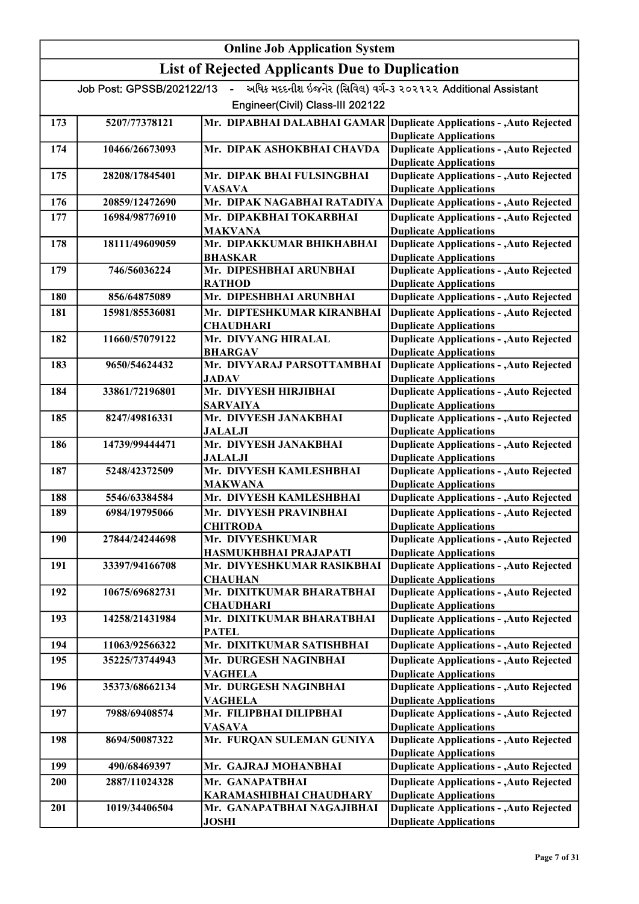# Online Job Application System

## List of Rejected Applicants Due to Duplication

Job Post: GPSSB/202122/13 - અધિક મદદનીશ ઈજનેર (સિવિલ) વર્ગ-૩ ૨૦૨૧૨૨ Additional Assistant Engineer(Civil) Class-III 202122

| | | | |
|---|---|---|---|
| 173 | 5207/77378121 | Mr. DIPABHAI DALABHAI GAMAR | Duplicate Applications - ,Auto Rejected Duplicate Applications |
| 174 | 10466/26673093 | Mr. DIPAK ASHOKBHAI CHAVDA | Duplicate Applications - ,Auto Rejected Duplicate Applications |
| 175 | 28208/17845401 | Mr. DIPAK BHAI FULSINGBHAI VASAVA | Duplicate Applications - ,Auto Rejected Duplicate Applications |
| 176 | 20859/12472690 | Mr. DIPAK NAGABHAI RATADIYA | Duplicate Applications - ,Auto Rejected |
| 177 | 16984/98776910 | Mr. DIPAKBHAI TOKARBHAI MAKVANA | Duplicate Applications - ,Auto Rejected Duplicate Applications |
| 178 | 18111/49609059 | Mr. DIPAKKUMAR BHIKHABHAI BHASKAR | Duplicate Applications - ,Auto Rejected Duplicate Applications |
| 179 | 746/56036224 | Mr. DIPESHBHAI ARUNBHAI RATHOD | Duplicate Applications - ,Auto Rejected Duplicate Applications |
| 180 | 856/64875089 | Mr. DIPESHBHAI ARUNBHAI | Duplicate Applications - ,Auto Rejected |
| 181 | 15981/85536081 | Mr. DIPTESHKUMAR KIRANBHAI CHAUDHARI | Duplicate Applications - ,Auto Rejected Duplicate Applications |
| 182 | 11660/57079122 | Mr. DIVYANG HIRALAL BHARGAV | Duplicate Applications - ,Auto Rejected Duplicate Applications |
| 183 | 9650/54624432 | Mr. DIVYARAJ PARSOTTAMBHAI JADAV | Duplicate Applications - ,Auto Rejected Duplicate Applications |
| 184 | 33861/72196801 | Mr. DIVYESH HIRJIBHAI SARVAIYA | Duplicate Applications - ,Auto Rejected Duplicate Applications |
| 185 | 8247/49816331 | Mr. DIVYESH JANAKBHAI JALALJI | Duplicate Applications - ,Auto Rejected Duplicate Applications |
| 186 | 14739/99444471 | Mr. DIVYESH JANAKBHAI JALALJI | Duplicate Applications - ,Auto Rejected Duplicate Applications |
| 187 | 5248/42372509 | Mr. DIVYESH KAMLESHBHAI MAKWANA | Duplicate Applications - ,Auto Rejected Duplicate Applications |
| 188 | 5546/63384584 | Mr. DIVYESH KAMLESHBHAI | Duplicate Applications - ,Auto Rejected |
| 189 | 6984/19795066 | Mr. DIVYESH PRAVINBHAI CHITRODA | Duplicate Applications - ,Auto Rejected Duplicate Applications |
| 190 | 27844/24244698 | Mr. DIVYESHKUMAR HASMUKHBHAI PRAJAPATI | Duplicate Applications - ,Auto Rejected Duplicate Applications |
| 191 | 33397/94166708 | Mr. DIVYESHKUMAR RASIKBHAI CHAUHAN | Duplicate Applications - ,Auto Rejected Duplicate Applications |
| 192 | 10675/69682731 | Mr. DIXITKUMAR BHARATBHAI CHAUDHARI | Duplicate Applications - ,Auto Rejected Duplicate Applications |
| 193 | 14258/21431984 | Mr. DIXITKUMAR BHARATBHAI PATEL | Duplicate Applications - ,Auto Rejected Duplicate Applications |
| 194 | 11063/92566322 | Mr. DIXITKUMAR SATISHBHAI | Duplicate Applications - ,Auto Rejected |
| 195 | 35225/73744943 | Mr. DURGESH NAGINBHAI VAGHELA | Duplicate Applications - ,Auto Rejected Duplicate Applications |
| 196 | 35373/68662134 | Mr. DURGESH NAGINBHAI VAGHELA | Duplicate Applications - ,Auto Rejected Duplicate Applications |
| 197 | 7988/69408574 | Mr. FILIPBHAI DILIPBHAI VASAVA | Duplicate Applications - ,Auto Rejected Duplicate Applications |
| 198 | 8694/50087322 | Mr. FURQAN SULEMAN GUNIYA | Duplicate Applications - ,Auto Rejected Duplicate Applications |
| 199 | 490/68469397 | Mr. GAJRAJ MOHANBHAI | Duplicate Applications - ,Auto Rejected |
| 200 | 2887/11024328 | Mr. GANAPATBHAI KARAMASHIBHAI CHAUDHARY | Duplicate Applications - ,Auto Rejected Duplicate Applications |
| 201 | 1019/34406504 | Mr. GANAPATBHAI NAGAJIBHAI JOSHI | Duplicate Applications - ,Auto Rejected Duplicate Applications |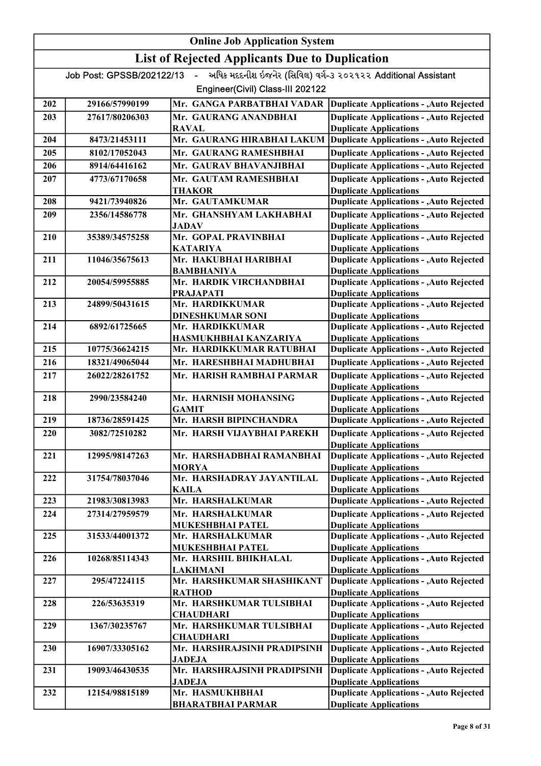# Online Job Application System

## List of Rejected Applicants Due to Duplication

Job Post: GPSSB/202122/13 - અધિક મદદનીશ ઈજનેર (સિવિલ) વર્ગ-૩ ૨૦૨૧૨૨ Additional Assistant Engineer(Civil) Class-III 202122

| | | | |
|---|---|---|---|
| 202 | 29166/57990199 | Mr. GANGA PARBATBHAI VADAR | Duplicate Applications - ,Auto Rejected |
| 203 | 27617/80206303 | Mr. GAURANG ANANDBHAI RAVAL | Duplicate Applications - ,Auto Rejected Duplicate Applications |
| 204 | 8473/21453111 | Mr. GAURANG HIRABHAI LAKUM | Duplicate Applications - ,Auto Rejected |
| 205 | 8102/17052043 | Mr. GAURANG RAMESHBHAI | Duplicate Applications - ,Auto Rejected |
| 206 | 8914/64416162 | Mr. GAURAV BHAVANJIBHAI | Duplicate Applications - ,Auto Rejected |
| 207 | 4773/67170658 | Mr. GAUTAM RAMESHBHAI THAKOR | Duplicate Applications - ,Auto Rejected Duplicate Applications |
| 208 | 9421/73940826 | Mr. GAUTAMKUMAR | Duplicate Applications - ,Auto Rejected |
| 209 | 2356/14586778 | Mr. GHANSHYAM LAKHABHAI JADAV | Duplicate Applications - ,Auto Rejected Duplicate Applications |
| 210 | 35389/34575258 | Mr. GOPAL PRAVINBHAI KATARIYA | Duplicate Applications - ,Auto Rejected Duplicate Applications |
| 211 | 11046/35675613 | Mr. HAKUBHAI HARIBHAI BAMBHANIYA | Duplicate Applications - ,Auto Rejected Duplicate Applications |
| 212 | 20054/59955885 | Mr. HARDIK VIRCHANDBHAI PRAJAPATI | Duplicate Applications - ,Auto Rejected Duplicate Applications |
| 213 | 24899/50431615 | Mr. HARDIKKUMAR DINESHKUMAR SONI | Duplicate Applications - ,Auto Rejected Duplicate Applications |
| 214 | 6892/61725665 | Mr. HARDIKKUMAR HASMUKHBHAI KANZARIYA | Duplicate Applications - ,Auto Rejected Duplicate Applications |
| 215 | 10775/36624215 | Mr. HARDIKKUMAR RATUBHAI | Duplicate Applications - ,Auto Rejected |
| 216 | 18321/49065044 | Mr. HARESHBHAI MADHUBHAI | Duplicate Applications - ,Auto Rejected |
| 217 | 26022/28261752 | Mr. HARISH RAMBHAI PARMAR | Duplicate Applications - ,Auto Rejected Duplicate Applications |
| 218 | 2990/23584240 | Mr. HARNISH MOHANSING GAMIT | Duplicate Applications - ,Auto Rejected Duplicate Applications |
| 219 | 18736/28591425 | Mr. HARSH BIPINCHANDRA | Duplicate Applications - ,Auto Rejected |
| 220 | 3082/72510282 | Mr. HARSH VIJAYBHAI PAREKH | Duplicate Applications - ,Auto Rejected Duplicate Applications |
| 221 | 12995/98147263 | Mr. HARSHADBHAI RAMANBHAI MORYA | Duplicate Applications - ,Auto Rejected Duplicate Applications |
| 222 | 31754/78037046 | Mr. HARSHADRAY JAYANTILAL KAILA | Duplicate Applications - ,Auto Rejected Duplicate Applications |
| 223 | 21983/30813983 | Mr. HARSHALKUMAR | Duplicate Applications - ,Auto Rejected |
| 224 | 27314/27959579 | Mr. HARSHALKUMAR MUKESHBHAI PATEL | Duplicate Applications - ,Auto Rejected Duplicate Applications |
| 225 | 31533/44001372 | Mr. HARSHALKUMAR MUKESHBHAI PATEL | Duplicate Applications - ,Auto Rejected Duplicate Applications |
| 226 | 10268/85114343 | Mr. HARSHIL BHIKHALAL LAKHMANI | Duplicate Applications - ,Auto Rejected Duplicate Applications |
| 227 | 295/47224115 | Mr. HARSHKUMAR SHASHIKANT RATHOD | Duplicate Applications - ,Auto Rejected Duplicate Applications |
| 228 | 226/53635319 | Mr. HARSHKUMAR TULSIBHAI CHAUDHARI | Duplicate Applications - ,Auto Rejected Duplicate Applications |
| 229 | 1367/30235767 | Mr. HARSHKUMAR TULSIBHAI CHAUDHARI | Duplicate Applications - ,Auto Rejected Duplicate Applications |
| 230 | 16907/33305162 | Mr. HARSHRAJSINH PRADIPSINH JADEJA | Duplicate Applications - ,Auto Rejected Duplicate Applications |
| 231 | 19093/46430535 | Mr. HARSHRAJSINH PRADIPSINH JADEJA | Duplicate Applications - ,Auto Rejected Duplicate Applications |
| 232 | 12154/98815189 | Mr. HASMUKHBHAI BHARATBHAI PARMAR | Duplicate Applications - ,Auto Rejected Duplicate Applications |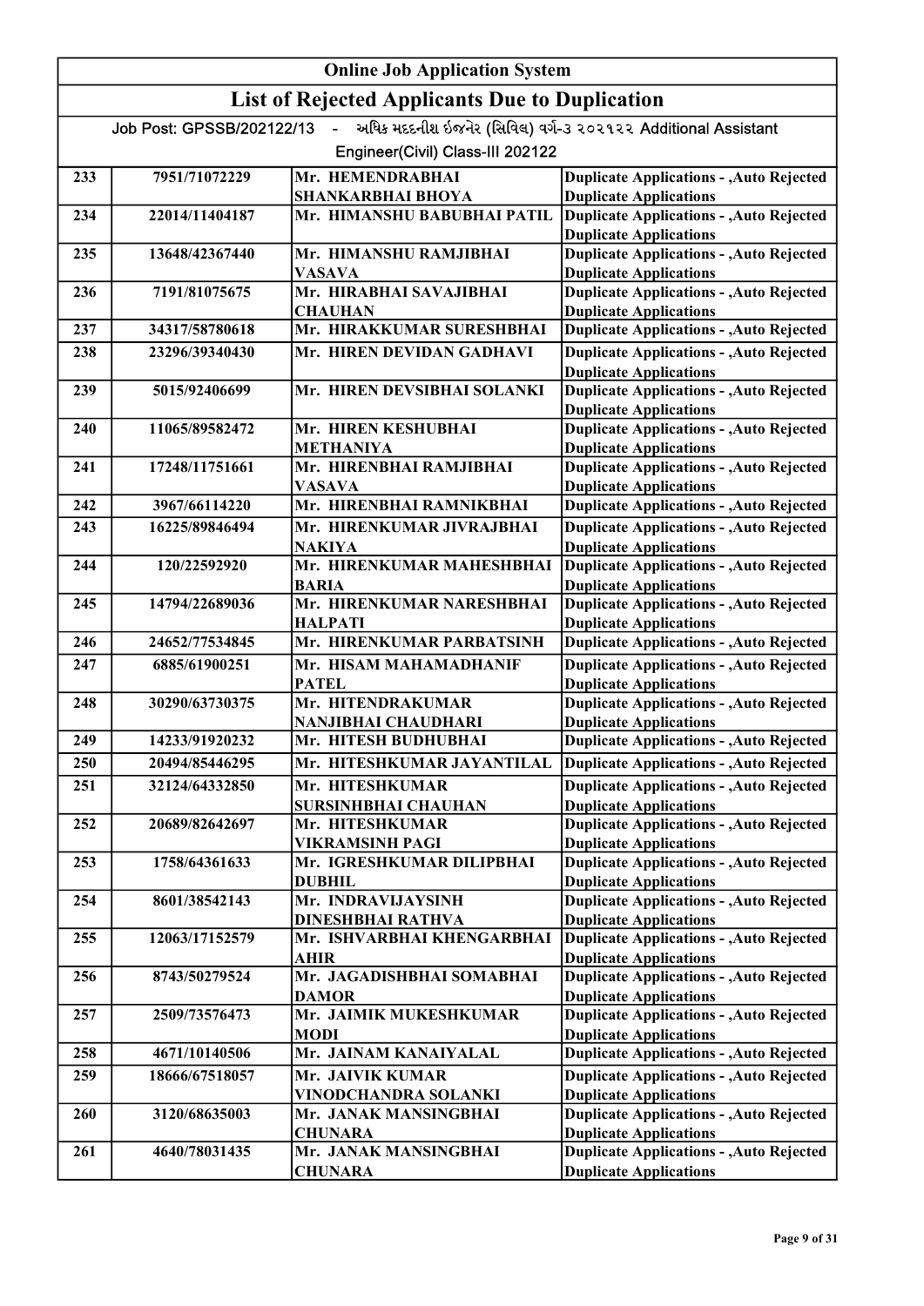# Online Job Application System

## List of Rejected Applicants Due to Duplication

Job Post: GPSSB/202122/13 - અધિક મદદનીશ ઇજનેર (સિવિલ) વર્ગ-૩ ૨૦૨૧૨૨ Additional Assistant Engineer(Civil) Class-III 202122

| | | | |
|---|---|---|---|
| 233 | 7951/71072229 | Mr. HEMENDRABHAI SHANKARBHAI BHOYA | Duplicate Applications - ,Auto Rejected Duplicate Applications |
| 234 | 22014/11404187 | Mr. HIMANSHU BABUBHAI PATIL | Duplicate Applications - ,Auto Rejected Duplicate Applications |
| 235 | 13648/42367440 | Mr. HIMANSHU RAMJIBHAI VASAVA | Duplicate Applications - ,Auto Rejected Duplicate Applications |
| 236 | 7191/81075675 | Mr. HIRABHAI SAVAJIBHAI CHAUHAN | Duplicate Applications - ,Auto Rejected Duplicate Applications |
| 237 | 34317/58780618 | Mr. HIRAKKUMAR SURESHBHAI | Duplicate Applications - ,Auto Rejected |
| 238 | 23296/39340430 | Mr. HIREN DEVIDAN GADHAVI | Duplicate Applications - ,Auto Rejected Duplicate Applications |
| 239 | 5015/92406699 | Mr. HIREN DEVSIBHAI SOLANKI | Duplicate Applications - ,Auto Rejected Duplicate Applications |
| 240 | 11065/89582472 | Mr. HIREN KESHUBHAI METHANIYA | Duplicate Applications - ,Auto Rejected Duplicate Applications |
| 241 | 17248/11751661 | Mr. HIRENBHAI RAMJIBHAI VASAVA | Duplicate Applications - ,Auto Rejected Duplicate Applications |
| 242 | 3967/66114220 | Mr. HIRENBHAI RAMNIKBHAI | Duplicate Applications - ,Auto Rejected |
| 243 | 16225/89846494 | Mr. HIRENKUMAR JIVRAJBHAI NAKIYA | Duplicate Applications - ,Auto Rejected Duplicate Applications |
| 244 | 120/22592920 | Mr. HIRENKUMAR MAHESHBHAI BARIA | Duplicate Applications - ,Auto Rejected Duplicate Applications |
| 245 | 14794/22689036 | Mr. HIRENKUMAR NARESHBHAI HALPATI | Duplicate Applications - ,Auto Rejected Duplicate Applications |
| 246 | 24652/77534845 | Mr. HIRENKUMAR PARBATSINH | Duplicate Applications - ,Auto Rejected |
| 247 | 6885/61900251 | Mr. HISAM MAHAMADHANIF PATEL | Duplicate Applications - ,Auto Rejected Duplicate Applications |
| 248 | 30290/63730375 | Mr. HITENDRAKUMAR NANJIBHAI CHAUDHARI | Duplicate Applications - ,Auto Rejected Duplicate Applications |
| 249 | 14233/91920232 | Mr. HITESH BUDHUBHAI | Duplicate Applications - ,Auto Rejected |
| 250 | 20494/85446295 | Mr. HITESHKUMAR JAYANTILAL | Duplicate Applications - ,Auto Rejected |
| 251 | 32124/64332850 | Mr. HITESHKUMAR SURSINHBHAI CHAUHAN | Duplicate Applications - ,Auto Rejected Duplicate Applications |
| 252 | 20689/82642697 | Mr. HITESHKUMAR VIKRAMSINH PAGI | Duplicate Applications - ,Auto Rejected Duplicate Applications |
| 253 | 1758/64361633 | Mr. IGRESHKUMAR DILIPBHAI DUBHIL | Duplicate Applications - ,Auto Rejected Duplicate Applications |
| 254 | 8601/38542143 | Mr. INDRAVIJAYSINH DINESHBHAI RATHVA | Duplicate Applications - ,Auto Rejected Duplicate Applications |
| 255 | 12063/17152579 | Mr. ISHVARBHAI KHENGARBHAI AHIR | Duplicate Applications - ,Auto Rejected Duplicate Applications |
| 256 | 8743/50279524 | Mr. JAGADISHBHAI SOMABHAI DAMOR | Duplicate Applications - ,Auto Rejected Duplicate Applications |
| 257 | 2509/73576473 | Mr. JAIMIK MUKESHKUMAR MODI | Duplicate Applications - ,Auto Rejected Duplicate Applications |
| 258 | 4671/10140506 | Mr. JAINAM KANAIYALAL | Duplicate Applications - ,Auto Rejected |
| 259 | 18666/67518057 | Mr. JAIVIK KUMAR VINODCHANDRA SOLANKI | Duplicate Applications - ,Auto Rejected Duplicate Applications |
| 260 | 3120/68635003 | Mr. JANAK MANSINGBHAI CHUNARA | Duplicate Applications - ,Auto Rejected Duplicate Applications |
| 261 | 4640/78031435 | Mr. JANAK MANSINGBHAI CHUNARA | Duplicate Applications - ,Auto Rejected Duplicate Applications |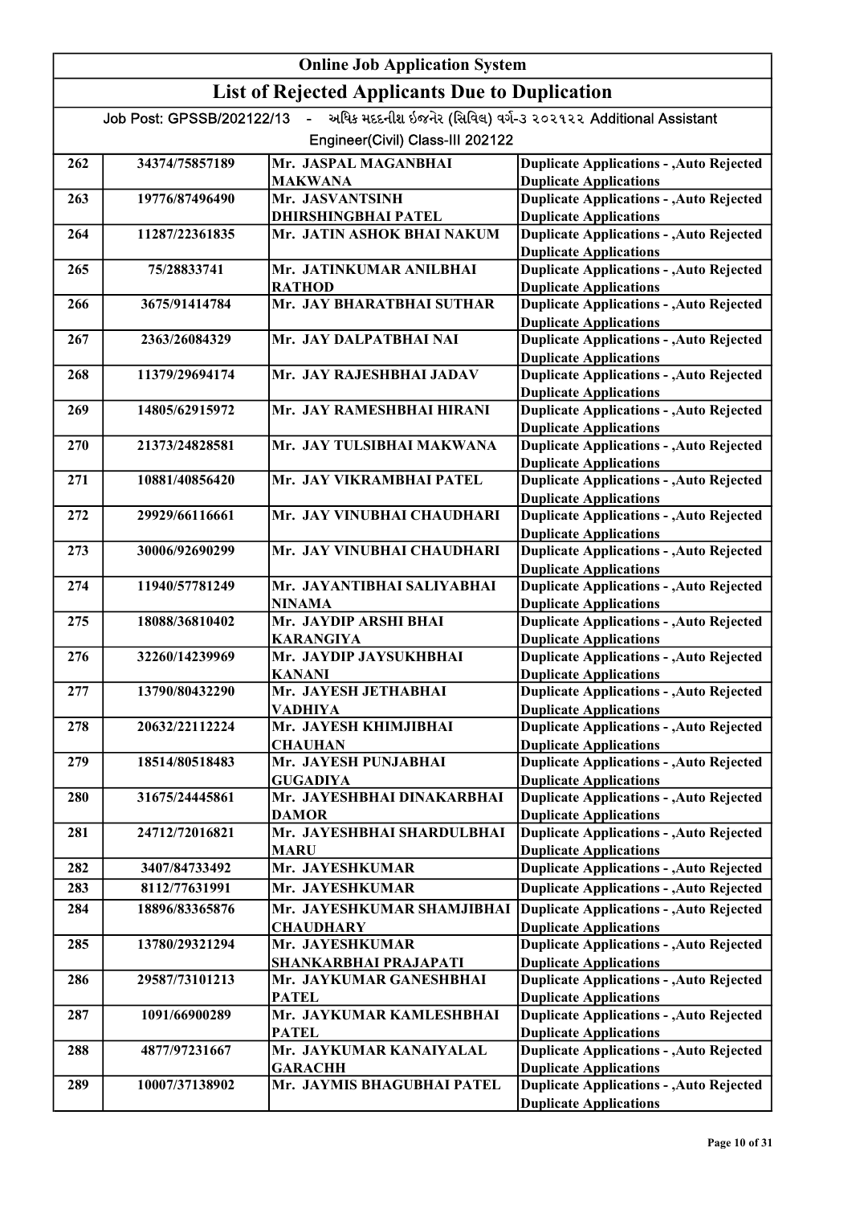## Online Job Application System

## List of Rejected Applicants Due to Duplication

Job Post: GPSSB/202122/13 - અધિક મદદનીશ ઈજનેર (સિવિલ) વર્ગ-૩ ૨૦૨૧૨૨ Additional Assistant Engineer(Civil) Class-III 202122

| | | | |
|---|---|---|---|
| 262 | 34374/75857189 | Mr. JASPAL MAGANBHAI MAKWANA | Duplicate Applications - ,Auto Rejected Duplicate Applications |
| 263 | 19776/87496490 | Mr. JASVANTSINH DHIRSHINGBHAI PATEL | Duplicate Applications - ,Auto Rejected Duplicate Applications |
| 264 | 11287/22361835 | Mr. JATIN ASHOK BHAI NAKUM | Duplicate Applications - ,Auto Rejected Duplicate Applications |
| 265 | 75/28833741 | Mr. JATINKUMAR ANILBHAI RATHOD | Duplicate Applications - ,Auto Rejected Duplicate Applications |
| 266 | 3675/91414784 | Mr. JAY BHARATBHAI SUTHAR | Duplicate Applications - ,Auto Rejected Duplicate Applications |
| 267 | 2363/26084329 | Mr. JAY DALPATBHAI NAI | Duplicate Applications - ,Auto Rejected Duplicate Applications |
| 268 | 11379/29694174 | Mr. JAY RAJESHBHAI JADAV | Duplicate Applications - ,Auto Rejected Duplicate Applications |
| 269 | 14805/62915972 | Mr. JAY RAMESHBHAI HIRANI | Duplicate Applications - ,Auto Rejected Duplicate Applications |
| 270 | 21373/24828581 | Mr. JAY TULSIBHAI MAKWANA | Duplicate Applications - ,Auto Rejected Duplicate Applications |
| 271 | 10881/40856420 | Mr. JAY VIKRAMBHAI PATEL | Duplicate Applications - ,Auto Rejected Duplicate Applications |
| 272 | 29929/66116661 | Mr. JAY VINUBHAI CHAUDHARI | Duplicate Applications - ,Auto Rejected Duplicate Applications |
| 273 | 30006/92690299 | Mr. JAY VINUBHAI CHAUDHARI | Duplicate Applications - ,Auto Rejected Duplicate Applications |
| 274 | 11940/57781249 | Mr. JAYANTIBHAI SALIYABHAI NINAMA | Duplicate Applications - ,Auto Rejected Duplicate Applications |
| 275 | 18088/36810402 | Mr. JAYDIP ARSHI BHAI KARANGIYA | Duplicate Applications - ,Auto Rejected Duplicate Applications |
| 276 | 32260/14239969 | Mr. JAYDIP JAYSUKHBHAI KANANI | Duplicate Applications - ,Auto Rejected Duplicate Applications |
| 277 | 13790/80432290 | Mr. JAYESH JETHABHAI VADHIYA | Duplicate Applications - ,Auto Rejected Duplicate Applications |
| 278 | 20632/22112224 | Mr. JAYESH KHIMJIBHAI CHAUHAN | Duplicate Applications - ,Auto Rejected Duplicate Applications |
| 279 | 18514/80518483 | Mr. JAYESH PUNJABHAI GUGADIYA | Duplicate Applications - ,Auto Rejected Duplicate Applications |
| 280 | 31675/24445861 | Mr. JAYESHBHAI DINAKARBHAI DAMOR | Duplicate Applications - ,Auto Rejected Duplicate Applications |
| 281 | 24712/72016821 | Mr. JAYESHBHAI SHARDULBHAI MARU | Duplicate Applications - ,Auto Rejected Duplicate Applications |
| 282 | 3407/84733492 | Mr. JAYESHKUMAR | Duplicate Applications - ,Auto Rejected |
| 283 | 8112/77631991 | Mr. JAYESHKUMAR | Duplicate Applications - ,Auto Rejected |
| 284 | 18896/83365876 | Mr. JAYESHKUMAR SHAMJIBHAI CHAUDHARY | Duplicate Applications - ,Auto Rejected Duplicate Applications |
| 285 | 13780/29321294 | Mr. JAYESHKUMAR SHANKARBHAI PRAJAPATI | Duplicate Applications - ,Auto Rejected Duplicate Applications |
| 286 | 29587/73101213 | Mr. JAYKUMAR GANESHBHAI PATEL | Duplicate Applications - ,Auto Rejected Duplicate Applications |
| 287 | 1091/66900289 | Mr. JAYKUMAR KAMLESHBHAI PATEL | Duplicate Applications - ,Auto Rejected Duplicate Applications |
| 288 | 4877/97231667 | Mr. JAYKUMAR KANAIYALAL GARACHH | Duplicate Applications - ,Auto Rejected Duplicate Applications |
| 289 | 10007/37138902 | Mr. JAYMIS BHAGUBHAI PATEL | Duplicate Applications - ,Auto Rejected Duplicate Applications |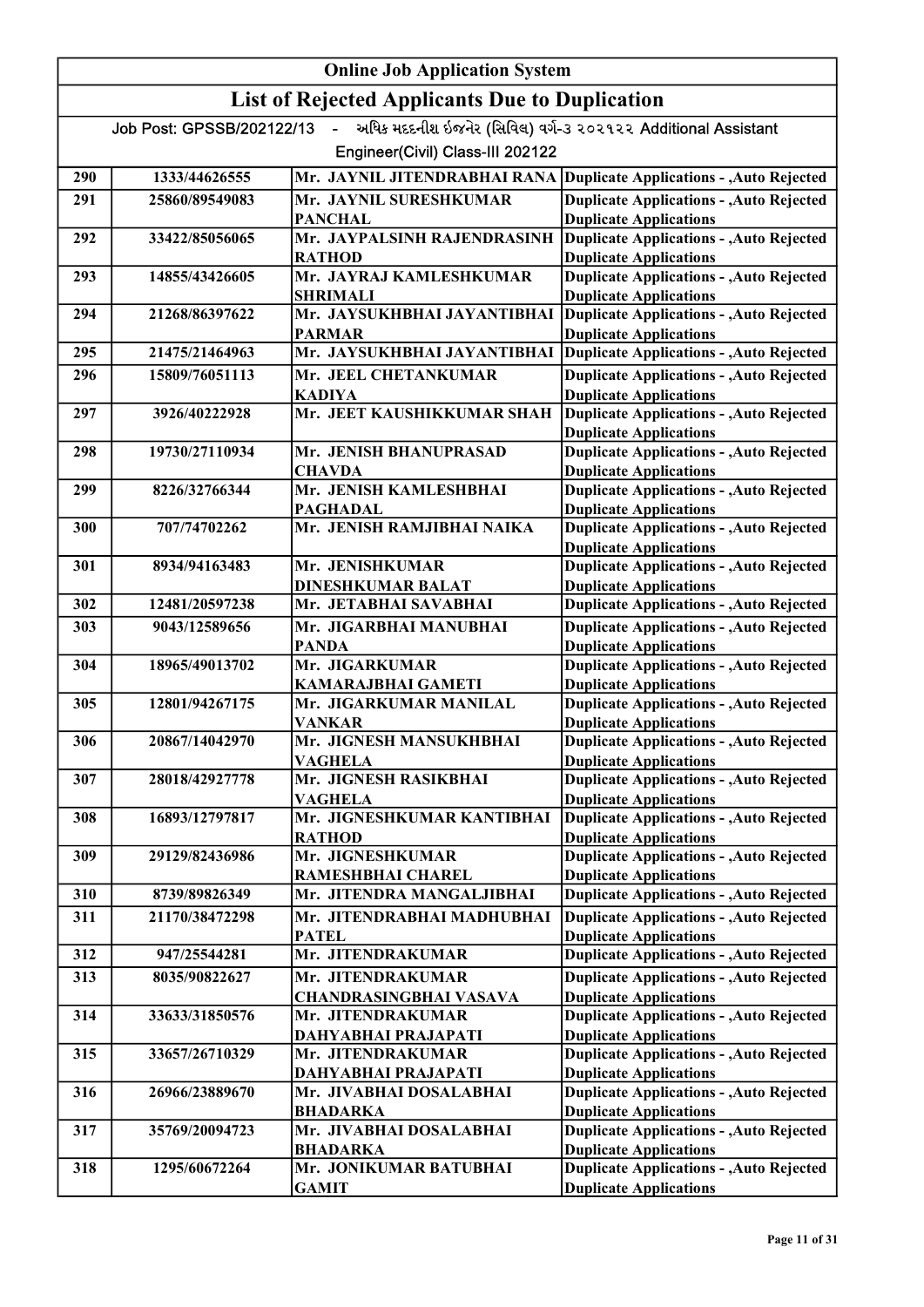## Online Job Application System

## List of Rejected Applicants Due to Duplication

Job Post: GPSSB/202122/13 - અધિક મદદનીશ ઈજનેર (સિવિલ) વર્ગ-૩ ૨૦૨૧૨૨ Additional Assistant Engineer(Civil) Class-III 202122

| | | | |
|---|---|---|---|
| 290 | 1333/44626555 | Mr. JAYNIL JITENDRABHAI RANA | Duplicate Applications - ,Auto Rejected |
| 291 | 25860/89549083 | Mr. JAYNIL SURESHKUMAR PANCHAL | Duplicate Applications - ,Auto Rejected Duplicate Applications |
| 292 | 33422/85056065 | Mr. JAYPALSINH RAJENDRASINH RATHOD | Duplicate Applications - ,Auto Rejected Duplicate Applications |
| 293 | 14855/43426605 | Mr. JAYRAJ KAMLESHKUMAR SHRIMALI | Duplicate Applications - ,Auto Rejected Duplicate Applications |
| 294 | 21268/86397622 | Mr. JAYSUKHBHAI JAYANTIBHAI PARMAR | Duplicate Applications - ,Auto Rejected Duplicate Applications |
| 295 | 21475/21464963 | Mr. JAYSUKHBHAI JAYANTIBHAI | Duplicate Applications - ,Auto Rejected |
| 296 | 15809/76051113 | Mr. JEEL CHETANKUMAR KADIYA | Duplicate Applications - ,Auto Rejected Duplicate Applications |
| 297 | 3926/40222928 | Mr. JEET KAUSHIKKUMAR SHAH | Duplicate Applications - ,Auto Rejected Duplicate Applications |
| 298 | 19730/27110934 | Mr. JENISH BHANUPRASAD CHAVDA | Duplicate Applications - ,Auto Rejected Duplicate Applications |
| 299 | 8226/32766344 | Mr. JENISH KAMLESHBHAI PAGHADAL | Duplicate Applications - ,Auto Rejected Duplicate Applications |
| 300 | 707/74702262 | Mr. JENISH RAMJIBHAI NAIKA | Duplicate Applications - ,Auto Rejected Duplicate Applications |
| 301 | 8934/94163483 | Mr. JENISHKUMAR DINESHKUMAR BALAT | Duplicate Applications - ,Auto Rejected Duplicate Applications |
| 302 | 12481/20597238 | Mr. JETABHAI SAVABHAI | Duplicate Applications - ,Auto Rejected |
| 303 | 9043/12589656 | Mr. JIGARBHAI MANUBHAI PANDA | Duplicate Applications - ,Auto Rejected Duplicate Applications |
| 304 | 18965/49013702 | Mr. JIGARKUMAR KAMARAJBHAI GAMETI | Duplicate Applications - ,Auto Rejected Duplicate Applications |
| 305 | 12801/94267175 | Mr. JIGARKUMAR MANILAL VANKAR | Duplicate Applications - ,Auto Rejected Duplicate Applications |
| 306 | 20867/14042970 | Mr. JIGNESH MANSUKHBHAI VAGHELA | Duplicate Applications - ,Auto Rejected Duplicate Applications |
| 307 | 28018/42927778 | Mr. JIGNESH RASIKBHAI VAGHELA | Duplicate Applications - ,Auto Rejected Duplicate Applications |
| 308 | 16893/12797817 | Mr. JIGNESHKUMAR KANTIBHAI RATHOD | Duplicate Applications - ,Auto Rejected Duplicate Applications |
| 309 | 29129/82436986 | Mr. JIGNESHKUMAR RAMESHBHAI CHAREL | Duplicate Applications - ,Auto Rejected Duplicate Applications |
| 310 | 8739/89826349 | Mr. JITENDRA MANGALJIBHAI | Duplicate Applications - ,Auto Rejected |
| 311 | 21170/38472298 | Mr. JITENDRABHAI MADHUBHAI PATEL | Duplicate Applications - ,Auto Rejected Duplicate Applications |
| 312 | 947/25544281 | Mr. JITENDRAKUMAR | Duplicate Applications - ,Auto Rejected |
| 313 | 8035/90822627 | Mr. JITENDRAKUMAR CHANDRASINGBHAI VASAVA | Duplicate Applications - ,Auto Rejected Duplicate Applications |
| 314 | 33633/31850576 | Mr. JITENDRAKUMAR DAHYABHAI PRAJAPATI | Duplicate Applications - ,Auto Rejected Duplicate Applications |
| 315 | 33657/26710329 | Mr. JITENDRAKUMAR DAHYABHAI PRAJAPATI | Duplicate Applications - ,Auto Rejected Duplicate Applications |
| 316 | 26966/23889670 | Mr. JIVABHAI DOSALABHAI BHADARKA | Duplicate Applications - ,Auto Rejected Duplicate Applications |
| 317 | 35769/20094723 | Mr. JIVABHAI DOSALABHAI BHADARKA | Duplicate Applications - ,Auto Rejected Duplicate Applications |
| 318 | 1295/60672264 | Mr. JONIKUMAR BATUBHAI GAMIT | Duplicate Applications - ,Auto Rejected Duplicate Applications |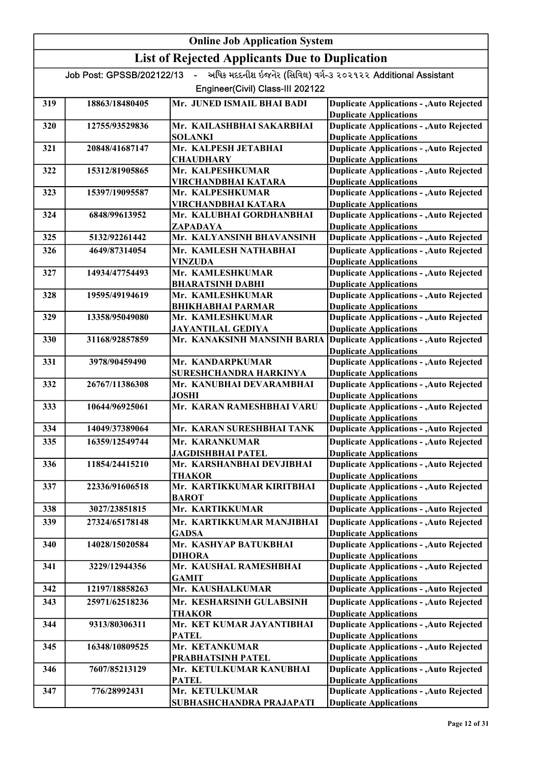## Online Job Application System

## List of Rejected Applicants Due to Duplication

Job Post: GPSSB/202122/13 - અધિક મદદનીશ ઈજનેર (સિવિલ) વર્ગ-૩ ૨૦૨૧૨૨ Additional Assistant Engineer(Civil) Class-III 202122

| | | | |
|---|---|---|---|
| 319 | 18863/18480405 | Mr. JUNED ISMAIL BHAI BADI | Duplicate Applications - ,Auto Rejected Duplicate Applications |
| 320 | 12755/93529836 | Mr. KAILASHBHAI SAKARBHAI SOLANKI | Duplicate Applications - ,Auto Rejected Duplicate Applications |
| 321 | 20848/41687147 | Mr. KALPESH JETABHAI CHAUDHARY | Duplicate Applications - ,Auto Rejected Duplicate Applications |
| 322 | 15312/81905865 | Mr. KALPESHKUMAR VIRCHANDBHAI KATARA | Duplicate Applications - ,Auto Rejected Duplicate Applications |
| 323 | 15397/19095587 | Mr. KALPESHKUMAR VIRCHANDBHAI KATARA | Duplicate Applications - ,Auto Rejected Duplicate Applications |
| 324 | 6848/99613952 | Mr. KALUBHAI GORDHANBHAI ZAPADAYA | Duplicate Applications - ,Auto Rejected Duplicate Applications |
| 325 | 5132/92261442 | Mr. KALYANSINH BHAVANSINH | Duplicate Applications - ,Auto Rejected |
| 326 | 4649/87314054 | Mr. KAMLESH NATHABHAI VINZUDA | Duplicate Applications - ,Auto Rejected Duplicate Applications |
| 327 | 14934/47754493 | Mr. KAMLESHKUMAR BHARATSINH DABHI | Duplicate Applications - ,Auto Rejected Duplicate Applications |
| 328 | 19595/49194619 | Mr. KAMLESHKUMAR BHIKHABHAI PARMAR | Duplicate Applications - ,Auto Rejected Duplicate Applications |
| 329 | 13358/95049080 | Mr. KAMLESHKUMAR JAYANTILAL GEDIYA | Duplicate Applications - ,Auto Rejected Duplicate Applications |
| 330 | 31168/92857859 | Mr. KANAKSINH MANSINH BARIA | Duplicate Applications - ,Auto Rejected Duplicate Applications |
| 331 | 3978/90459490 | Mr. KANDARPKUMAR SURESHCHANDRA HARKINYA | Duplicate Applications - ,Auto Rejected Duplicate Applications |
| 332 | 26767/11386308 | Mr. KANUBHAI DEVARAMBHAI JOSHI | Duplicate Applications - ,Auto Rejected Duplicate Applications |
| 333 | 10644/96925061 | Mr. KARAN RAMESHBHAI VARU | Duplicate Applications - ,Auto Rejected Duplicate Applications |
| 334 | 14049/37389064 | Mr. KARAN SURESHBHAI TANK | Duplicate Applications - ,Auto Rejected |
| 335 | 16359/12549744 | Mr. KARANKUMAR JAGDISHBHAI PATEL | Duplicate Applications - ,Auto Rejected Duplicate Applications |
| 336 | 11854/24415210 | Mr. KARSHANBHAI DEVJIBHAI THAKOR | Duplicate Applications - ,Auto Rejected Duplicate Applications |
| 337 | 22336/91606518 | Mr. KARTIKKUMAR KIRITBHAI BAROT | Duplicate Applications - ,Auto Rejected Duplicate Applications |
| 338 | 3027/23851815 | Mr. KARTIKKUMAR | Duplicate Applications - ,Auto Rejected |
| 339 | 27324/65178148 | Mr. KARTIKKUMAR MANJIBHAI GADSA | Duplicate Applications - ,Auto Rejected Duplicate Applications |
| 340 | 14028/15020584 | Mr. KASHYAP BATUKBHAI DIHORA | Duplicate Applications - ,Auto Rejected Duplicate Applications |
| 341 | 3229/12944356 | Mr. KAUSHAL RAMESHBHAI GAMIT | Duplicate Applications - ,Auto Rejected Duplicate Applications |
| 342 | 12197/18858263 | Mr. KAUSHALKUMAR | Duplicate Applications - ,Auto Rejected |
| 343 | 25971/62518236 | Mr. KESHARSINH GULABSINH THAKOR | Duplicate Applications - ,Auto Rejected Duplicate Applications |
| 344 | 9313/80306311 | Mr. KET KUMAR JAYANTIBHAI PATEL | Duplicate Applications - ,Auto Rejected Duplicate Applications |
| 345 | 16348/10809525 | Mr. KETANKUMAR PRABHATSINH PATEL | Duplicate Applications - ,Auto Rejected Duplicate Applications |
| 346 | 7607/85213129 | Mr. KETULKUMAR KANUBHAI PATEL | Duplicate Applications - ,Auto Rejected Duplicate Applications |
| 347 | 776/28992431 | Mr. KETULKUMAR SUBHASHCHANDRA PRAJAPATI | Duplicate Applications - ,Auto Rejected Duplicate Applications |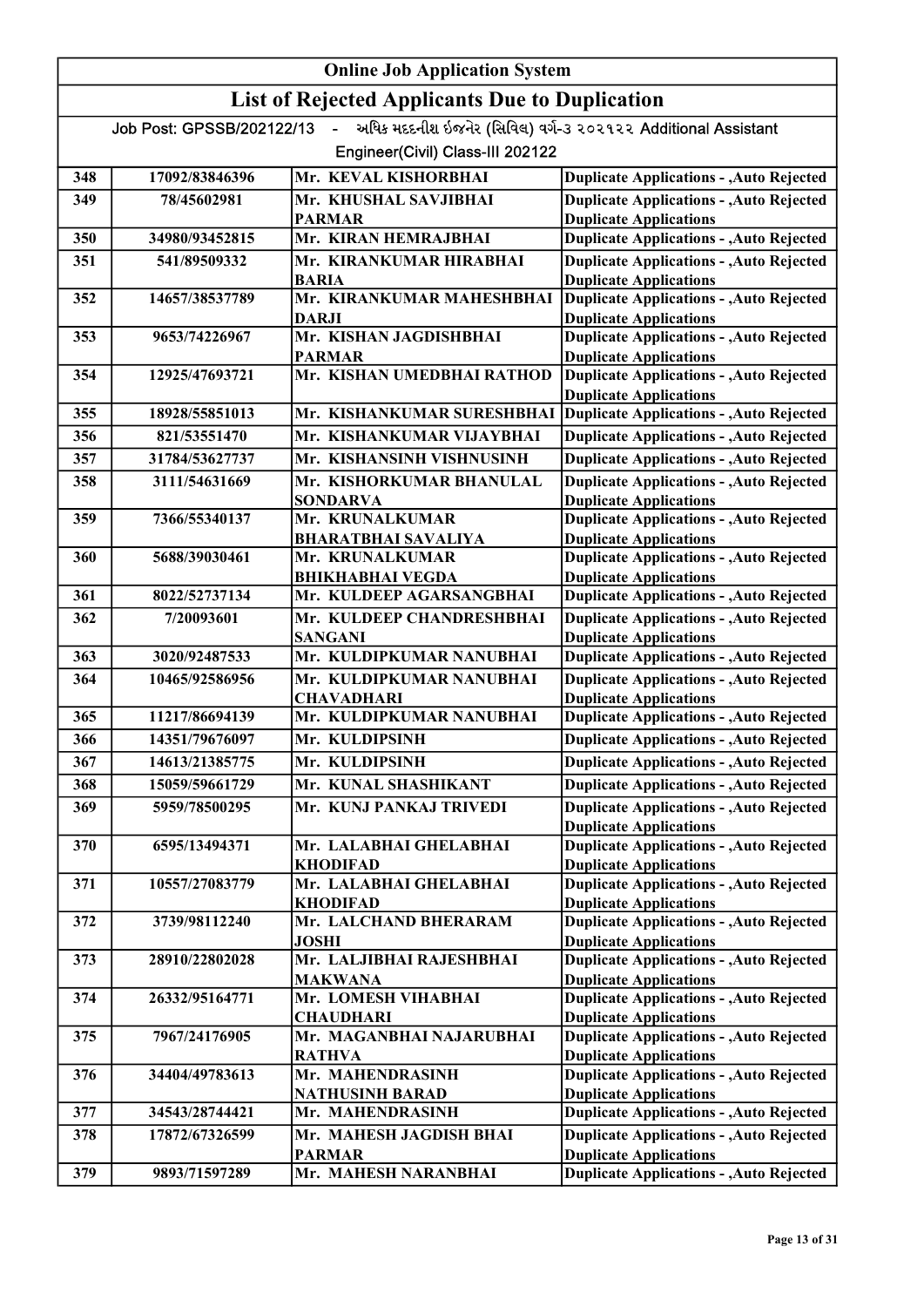# Online Job Application System

## List of Rejected Applicants Due to Duplication

Job Post: GPSSB/202122/13 - અધિક મદદનીશ ઈજનેર (સિવિલ) વર્ગ-૩ ૨૦૨૧૨૨ Additional Assistant Engineer(Civil) Class-III 202122

| | | | |
|---|---|---|---|
| 348 | 17092/83846396 | Mr. KEVAL KISHORBHAI | Duplicate Applications - ,Auto Rejected |
| 349 | 78/45602981 | Mr. KHUSHAL SAVJIBHAI PARMAR | Duplicate Applications - ,Auto Rejected Duplicate Applications |
| 350 | 34980/93452815 | Mr. KIRAN HEMRAJBHAI | Duplicate Applications - ,Auto Rejected |
| 351 | 541/89509332 | Mr. KIRANKUMAR HIRABHAI BARIA | Duplicate Applications - ,Auto Rejected Duplicate Applications |
| 352 | 14657/38537789 | Mr. KIRANKUMAR MAHESHBHAI DARJI | Duplicate Applications - ,Auto Rejected Duplicate Applications |
| 353 | 9653/74226967 | Mr. KISHAN JAGDISHBHAI PARMAR | Duplicate Applications - ,Auto Rejected Duplicate Applications |
| 354 | 12925/47693721 | Mr. KISHAN UMEDBHAI RATHOD | Duplicate Applications - ,Auto Rejected Duplicate Applications |
| 355 | 18928/55851013 | Mr. KISHANKUMAR SURESHBHAI | Duplicate Applications - ,Auto Rejected |
| 356 | 821/53551470 | Mr. KISHANKUMAR VIJAYBHAI | Duplicate Applications - ,Auto Rejected |
| 357 | 31784/53627737 | Mr. KISHANSINH VISHNUSINH | Duplicate Applications - ,Auto Rejected |
| 358 | 3111/54631669 | Mr. KISHORKUMAR BHANULAL SONDARVA | Duplicate Applications - ,Auto Rejected Duplicate Applications |
| 359 | 7366/55340137 | Mr. KRUNALKUMAR BHARATBHAI SAVALIYA | Duplicate Applications - ,Auto Rejected Duplicate Applications |
| 360 | 5688/39030461 | Mr. KRUNALKUMAR BHIKHABHAI VEGDA | Duplicate Applications - ,Auto Rejected Duplicate Applications |
| 361 | 8022/52737134 | Mr. KULDEEP AGARSANGBHAI | Duplicate Applications - ,Auto Rejected |
| 362 | 7/20093601 | Mr. KULDEEP CHANDRESHBHAI SANGANI | Duplicate Applications - ,Auto Rejected Duplicate Applications |
| 363 | 3020/92487533 | Mr. KULDIPKUMAR NANUBHAI | Duplicate Applications - ,Auto Rejected |
| 364 | 10465/92586956 | Mr. KULDIPKUMAR NANUBHAI CHAVADHARI | Duplicate Applications - ,Auto Rejected Duplicate Applications |
| 365 | 11217/86694139 | Mr. KULDIPKUMAR NANUBHAI | Duplicate Applications - ,Auto Rejected |
| 366 | 14351/79676097 | Mr. KULDIPSINH | Duplicate Applications - ,Auto Rejected |
| 367 | 14613/21385775 | Mr. KULDIPSINH | Duplicate Applications - ,Auto Rejected |
| 368 | 15059/59661729 | Mr. KUNAL SHASHIKANT | Duplicate Applications - ,Auto Rejected |
| 369 | 5959/78500295 | Mr. KUNJ PANKAJ TRIVEDI | Duplicate Applications - ,Auto Rejected Duplicate Applications |
| 370 | 6595/13494371 | Mr. LALABHAI GHELABHAI KHODIFAD | Duplicate Applications - ,Auto Rejected Duplicate Applications |
| 371 | 10557/27083779 | Mr. LALABHAI GHELABHAI KHODIFAD | Duplicate Applications - ,Auto Rejected Duplicate Applications |
| 372 | 3739/98112240 | Mr. LALCHAND BHERARAM JOSHI | Duplicate Applications - ,Auto Rejected Duplicate Applications |
| 373 | 28910/22802028 | Mr. LALJIBHAI RAJESHBHAI MAKWANA | Duplicate Applications - ,Auto Rejected Duplicate Applications |
| 374 | 26332/95164771 | Mr. LOMESH VIHABHAI CHAUDHARI | Duplicate Applications - ,Auto Rejected Duplicate Applications |
| 375 | 7967/24176905 | Mr. MAGANBHAI NAJARUBHAI RATHVA | Duplicate Applications - ,Auto Rejected Duplicate Applications |
| 376 | 34404/49783613 | Mr. MAHENDRASINH NATHUSINH BARAD | Duplicate Applications - ,Auto Rejected Duplicate Applications |
| 377 | 34543/28744421 | Mr. MAHENDRASINH | Duplicate Applications - ,Auto Rejected |
| 378 | 17872/67326599 | Mr. MAHESH JAGDISH BHAI PARMAR | Duplicate Applications - ,Auto Rejected Duplicate Applications |
| 379 | 9893/71597289 | Mr. MAHESH NARANBHAI | Duplicate Applications - ,Auto Rejected |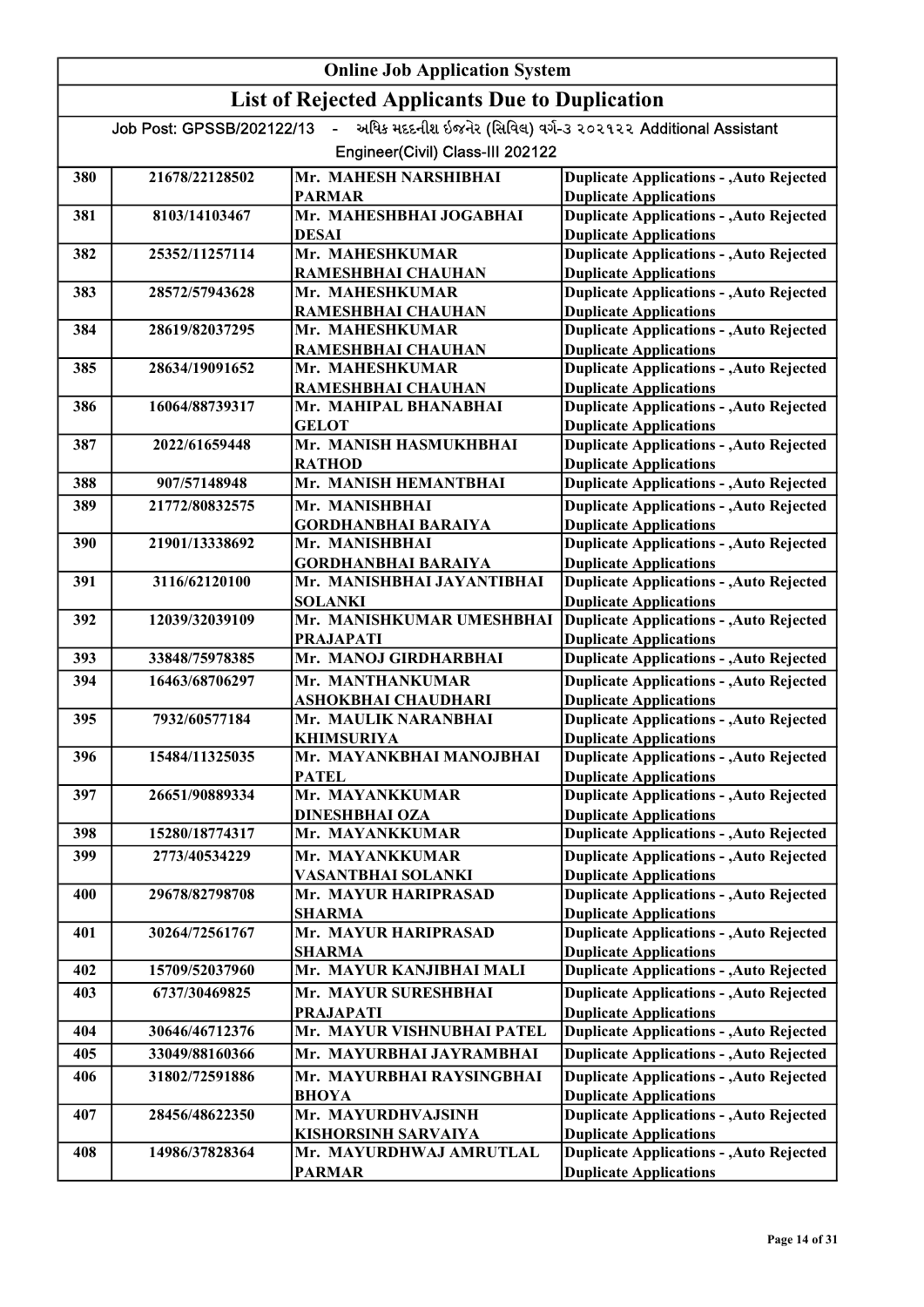# Online Job Application System

## List of Rejected Applicants Due to Duplication

Job Post: GPSSB/202122/13 - અધિક મદદનીશ ઈજનેર (સિવિલ) વર્ગ-૩ ૨૦૨૧૨૨ Additional Assistant Engineer(Civil) Class-III 202122

| | | | |
|---|---|---|---|
| 380 | 21678/22128502 | Mr. MAHESH NARSHIBHAI PARMAR | Duplicate Applications - ,Auto Rejected Duplicate Applications |
| 381 | 8103/14103467 | Mr. MAHESHBHAI JOGABHAI DESAI | Duplicate Applications - ,Auto Rejected Duplicate Applications |
| 382 | 25352/11257114 | Mr. MAHESHKUMAR RAMESHBHAI CHAUHAN | Duplicate Applications - ,Auto Rejected Duplicate Applications |
| 383 | 28572/57943628 | Mr. MAHESHKUMAR RAMESHBHAI CHAUHAN | Duplicate Applications - ,Auto Rejected Duplicate Applications |
| 384 | 28619/82037295 | Mr. MAHESHKUMAR RAMESHBHAI CHAUHAN | Duplicate Applications - ,Auto Rejected Duplicate Applications |
| 385 | 28634/19091652 | Mr. MAHESHKUMAR RAMESHBHAI CHAUHAN | Duplicate Applications - ,Auto Rejected Duplicate Applications |
| 386 | 16064/88739317 | Mr. MAHIPAL BHANABHAI GELOT | Duplicate Applications - ,Auto Rejected Duplicate Applications |
| 387 | 2022/61659448 | Mr. MANISH HASMUKHBHAI RATHOD | Duplicate Applications - ,Auto Rejected Duplicate Applications |
| 388 | 907/57148948 | Mr. MANISH HEMANTBHAI | Duplicate Applications - ,Auto Rejected |
| 389 | 21772/80832575 | Mr. MANISHBHAI GORDHANBHAI BARAIYA | Duplicate Applications - ,Auto Rejected Duplicate Applications |
| 390 | 21901/13338692 | Mr. MANISHBHAI GORDHANBHAI BARAIYA | Duplicate Applications - ,Auto Rejected Duplicate Applications |
| 391 | 3116/62120100 | Mr. MANISHBHAI JAYANTIBHAI SOLANKI | Duplicate Applications - ,Auto Rejected Duplicate Applications |
| 392 | 12039/32039109 | Mr. MANISHKUMAR UMESHBHAI PRAJAPATI | Duplicate Applications - ,Auto Rejected Duplicate Applications |
| 393 | 33848/75978385 | Mr. MANOJ GIRDHARBHAI | Duplicate Applications - ,Auto Rejected |
| 394 | 16463/68706297 | Mr. MANTHANKUMAR ASHOKBHAI CHAUDHARI | Duplicate Applications - ,Auto Rejected Duplicate Applications |
| 395 | 7932/60577184 | Mr. MAULIK NARANBHAI KHIMSURIYA | Duplicate Applications - ,Auto Rejected Duplicate Applications |
| 396 | 15484/11325035 | Mr. MAYANKBHAI MANOJBHAI PATEL | Duplicate Applications - ,Auto Rejected Duplicate Applications |
| 397 | 26651/90889334 | Mr. MAYANKKUMAR DINESHBHAI OZA | Duplicate Applications - ,Auto Rejected Duplicate Applications |
| 398 | 15280/18774317 | Mr. MAYANKKUMAR | Duplicate Applications - ,Auto Rejected |
| 399 | 2773/40534229 | Mr. MAYANKKUMAR VASANTBHAI SOLANKI | Duplicate Applications - ,Auto Rejected Duplicate Applications |
| 400 | 29678/82798708 | Mr. MAYUR HARIPRASAD SHARMA | Duplicate Applications - ,Auto Rejected Duplicate Applications |
| 401 | 30264/72561767 | Mr. MAYUR HARIPRASAD SHARMA | Duplicate Applications - ,Auto Rejected Duplicate Applications |
| 402 | 15709/52037960 | Mr. MAYUR KANJIBHAI MALI | Duplicate Applications - ,Auto Rejected |
| 403 | 6737/30469825 | Mr. MAYUR SURESHBHAI PRAJAPATI | Duplicate Applications - ,Auto Rejected Duplicate Applications |
| 404 | 30646/46712376 | Mr. MAYUR VISHNUBHAI PATEL | Duplicate Applications - ,Auto Rejected |
| 405 | 33049/88160366 | Mr. MAYURBHAI JAYRAMBHAI | Duplicate Applications - ,Auto Rejected |
| 406 | 31802/72591886 | Mr. MAYURBHAI RAYSINGBHAI BHOYA | Duplicate Applications - ,Auto Rejected Duplicate Applications |
| 407 | 28456/48622350 | Mr. MAYURDHVAJSINH KISHORSINH SARVAIYA | Duplicate Applications - ,Auto Rejected Duplicate Applications |
| 408 | 14986/37828364 | Mr. MAYURDHWAJ AMRUTLAL PARMAR | Duplicate Applications - ,Auto Rejected Duplicate Applications |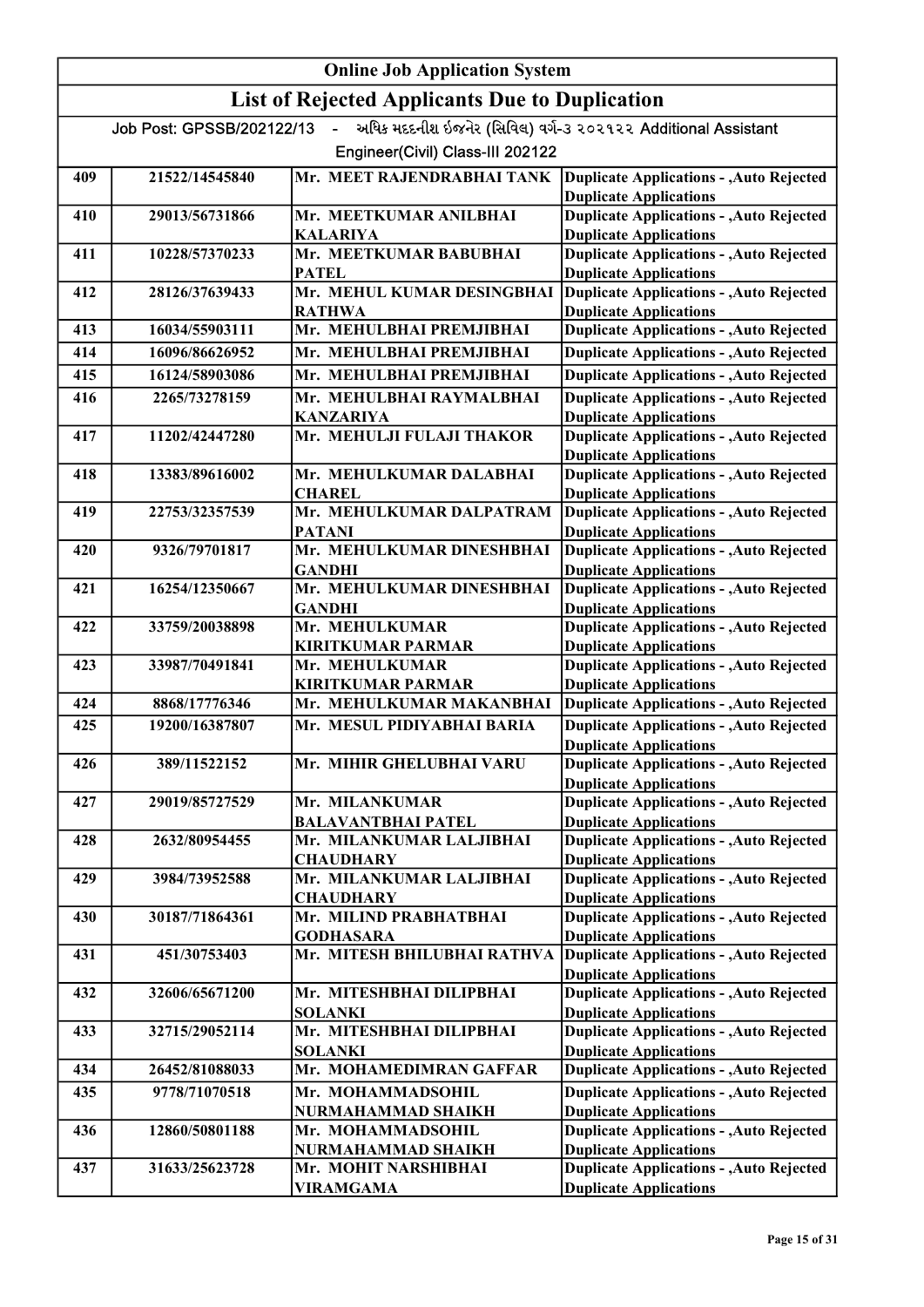# Online Job Application System

## List of Rejected Applicants Due to Duplication

Job Post: GPSSB/202122/13 - અધિક મદદનીશ ઈજનેર (સિવિલ) વર્ગ-૩ ૨૦૨૧૨૨ Additional Assistant Engineer(Civil) Class-III 202122

| | | | |
|---|---|---|---|
| 409 | 21522/14545840 | Mr. MEET RAJENDRABHAI TANK | Duplicate Applications - ,Auto Rejected Duplicate Applications |
| 410 | 29013/56731866 | Mr. MEETKUMAR ANILBHAI KALARIYA | Duplicate Applications - ,Auto Rejected Duplicate Applications |
| 411 | 10228/57370233 | Mr. MEETKUMAR BABUBHAI PATEL | Duplicate Applications - ,Auto Rejected Duplicate Applications |
| 412 | 28126/37639433 | Mr. MEHUL KUMAR DESINGBHAI RATHWA | Duplicate Applications - ,Auto Rejected Duplicate Applications |
| 413 | 16034/55903111 | Mr. MEHULBHAI PREMJIBHAI | Duplicate Applications - ,Auto Rejected |
| 414 | 16096/86626952 | Mr. MEHULBHAI PREMJIBHAI | Duplicate Applications - ,Auto Rejected |
| 415 | 16124/58903086 | Mr. MEHULBHAI PREMJIBHAI | Duplicate Applications - ,Auto Rejected |
| 416 | 2265/73278159 | Mr. MEHULBHAI RAYMALBHAI KANZARIYA | Duplicate Applications - ,Auto Rejected Duplicate Applications |
| 417 | 11202/42447280 | Mr. MEHULJI FULAJI THAKOR | Duplicate Applications - ,Auto Rejected Duplicate Applications |
| 418 | 13383/89616002 | Mr. MEHULKUMAR DALABHAI CHAREL | Duplicate Applications - ,Auto Rejected Duplicate Applications |
| 419 | 22753/32357539 | Mr. MEHULKUMAR DALPATRAM PATANI | Duplicate Applications - ,Auto Rejected Duplicate Applications |
| 420 | 9326/79701817 | Mr. MEHULKUMAR DINESHBHAI GANDHI | Duplicate Applications - ,Auto Rejected Duplicate Applications |
| 421 | 16254/12350667 | Mr. MEHULKUMAR DINESHBHAI GANDHI | Duplicate Applications - ,Auto Rejected Duplicate Applications |
| 422 | 33759/20038898 | Mr. MEHULKUMAR KIRITKUMAR PARMAR | Duplicate Applications - ,Auto Rejected Duplicate Applications |
| 423 | 33987/70491841 | Mr. MEHULKUMAR KIRITKUMAR PARMAR | Duplicate Applications - ,Auto Rejected Duplicate Applications |
| 424 | 8868/17776346 | Mr. MEHULKUMAR MAKANBHAI | Duplicate Applications - ,Auto Rejected |
| 425 | 19200/16387807 | Mr. MESUL PIDIYABHAI BARIA | Duplicate Applications - ,Auto Rejected Duplicate Applications |
| 426 | 389/11522152 | Mr. MIHIR GHELUBHAI VARU | Duplicate Applications - ,Auto Rejected Duplicate Applications |
| 427 | 29019/85727529 | Mr. MILANKUMAR BALAVANTBHAI PATEL | Duplicate Applications - ,Auto Rejected Duplicate Applications |
| 428 | 2632/80954455 | Mr. MILANKUMAR LALJIBHAI CHAUDHARY | Duplicate Applications - ,Auto Rejected Duplicate Applications |
| 429 | 3984/73952588 | Mr. MILANKUMAR LALJIBHAI CHAUDHARY | Duplicate Applications - ,Auto Rejected Duplicate Applications |
| 430 | 30187/71864361 | Mr. MILIND PRABHATBHAI GODHASARA | Duplicate Applications - ,Auto Rejected Duplicate Applications |
| 431 | 451/30753403 | Mr. MITESH BHILUBHAI RATHVA | Duplicate Applications - ,Auto Rejected Duplicate Applications |
| 432 | 32606/65671200 | Mr. MITESHBHAI DILIPBHAI SOLANKI | Duplicate Applications - ,Auto Rejected Duplicate Applications |
| 433 | 32715/29052114 | Mr. MITESHBHAI DILIPBHAI SOLANKI | Duplicate Applications - ,Auto Rejected Duplicate Applications |
| 434 | 26452/81088033 | Mr. MOHAMEDIMRAN GAFFAR | Duplicate Applications - ,Auto Rejected |
| 435 | 9778/71070518 | Mr. MOHAMMADSOHIL NURMAHAMMAD SHAIKH | Duplicate Applications - ,Auto Rejected Duplicate Applications |
| 436 | 12860/50801188 | Mr. MOHAMMADSOHIL NURMAHAMMAD SHAIKH | Duplicate Applications - ,Auto Rejected Duplicate Applications |
| 437 | 31633/25623728 | Mr. MOHIT NARSHIBHAI VIRAMGAMA | Duplicate Applications - ,Auto Rejected Duplicate Applications |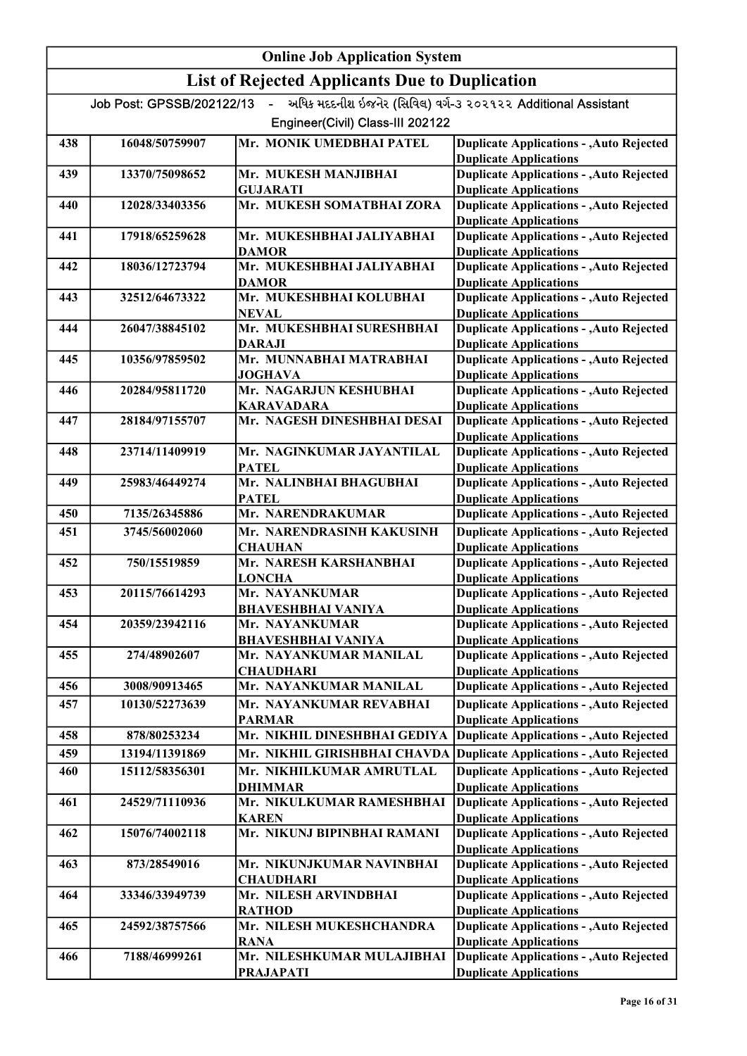# Online Job Application System

## List of Rejected Applicants Due to Duplication

Job Post: GPSSB/202122/13 - અધિક મદદનીશ ઈજનેર (સિવિલ) વર્ગ-૩ ૨૦૨૧૨૨ Additional Assistant Engineer(Civil) Class-III 202122

| | | | |
|---|---|---|---|
| 438 | 16048/50759907 | Mr. MONIK UMEDBHAI PATEL | Duplicate Applications - ,Auto Rejected Duplicate Applications |
| 439 | 13370/75098652 | Mr. MUKESH MANJIBHAI GUJARATI | Duplicate Applications - ,Auto Rejected Duplicate Applications |
| 440 | 12028/33403356 | Mr. MUKESH SOMATBHAI ZORA | Duplicate Applications - ,Auto Rejected Duplicate Applications |
| 441 | 17918/65259628 | Mr. MUKESHBHAI JALIYABHAI DAMOR | Duplicate Applications - ,Auto Rejected Duplicate Applications |
| 442 | 18036/12723794 | Mr. MUKESHBHAI JALIYABHAI DAMOR | Duplicate Applications - ,Auto Rejected Duplicate Applications |
| 443 | 32512/64673322 | Mr. MUKESHBHAI KOLUBHAI NEVAL | Duplicate Applications - ,Auto Rejected Duplicate Applications |
| 444 | 26047/38845102 | Mr. MUKESHBHAI SURESHBHAI DARAJI | Duplicate Applications - ,Auto Rejected Duplicate Applications |
| 445 | 10356/97859502 | Mr. MUNNABHAI MATRABHAI JOGHAVA | Duplicate Applications - ,Auto Rejected Duplicate Applications |
| 446 | 20284/95811720 | Mr. NAGARJUN KESHUBHAI KARAVADARA | Duplicate Applications - ,Auto Rejected Duplicate Applications |
| 447 | 28184/97155707 | Mr. NAGESH DINESHBHAI DESAI | Duplicate Applications - ,Auto Rejected Duplicate Applications |
| 448 | 23714/11409919 | Mr. NAGINKUMAR JAYANTILAL PATEL | Duplicate Applications - ,Auto Rejected Duplicate Applications |
| 449 | 25983/46449274 | Mr. NALINBHAI BHAGUBHAI PATEL | Duplicate Applications - ,Auto Rejected Duplicate Applications |
| 450 | 7135/26345886 | Mr. NARENDRAKUMAR | Duplicate Applications - ,Auto Rejected |
| 451 | 3745/56002060 | Mr. NARENDRASINH KAKUSINH CHAUHAN | Duplicate Applications - ,Auto Rejected Duplicate Applications |
| 452 | 750/15519859 | Mr. NARESH KARSHANBHAI LONCHA | Duplicate Applications - ,Auto Rejected Duplicate Applications |
| 453 | 20115/76614293 | Mr. NAYANKUMAR BHAVESHBHAI VANIYA | Duplicate Applications - ,Auto Rejected Duplicate Applications |
| 454 | 20359/23942116 | Mr. NAYANKUMAR BHAVESHBHAI VANIYA | Duplicate Applications - ,Auto Rejected Duplicate Applications |
| 455 | 274/48902607 | Mr. NAYANKUMAR MANILAL CHAUDHARI | Duplicate Applications - ,Auto Rejected Duplicate Applications |
| 456 | 3008/90913465 | Mr. NAYANKUMAR MANILAL | Duplicate Applications - ,Auto Rejected |
| 457 | 10130/52273639 | Mr. NAYANKUMAR REVABHAI PARMAR | Duplicate Applications - ,Auto Rejected Duplicate Applications |
| 458 | 878/80253234 | Mr. NIKHIL DINESHBHAI GEDIYA | Duplicate Applications - ,Auto Rejected |
| 459 | 13194/11391869 | Mr. NIKHIL GIRISHBHAI CHAVDA | Duplicate Applications - ,Auto Rejected |
| 460 | 15112/58356301 | Mr. NIKHILKUMAR AMRUTLAL DHIMMAR | Duplicate Applications - ,Auto Rejected Duplicate Applications |
| 461 | 24529/71110936 | Mr. NIKULKUMAR RAMESHBHAI KAREN | Duplicate Applications - ,Auto Rejected Duplicate Applications |
| 462 | 15076/74002118 | Mr. NIKUNJ BIPINBHAI RAMANI | Duplicate Applications - ,Auto Rejected Duplicate Applications |
| 463 | 873/28549016 | Mr. NIKUNJKUMAR NAVINBHAI CHAUDHARI | Duplicate Applications - ,Auto Rejected Duplicate Applications |
| 464 | 33346/33949739 | Mr. NILESH ARVINDBHAI RATHOD | Duplicate Applications - ,Auto Rejected Duplicate Applications |
| 465 | 24592/38757566 | Mr. NILESH MUKESHCHANDRA RANA | Duplicate Applications - ,Auto Rejected Duplicate Applications |
| 466 | 7188/46999261 | Mr. NILESHKUMAR MULAJIBHAI PRAJAPATI | Duplicate Applications - ,Auto Rejected Duplicate Applications |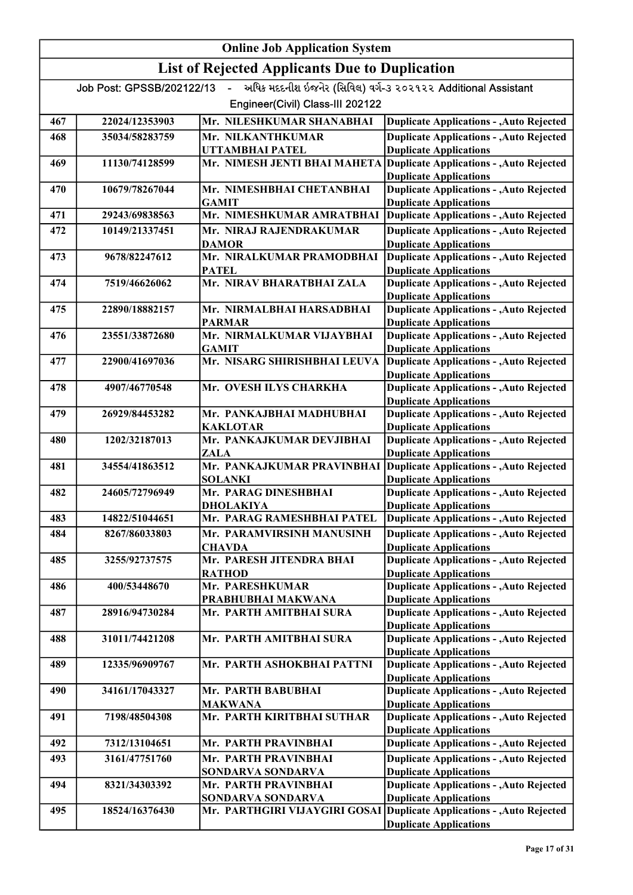# Online Job Application System

## List of Rejected Applicants Due to Duplication

Job Post: GPSSB/202122/13 - અધિક મદદનીશ ઈજનેર (સિવિલ) વર્ગ-૩ ૨૦૨૧૨૨ Additional Assistant Engineer(Civil) Class-III 202122

| | | | |
|---|---|---|---|
| 467 | 22024/12353903 | Mr. NILESHKUMAR SHANABHAI | Duplicate Applications - ,Auto Rejected |
| 468 | 35034/58283759 | Mr. NILKANTHKUMAR UTTAMBHAI PATEL | Duplicate Applications - ,Auto Rejected Duplicate Applications |
| 469 | 11130/74128599 | Mr. NIMESH JENTI BHAI MAHETA | Duplicate Applications - ,Auto Rejected Duplicate Applications |
| 470 | 10679/78267044 | Mr. NIMESHBHAI CHETANBHAI GAMIT | Duplicate Applications - ,Auto Rejected Duplicate Applications |
| 471 | 29243/69838563 | Mr. NIMESHKUMAR AMRATBHAI | Duplicate Applications - ,Auto Rejected |
| 472 | 10149/21337451 | Mr. NIRAJ RAJENDRAKUMAR DAMOR | Duplicate Applications - ,Auto Rejected Duplicate Applications |
| 473 | 9678/82247612 | Mr. NIRALKUMAR PRAMODBHAI PATEL | Duplicate Applications - ,Auto Rejected Duplicate Applications |
| 474 | 7519/46626062 | Mr. NIRAV BHARATBHAI ZALA | Duplicate Applications - ,Auto Rejected Duplicate Applications |
| 475 | 22890/18882157 | Mr. NIRMALBHAI HARSADBHAI PARMAR | Duplicate Applications - ,Auto Rejected Duplicate Applications |
| 476 | 23551/33872680 | Mr. NIRMALKUMAR VIJAYBHAI GAMIT | Duplicate Applications - ,Auto Rejected Duplicate Applications |
| 477 | 22900/41697036 | Mr. NISARG SHIRISHBHAI LEUVA | Duplicate Applications - ,Auto Rejected Duplicate Applications |
| 478 | 4907/46770548 | Mr. OVESH ILYS CHARKHA | Duplicate Applications - ,Auto Rejected Duplicate Applications |
| 479 | 26929/84453282 | Mr. PANKAJBHAI MADHUBHAI KAKLOTAR | Duplicate Applications - ,Auto Rejected Duplicate Applications |
| 480 | 1202/32187013 | Mr. PANKAJKUMAR DEVJIBHAI ZALA | Duplicate Applications - ,Auto Rejected Duplicate Applications |
| 481 | 34554/41863512 | Mr. PANKAJKUMAR PRAVINBHAI SOLANKI | Duplicate Applications - ,Auto Rejected Duplicate Applications |
| 482 | 24605/72796949 | Mr. PARAG DINESHBHAI DHOLAKIYA | Duplicate Applications - ,Auto Rejected Duplicate Applications |
| 483 | 14822/51044651 | Mr. PARAG RAMESHBHAI PATEL | Duplicate Applications - ,Auto Rejected |
| 484 | 8267/86033803 | Mr. PARAMVIRSINH MANUSINH CHAVDA | Duplicate Applications - ,Auto Rejected Duplicate Applications |
| 485 | 3255/92737575 | Mr. PARESH JITENDRA BHAI RATHOD | Duplicate Applications - ,Auto Rejected Duplicate Applications |
| 486 | 400/53448670 | Mr. PARESHKUMAR PRABHUBHAI MAKWANA | Duplicate Applications - ,Auto Rejected Duplicate Applications |
| 487 | 28916/94730284 | Mr. PARTH AMITBHAI SURA | Duplicate Applications - ,Auto Rejected Duplicate Applications |
| 488 | 31011/74421208 | Mr. PARTH AMITBHAI SURA | Duplicate Applications - ,Auto Rejected Duplicate Applications |
| 489 | 12335/96909767 | Mr. PARTH ASHOKBHAI PATTNI | Duplicate Applications - ,Auto Rejected Duplicate Applications |
| 490 | 34161/17043327 | Mr. PARTH BABUBHAI MAKWANA | Duplicate Applications - ,Auto Rejected Duplicate Applications |
| 491 | 7198/48504308 | Mr. PARTH KIRITBHAI SUTHAR | Duplicate Applications - ,Auto Rejected Duplicate Applications |
| 492 | 7312/13104651 | Mr. PARTH PRAVINBHAI | Duplicate Applications - ,Auto Rejected |
| 493 | 3161/47751760 | Mr. PARTH PRAVINBHAI SONDARVA SONDARVA | Duplicate Applications - ,Auto Rejected Duplicate Applications |
| 494 | 8321/34303392 | Mr. PARTH PRAVINBHAI SONDARVA SONDARVA | Duplicate Applications - ,Auto Rejected Duplicate Applications |
| 495 | 18524/16376430 | Mr. PARTHGIRI VIJAYGIRI GOSAI | Duplicate Applications - ,Auto Rejected Duplicate Applications |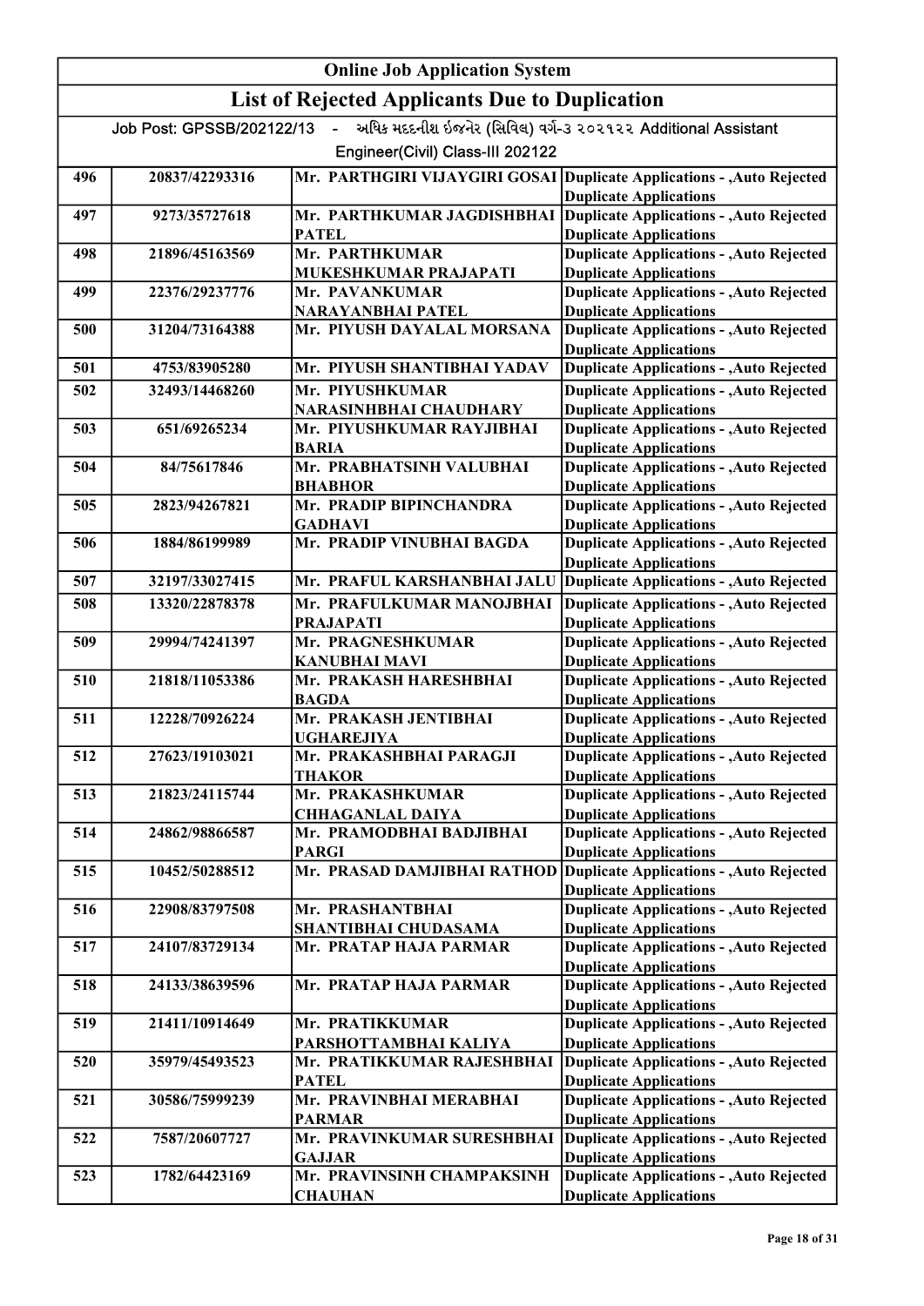# Online Job Application System

## List of Rejected Applicants Due to Duplication

Job Post: GPSSB/202122/13 - અધિક મદદનીશ ઈજનેર (સિવિલ) વર્ગ-૩ ૨૦૨૧૨૨ Additional Assistant Engineer(Civil) Class-III 202122

| | | | |
|---|---|---|---|
| 496 | 20837/42293316 | Mr. PARTHGIRI VIJAYGIRI GOSAI | Duplicate Applications - ,Auto Rejected Duplicate Applications |
| 497 | 9273/35727618 | Mr. PARTHKUMAR JAGDISHBHAI PATEL | Duplicate Applications - ,Auto Rejected Duplicate Applications |
| 498 | 21896/45163569 | Mr. PARTHKUMAR MUKESHKUMAR PRAJAPATI | Duplicate Applications - ,Auto Rejected Duplicate Applications |
| 499 | 22376/29237776 | Mr. PAVANKUMAR NARAYANBHAI PATEL | Duplicate Applications - ,Auto Rejected Duplicate Applications |
| 500 | 31204/73164388 | Mr. PIYUSH DAYALAL MORSANA | Duplicate Applications - ,Auto Rejected Duplicate Applications |
| 501 | 4753/83905280 | Mr. PIYUSH SHANTIBHAI YADAV | Duplicate Applications - ,Auto Rejected |
| 502 | 32493/14468260 | Mr. PIYUSHKUMAR NARASINHBHAI CHAUDHARY | Duplicate Applications - ,Auto Rejected Duplicate Applications |
| 503 | 651/69265234 | Mr. PIYUSHKUMAR RAYJIBHAI BARIA | Duplicate Applications - ,Auto Rejected Duplicate Applications |
| 504 | 84/75617846 | Mr. PRABHATSINH VALUBHAI BHABHOR | Duplicate Applications - ,Auto Rejected Duplicate Applications |
| 505 | 2823/94267821 | Mr. PRADIP BIPINCHANDRA GADHAVI | Duplicate Applications - ,Auto Rejected Duplicate Applications |
| 506 | 1884/86199989 | Mr. PRADIP VINUBHAI BAGDA | Duplicate Applications - ,Auto Rejected Duplicate Applications |
| 507 | 32197/33027415 | Mr. PRAFUL KARSHANBHAI JALU | Duplicate Applications - ,Auto Rejected |
| 508 | 13320/22878378 | Mr. PRAFULKUMAR MANOJBHAI PRAJAPATI | Duplicate Applications - ,Auto Rejected Duplicate Applications |
| 509 | 29994/74241397 | Mr. PRAGNESHKUMAR KANUBHAI MAVI | Duplicate Applications - ,Auto Rejected Duplicate Applications |
| 510 | 21818/11053386 | Mr. PRAKASH HARESHBHAI BAGDA | Duplicate Applications - ,Auto Rejected Duplicate Applications |
| 511 | 12228/70926224 | Mr. PRAKASH JENTIBHAI UGHAREJIYA | Duplicate Applications - ,Auto Rejected Duplicate Applications |
| 512 | 27623/19103021 | Mr. PRAKASHBHAI PARAGJI THAKOR | Duplicate Applications - ,Auto Rejected Duplicate Applications |
| 513 | 21823/24115744 | Mr. PRAKASHKUMAR CHHAGANLAL DAIYA | Duplicate Applications - ,Auto Rejected Duplicate Applications |
| 514 | 24862/98866587 | Mr. PRAMODBHAI BADJIBHAI PARGI | Duplicate Applications - ,Auto Rejected Duplicate Applications |
| 515 | 10452/50288512 | Mr. PRASAD DAMJIBHAI RATHOD | Duplicate Applications - ,Auto Rejected Duplicate Applications |
| 516 | 22908/83797508 | Mr. PRASHANTBHAI SHANTIBHAI CHUDASAMA | Duplicate Applications - ,Auto Rejected Duplicate Applications |
| 517 | 24107/83729134 | Mr. PRATAP HAJA PARMAR | Duplicate Applications - ,Auto Rejected Duplicate Applications |
| 518 | 24133/38639596 | Mr. PRATAP HAJA PARMAR | Duplicate Applications - ,Auto Rejected Duplicate Applications |
| 519 | 21411/10914649 | Mr. PRATIKKUMAR PARSHOTTAMBHAI KALIYA | Duplicate Applications - ,Auto Rejected Duplicate Applications |
| 520 | 35979/45493523 | Mr. PRATIKKUMAR RAJESHBHAI PATEL | Duplicate Applications - ,Auto Rejected Duplicate Applications |
| 521 | 30586/75999239 | Mr. PRAVINBHAI MERABHAI PARMAR | Duplicate Applications - ,Auto Rejected Duplicate Applications |
| 522 | 7587/20607727 | Mr. PRAVINKUMAR SURESHBHAI GAJJAR | Duplicate Applications - ,Auto Rejected Duplicate Applications |
| 523 | 1782/64423169 | Mr. PRAVINSINH CHAMPAKSINH CHAUHAN | Duplicate Applications - ,Auto Rejected Duplicate Applications |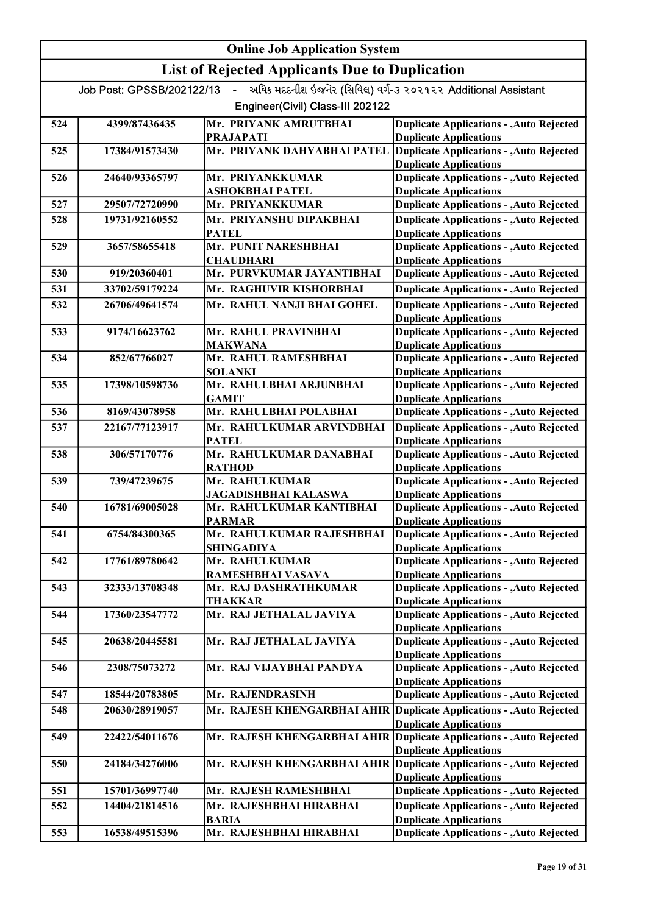# Online Job Application System

## List of Rejected Applicants Due to Duplication

Job Post: GPSSB/202122/13 - અધિક મદદનીશ ઈજનેર (સિવિલ) વર્ગ-૩ ૨૦૨૧૨૨ Additional Assistant Engineer(Civil) Class-III 202122

| | | | |
|---|---|---|---|
| 524 | 4399/87436435 | Mr. PRIYANK AMRUTBHAI PRAJAPATI | Duplicate Applications - ,Auto Rejected Duplicate Applications |
| 525 | 17384/91573430 | Mr. PRIYANK DAHYABHAI PATEL | Duplicate Applications - ,Auto Rejected Duplicate Applications |
| 526 | 24640/93365797 | Mr. PRIYANKKUMAR ASHOKBHAI PATEL | Duplicate Applications - ,Auto Rejected Duplicate Applications |
| 527 | 29507/72720990 | Mr. PRIYANKKUMAR | Duplicate Applications - ,Auto Rejected |
| 528 | 19731/92160552 | Mr. PRIYANSHU DIPAKBHAI PATEL | Duplicate Applications - ,Auto Rejected Duplicate Applications |
| 529 | 3657/58655418 | Mr. PUNIT NARESHBHAI CHAUDHARI | Duplicate Applications - ,Auto Rejected Duplicate Applications |
| 530 | 919/20360401 | Mr. PURVKUMAR JAYANTIBHAI | Duplicate Applications - ,Auto Rejected |
| 531 | 33702/59179224 | Mr. RAGHUVIR KISHORBHAI | Duplicate Applications - ,Auto Rejected |
| 532 | 26706/49641574 | Mr. RAHUL NANJI BHAI GOHEL | Duplicate Applications - ,Auto Rejected Duplicate Applications |
| 533 | 9174/16623762 | Mr. RAHUL PRAVINBHAI MAKWANA | Duplicate Applications - ,Auto Rejected Duplicate Applications |
| 534 | 852/67766027 | Mr. RAHUL RAMESHBHAI SOLANKI | Duplicate Applications - ,Auto Rejected Duplicate Applications |
| 535 | 17398/10598736 | Mr. RAHULBHAI ARJUNBHAI GAMIT | Duplicate Applications - ,Auto Rejected Duplicate Applications |
| 536 | 8169/43078958 | Mr. RAHULBHAI POLABHAI | Duplicate Applications - ,Auto Rejected |
| 537 | 22167/77123917 | Mr. RAHULKUMAR ARVINDBHAI PATEL | Duplicate Applications - ,Auto Rejected Duplicate Applications |
| 538 | 306/57170776 | Mr. RAHULKUMAR DANABHAI RATHOD | Duplicate Applications - ,Auto Rejected Duplicate Applications |
| 539 | 739/47239675 | Mr. RAHULKUMAR JAGADISHBHAI KALASWA | Duplicate Applications - ,Auto Rejected Duplicate Applications |
| 540 | 16781/69005028 | Mr. RAHULKUMAR KANTIBHAI PARMAR | Duplicate Applications - ,Auto Rejected Duplicate Applications |
| 541 | 6754/84300365 | Mr. RAHULKUMAR RAJESHBHAI SHINGADIYA | Duplicate Applications - ,Auto Rejected Duplicate Applications |
| 542 | 17761/89780642 | Mr. RAHULKUMAR RAMESHBHAI VASAVA | Duplicate Applications - ,Auto Rejected Duplicate Applications |
| 543 | 32333/13708348 | Mr. RAJ DASHRATHKUMAR THAKKAR | Duplicate Applications - ,Auto Rejected Duplicate Applications |
| 544 | 17360/23547772 | Mr. RAJ JETHALAL JAVIYA | Duplicate Applications - ,Auto Rejected Duplicate Applications |
| 545 | 20638/20445581 | Mr. RAJ JETHALAL JAVIYA | Duplicate Applications - ,Auto Rejected Duplicate Applications |
| 546 | 2308/75073272 | Mr. RAJ VIJAYBHAI PANDYA | Duplicate Applications - ,Auto Rejected Duplicate Applications |
| 547 | 18544/20783805 | Mr. RAJENDRASINH | Duplicate Applications - ,Auto Rejected |
| 548 | 20630/28919057 | Mr. RAJESH KHENGARBHAI AHIR | Duplicate Applications - ,Auto Rejected Duplicate Applications |
| 549 | 22422/54011676 | Mr. RAJESH KHENGARBHAI AHIR | Duplicate Applications - ,Auto Rejected Duplicate Applications |
| 550 | 24184/34276006 | Mr. RAJESH KHENGARBHAI AHIR | Duplicate Applications - ,Auto Rejected Duplicate Applications |
| 551 | 15701/36997740 | Mr. RAJESH RAMESHBHAI | Duplicate Applications - ,Auto Rejected |
| 552 | 14404/21814516 | Mr. RAJESHBHAI HIRABHAI BARIA | Duplicate Applications - ,Auto Rejected Duplicate Applications |
| 553 | 16538/49515396 | Mr. RAJESHBHAI HIRABHAI | Duplicate Applications - ,Auto Rejected |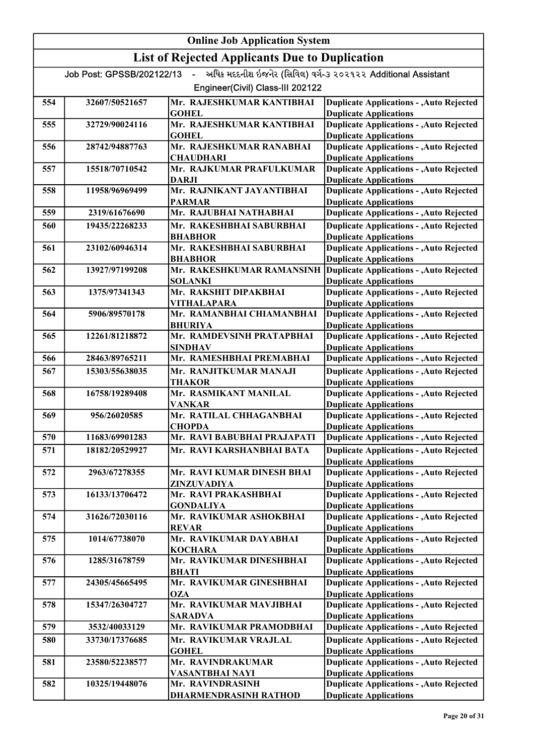# Online Job Application System

## List of Rejected Applicants Due to Duplication

Job Post: GPSSB/202122/13 - અધિક મદદનીશ ઈજનેર (સિવિલ) વર્ગ-૩ ૨૦૨૧૨૨ Additional Assistant Engineer(Civil) Class-III 202122

| | | | |
|---|---|---|---|
| 554 | 32607/50521657 | Mr. RAJESHKUMAR KANTIBHAI GOHEL | Duplicate Applications - ,Auto Rejected Duplicate Applications |
| 555 | 32729/90024116 | Mr. RAJESHKUMAR KANTIBHAI GOHEL | Duplicate Applications - ,Auto Rejected Duplicate Applications |
| 556 | 28742/94887763 | Mr. RAJESHKUMAR RANABHAI CHAUDHARI | Duplicate Applications - ,Auto Rejected Duplicate Applications |
| 557 | 15518/70710542 | Mr. RAJKUMAR PRAFULKUMAR DARJI | Duplicate Applications - ,Auto Rejected Duplicate Applications |
| 558 | 11958/96969499 | Mr. RAJNIKANT JAYANTIBHAI PARMAR | Duplicate Applications - ,Auto Rejected Duplicate Applications |
| 559 | 2319/61676690 | Mr. RAJUBHAI NATHABHAI | Duplicate Applications - ,Auto Rejected |
| 560 | 19435/22268233 | Mr. RAKESHBHAI SABURBHAI BHABHOR | Duplicate Applications - ,Auto Rejected Duplicate Applications |
| 561 | 23102/60946314 | Mr. RAKESHBHAI SABURBHAI BHABHOR | Duplicate Applications - ,Auto Rejected Duplicate Applications |
| 562 | 13927/97199208 | Mr. RAKESHKUMAR RAMANSINH SOLANKI | Duplicate Applications - ,Auto Rejected Duplicate Applications |
| 563 | 1375/97341343 | Mr. RAKSHIT DIPAKBHAI VITHALAPARA | Duplicate Applications - ,Auto Rejected Duplicate Applications |
| 564 | 5906/89570178 | Mr. RAMANBHAI CHIAMANBHAI BHURIYA | Duplicate Applications - ,Auto Rejected Duplicate Applications |
| 565 | 12261/81218872 | Mr. RAMDEVSINH PRATAPBHAI SINDHAV | Duplicate Applications - ,Auto Rejected Duplicate Applications |
| 566 | 28463/89765211 | Mr. RAMESHBHAI PREMABHAI | Duplicate Applications - ,Auto Rejected |
| 567 | 15303/55638035 | Mr. RANJITKUMAR MANAJI THAKOR | Duplicate Applications - ,Auto Rejected Duplicate Applications |
| 568 | 16758/19289408 | Mr. RASMIKANT MANILAL VANKAR | Duplicate Applications - ,Auto Rejected Duplicate Applications |
| 569 | 956/26020585 | Mr. RATILAL CHHAGANBHAI CHOPDA | Duplicate Applications - ,Auto Rejected Duplicate Applications |
| 570 | 11683/69901283 | Mr. RAVI BABUBHAI PRAJAPATI | Duplicate Applications - ,Auto Rejected |
| 571 | 18182/20529927 | Mr. RAVI KARSHANBHAI BATA | Duplicate Applications - ,Auto Rejected Duplicate Applications |
| 572 | 2963/67278355 | Mr. RAVI KUMAR DINESH BHAI ZINZUVADIYA | Duplicate Applications - ,Auto Rejected Duplicate Applications |
| 573 | 16133/13706472 | Mr. RAVI PRAKASHBHAI GONDALIYA | Duplicate Applications - ,Auto Rejected Duplicate Applications |
| 574 | 31626/72030116 | Mr. RAVIKUMAR ASHOKBHAI REVAR | Duplicate Applications - ,Auto Rejected Duplicate Applications |
| 575 | 1014/67738070 | Mr. RAVIKUMAR DAYABHAI KOCHARA | Duplicate Applications - ,Auto Rejected Duplicate Applications |
| 576 | 1285/31678759 | Mr. RAVIKUMAR DINESHBHAI BHATI | Duplicate Applications - ,Auto Rejected Duplicate Applications |
| 577 | 24305/45665495 | Mr. RAVIKUMAR GINESHBHAI OZA | Duplicate Applications - ,Auto Rejected Duplicate Applications |
| 578 | 15347/26304727 | Mr. RAVIKUMAR MAVJIBHAI SARADVA | Duplicate Applications - ,Auto Rejected Duplicate Applications |
| 579 | 3532/40033129 | Mr. RAVIKUMAR PRAMODBHAI | Duplicate Applications - ,Auto Rejected |
| 580 | 33730/17376685 | Mr. RAVIKUMAR VRAJLAL GOHEL | Duplicate Applications - ,Auto Rejected Duplicate Applications |
| 581 | 23580/52238577 | Mr. RAVINDRAKUMAR VASANTBHAI NAYI | Duplicate Applications - ,Auto Rejected Duplicate Applications |
| 582 | 10325/19448076 | Mr. RAVINDRASINH DHARMENDRASINH RATHOD | Duplicate Applications - ,Auto Rejected Duplicate Applications |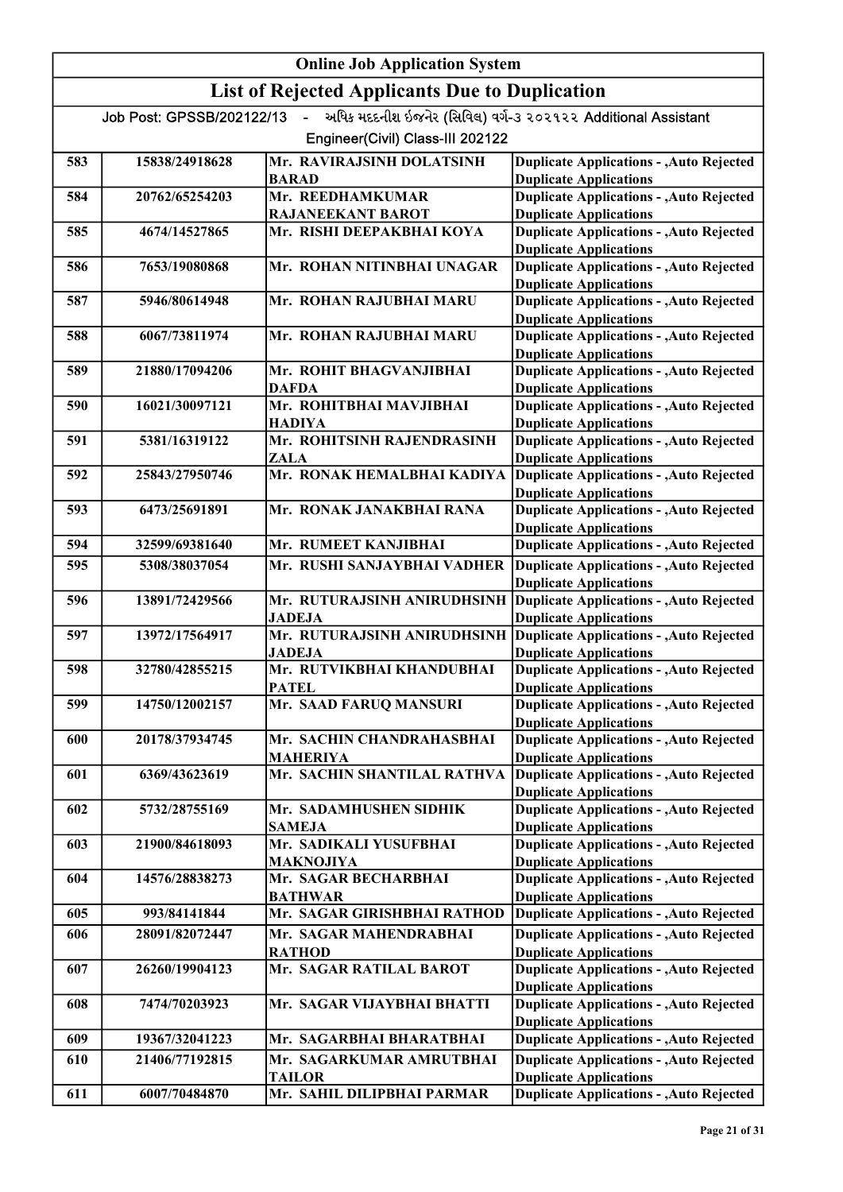# Online Job Application System

## List of Rejected Applicants Due to Duplication

Job Post: GPSSB/202122/13 - અધિક મદદનીશ ઈજનેર (સિવિલ) વર્ગ-૩ ૨૦૨૧૨૨ Additional Assistant Engineer(Civil) Class-III 202122

| | | | |
|---|---|---|---|
| 583 | 15838/24918628 | Mr. RAVIRAJSINH DOLATSINH BARAD | Duplicate Applications - ,Auto Rejected Duplicate Applications |
| 584 | 20762/65254203 | Mr. REEDHAMKUMAR RAJANEEKANT BAROT | Duplicate Applications - ,Auto Rejected Duplicate Applications |
| 585 | 4674/14527865 | Mr. RISHI DEEPAKBHAI KOYA | Duplicate Applications - ,Auto Rejected Duplicate Applications |
| 586 | 7653/19080868 | Mr. ROHAN NITINBHAI UNAGAR | Duplicate Applications - ,Auto Rejected Duplicate Applications |
| 587 | 5946/80614948 | Mr. ROHAN RAJUBHAI MARU | Duplicate Applications - ,Auto Rejected Duplicate Applications |
| 588 | 6067/73811974 | Mr. ROHAN RAJUBHAI MARU | Duplicate Applications - ,Auto Rejected Duplicate Applications |
| 589 | 21880/17094206 | Mr. ROHIT BHAGVANJIBHAI DAFDA | Duplicate Applications - ,Auto Rejected Duplicate Applications |
| 590 | 16021/30097121 | Mr. ROHITBHAI MAVJIBHAI HADIYA | Duplicate Applications - ,Auto Rejected Duplicate Applications |
| 591 | 5381/16319122 | Mr. ROHITSINH RAJENDRASINH ZALA | Duplicate Applications - ,Auto Rejected Duplicate Applications |
| 592 | 25843/27950746 | Mr. RONAK HEMALBHAI KADIYA | Duplicate Applications - ,Auto Rejected Duplicate Applications |
| 593 | 6473/25691891 | Mr. RONAK JANAKBHAI RANA | Duplicate Applications - ,Auto Rejected Duplicate Applications |
| 594 | 32599/69381640 | Mr. RUMEET KANJIBHAI | Duplicate Applications - ,Auto Rejected |
| 595 | 5308/38037054 | Mr. RUSHI SANJAYBHAI VADHER | Duplicate Applications - ,Auto Rejected Duplicate Applications |
| 596 | 13891/72429566 | Mr. RUTURAJSINH ANIRUDHSINH JADEJA | Duplicate Applications - ,Auto Rejected Duplicate Applications |
| 597 | 13972/17564917 | Mr. RUTURAJSINH ANIRUDHSINH JADEJA | Duplicate Applications - ,Auto Rejected Duplicate Applications |
| 598 | 32780/42855215 | Mr. RUTVIKBHAI KHANDUBHAI PATEL | Duplicate Applications - ,Auto Rejected Duplicate Applications |
| 599 | 14750/12002157 | Mr. SAAD FARUQ MANSURI | Duplicate Applications - ,Auto Rejected Duplicate Applications |
| 600 | 20178/37934745 | Mr. SACHIN CHANDRAHASBHAI MAHERIYA | Duplicate Applications - ,Auto Rejected Duplicate Applications |
| 601 | 6369/43623619 | Mr. SACHIN SHANTILAL RATHVA | Duplicate Applications - ,Auto Rejected Duplicate Applications |
| 602 | 5732/28755169 | Mr. SADAMHUSHEN SIDHIK SAMEJA | Duplicate Applications - ,Auto Rejected Duplicate Applications |
| 603 | 21900/84618093 | Mr. SADIKALI YUSUFBHAI MAKNOJIYA | Duplicate Applications - ,Auto Rejected Duplicate Applications |
| 604 | 14576/28838273 | Mr. SAGAR BECHARBHAI BATHWAR | Duplicate Applications - ,Auto Rejected Duplicate Applications |
| 605 | 993/84141844 | Mr. SAGAR GIRISHBHAI RATHOD | Duplicate Applications - ,Auto Rejected |
| 606 | 28091/82072447 | Mr. SAGAR MAHENDRABHAI RATHOD | Duplicate Applications - ,Auto Rejected Duplicate Applications |
| 607 | 26260/19904123 | Mr. SAGAR RATILAL BAROT | Duplicate Applications - ,Auto Rejected Duplicate Applications |
| 608 | 7474/70203923 | Mr. SAGAR VIJAYBHAI BHATTI | Duplicate Applications - ,Auto Rejected Duplicate Applications |
| 609 | 19367/32041223 | Mr. SAGARBHAI BHARATBHAI | Duplicate Applications - ,Auto Rejected |
| 610 | 21406/77192815 | Mr. SAGARKUMAR AMRUTBHAI TAILOR | Duplicate Applications - ,Auto Rejected Duplicate Applications |
| 611 | 6007/70484870 | Mr. SAHIL DILIPBHAI PARMAR | Duplicate Applications - ,Auto Rejected |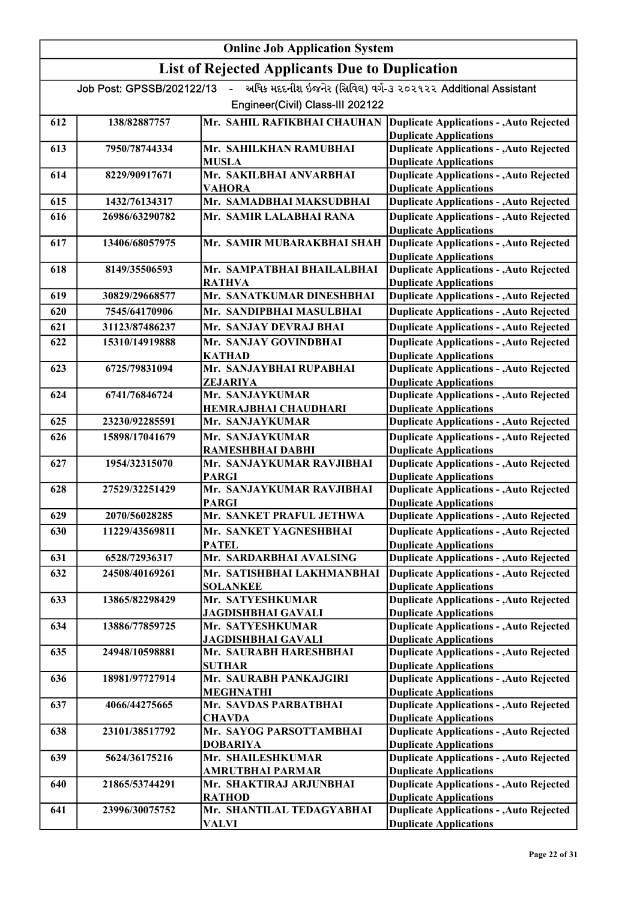## Online Job Application System

## List of Rejected Applicants Due to Duplication

Job Post: GPSSB/202122/13 - અધિક મદદનીશ ઈજનેર (સિવિલ) વર્ગ-૩ ૨૦૨૧૨૨ Additional Assistant Engineer(Civil) Class-III 202122

| | | | |
|---|---|---|---|
| 612 | 138/82887757 | Mr. SAHIL RAFIKBHAI CHAUHAN | Duplicate Applications - ,Auto Rejected Duplicate Applications |
| 613 | 7950/78744334 | Mr. SAHILKHAN RAMUBHAI MUSLA | Duplicate Applications - ,Auto Rejected Duplicate Applications |
| 614 | 8229/90917671 | Mr. SAKILBHAI ANVARBHAI VAHORA | Duplicate Applications - ,Auto Rejected Duplicate Applications |
| 615 | 1432/76134317 | Mr. SAMADBHAI MAKSUDBHAI | Duplicate Applications - ,Auto Rejected |
| 616 | 26986/63290782 | Mr. SAMIR LALABHAI RANA | Duplicate Applications - ,Auto Rejected Duplicate Applications |
| 617 | 13406/68057975 | Mr. SAMIR MUBARAKBHAI SHAH | Duplicate Applications - ,Auto Rejected Duplicate Applications |
| 618 | 8149/35506593 | Mr. SAMPATBHAI BHAILALBHAI RATHVA | Duplicate Applications - ,Auto Rejected Duplicate Applications |
| 619 | 30829/29668577 | Mr. SANATKUMAR DINESHBHAI | Duplicate Applications - ,Auto Rejected |
| 620 | 7545/64170906 | Mr. SANDIPBHAI MASULBHAI | Duplicate Applications - ,Auto Rejected |
| 621 | 31123/87486237 | Mr. SANJAY DEVRAJ BHAI | Duplicate Applications - ,Auto Rejected |
| 622 | 15310/14919888 | Mr. SANJAY GOVINDBHAI KATHAD | Duplicate Applications - ,Auto Rejected Duplicate Applications |
| 623 | 6725/79831094 | Mr. SANJAYBHAI RUPABHAI ZEJARIYA | Duplicate Applications - ,Auto Rejected Duplicate Applications |
| 624 | 6741/76846724 | Mr. SANJAYKUMAR HEMRAJBHAI CHAUDHARI | Duplicate Applications - ,Auto Rejected Duplicate Applications |
| 625 | 23230/92285591 | Mr. SANJAYKUMAR | Duplicate Applications - ,Auto Rejected |
| 626 | 15898/17041679 | Mr. SANJAYKUMAR RAMESHBHAI DABHI | Duplicate Applications - ,Auto Rejected Duplicate Applications |
| 627 | 1954/32315070 | Mr. SANJAYKUMAR RAVJIBHAI PARGI | Duplicate Applications - ,Auto Rejected Duplicate Applications |
| 628 | 27529/32251429 | Mr. SANJAYKUMAR RAVJIBHAI PARGI | Duplicate Applications - ,Auto Rejected Duplicate Applications |
| 629 | 2070/56028285 | Mr. SANKET PRAFUL JETHWA | Duplicate Applications - ,Auto Rejected |
| 630 | 11229/43569811 | Mr. SANKET YAGNESHBHAI PATEL | Duplicate Applications - ,Auto Rejected Duplicate Applications |
| 631 | 6528/72936317 | Mr. SARDARBHAI AVALSING | Duplicate Applications - ,Auto Rejected |
| 632 | 24508/40169261 | Mr. SATISHBHAI LAKHMANBHAI SOLANKEE | Duplicate Applications - ,Auto Rejected Duplicate Applications |
| 633 | 13865/82298429 | Mr. SATYESHKUMAR JAGDISHBHAI GAVALI | Duplicate Applications - ,Auto Rejected Duplicate Applications |
| 634 | 13886/77859725 | Mr. SATYESHKUMAR JAGDISHBHAI GAVALI | Duplicate Applications - ,Auto Rejected Duplicate Applications |
| 635 | 24948/10598881 | Mr. SAURABH HARESHBHAI SUTHAR | Duplicate Applications - ,Auto Rejected Duplicate Applications |
| 636 | 18981/97727914 | Mr. SAURABH PANKAJGIRI MEGHNATHI | Duplicate Applications - ,Auto Rejected Duplicate Applications |
| 637 | 4066/44275665 | Mr. SAVDAS PARBATBHAI CHAVDA | Duplicate Applications - ,Auto Rejected Duplicate Applications |
| 638 | 23101/38517792 | Mr. SAYOG PARSOTTAMBHAI DOBARIYA | Duplicate Applications - ,Auto Rejected Duplicate Applications |
| 639 | 5624/36175216 | Mr. SHAILESHKUMAR AMRUTBHAI PARMAR | Duplicate Applications - ,Auto Rejected Duplicate Applications |
| 640 | 21865/53744291 | Mr. SHAKTIRAJ ARJUNBHAI RATHOD | Duplicate Applications - ,Auto Rejected Duplicate Applications |
| 641 | 23996/30075752 | Mr. SHANTILAL TEDAGYABHAI VALVI | Duplicate Applications - ,Auto Rejected Duplicate Applications |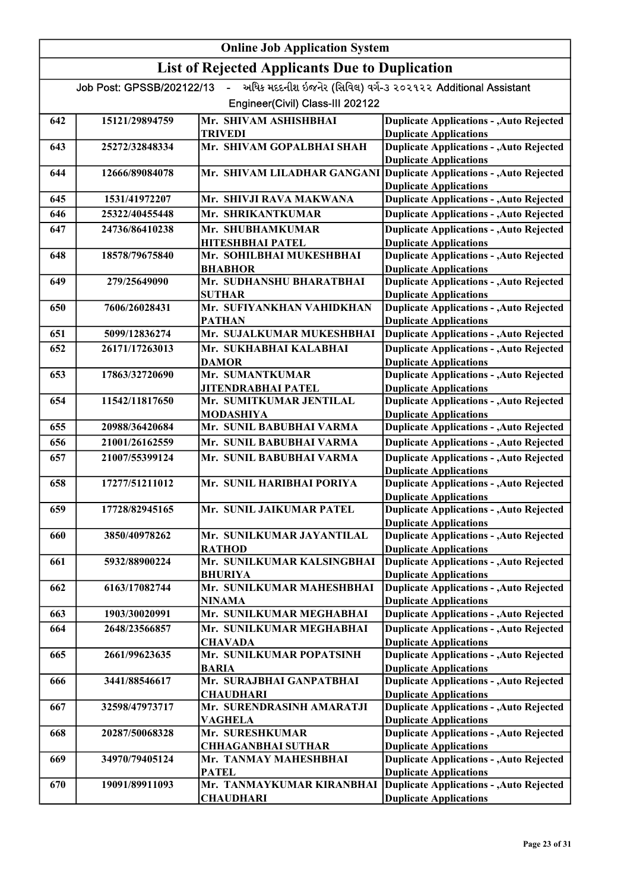## Online Job Application System

## List of Rejected Applicants Due to Duplication

Job Post: GPSSB/202122/13 - અધિક મદદનીશ ઈજનેર (સિવિલ) વર્ગ-૩ ૨૦૨૧૨૨ Additional Assistant Engineer(Civil) Class-III 202122

| | | | |
|---|---|---|---|
| 642 | 15121/29894759 | Mr. SHIVAM ASHISHBHAI TRIVEDI | Duplicate Applications - ,Auto Rejected Duplicate Applications |
| 643 | 25272/32848334 | Mr. SHIVAM GOPALBHAI SHAH | Duplicate Applications - ,Auto Rejected Duplicate Applications |
| 644 | 12666/89084078 | Mr. SHIVAM LILADHAR GANGANI | Duplicate Applications - ,Auto Rejected Duplicate Applications |
| 645 | 1531/41972207 | Mr. SHIVJI RAVA MAKWANA | Duplicate Applications - ,Auto Rejected |
| 646 | 25322/40455448 | Mr. SHRIKANTKUMAR | Duplicate Applications - ,Auto Rejected |
| 647 | 24736/86410238 | Mr. SHUBHAMKUMAR HITESHBHAI PATEL | Duplicate Applications - ,Auto Rejected Duplicate Applications |
| 648 | 18578/79675840 | Mr. SOHILBHAI MUKESHBHAI BHABHOR | Duplicate Applications - ,Auto Rejected Duplicate Applications |
| 649 | 279/25649090 | Mr. SUDHANSHU BHARATBHAI SUTHAR | Duplicate Applications - ,Auto Rejected Duplicate Applications |
| 650 | 7606/26028431 | Mr. SUFIYANKHAN VAHIDKHAN PATHAN | Duplicate Applications - ,Auto Rejected Duplicate Applications |
| 651 | 5099/12836274 | Mr. SUJALKUMAR MUKESHBHAI | Duplicate Applications - ,Auto Rejected |
| 652 | 26171/17263013 | Mr. SUKHABHAI KALABHAI DAMOR | Duplicate Applications - ,Auto Rejected Duplicate Applications |
| 653 | 17863/32720690 | Mr. SUMANTKUMAR JITENDRABHAI PATEL | Duplicate Applications - ,Auto Rejected Duplicate Applications |
| 654 | 11542/11817650 | Mr. SUMITKUMAR JENTILAL MODASHIYA | Duplicate Applications - ,Auto Rejected Duplicate Applications |
| 655 | 20988/36420684 | Mr. SUNIL BABUBHAI VARMA | Duplicate Applications - ,Auto Rejected |
| 656 | 21001/26162559 | Mr. SUNIL BABUBHAI VARMA | Duplicate Applications - ,Auto Rejected |
| 657 | 21007/55399124 | Mr. SUNIL BABUBHAI VARMA | Duplicate Applications - ,Auto Rejected Duplicate Applications |
| 658 | 17277/51211012 | Mr. SUNIL HARIBHAI PORIYA | Duplicate Applications - ,Auto Rejected Duplicate Applications |
| 659 | 17728/82945165 | Mr. SUNIL JAIKUMAR PATEL | Duplicate Applications - ,Auto Rejected Duplicate Applications |
| 660 | 3850/40978262 | Mr. SUNILKUMAR JAYANTILAL RATHOD | Duplicate Applications - ,Auto Rejected Duplicate Applications |
| 661 | 5932/88900224 | Mr. SUNILKUMAR KALSINGBHAI BHURIYA | Duplicate Applications - ,Auto Rejected Duplicate Applications |
| 662 | 6163/17082744 | Mr. SUNILKUMAR MAHESHBHAI NINAMA | Duplicate Applications - ,Auto Rejected Duplicate Applications |
| 663 | 1903/30020991 | Mr. SUNILKUMAR MEGHABHAI | Duplicate Applications - ,Auto Rejected |
| 664 | 2648/23566857 | Mr. SUNILKUMAR MEGHABHAI CHAVADA | Duplicate Applications - ,Auto Rejected Duplicate Applications |
| 665 | 2661/99623635 | Mr. SUNILKUMAR POPATSINH BARIA | Duplicate Applications - ,Auto Rejected Duplicate Applications |
| 666 | 3441/88546617 | Mr. SURAJBHAI GANPATBHAI CHAUDHARI | Duplicate Applications - ,Auto Rejected Duplicate Applications |
| 667 | 32598/47973717 | Mr. SURENDRASINH AMARATJI VAGHELA | Duplicate Applications - ,Auto Rejected Duplicate Applications |
| 668 | 20287/50068328 | Mr. SURESHKUMAR CHHAGANBHAI SUTHAR | Duplicate Applications - ,Auto Rejected Duplicate Applications |
| 669 | 34970/79405124 | Mr. TANMAY MAHESHBHAI PATEL | Duplicate Applications - ,Auto Rejected Duplicate Applications |
| 670 | 19091/89911093 | Mr. TANMAYKUMAR KIRANBHAI CHAUDHARI | Duplicate Applications - ,Auto Rejected Duplicate Applications |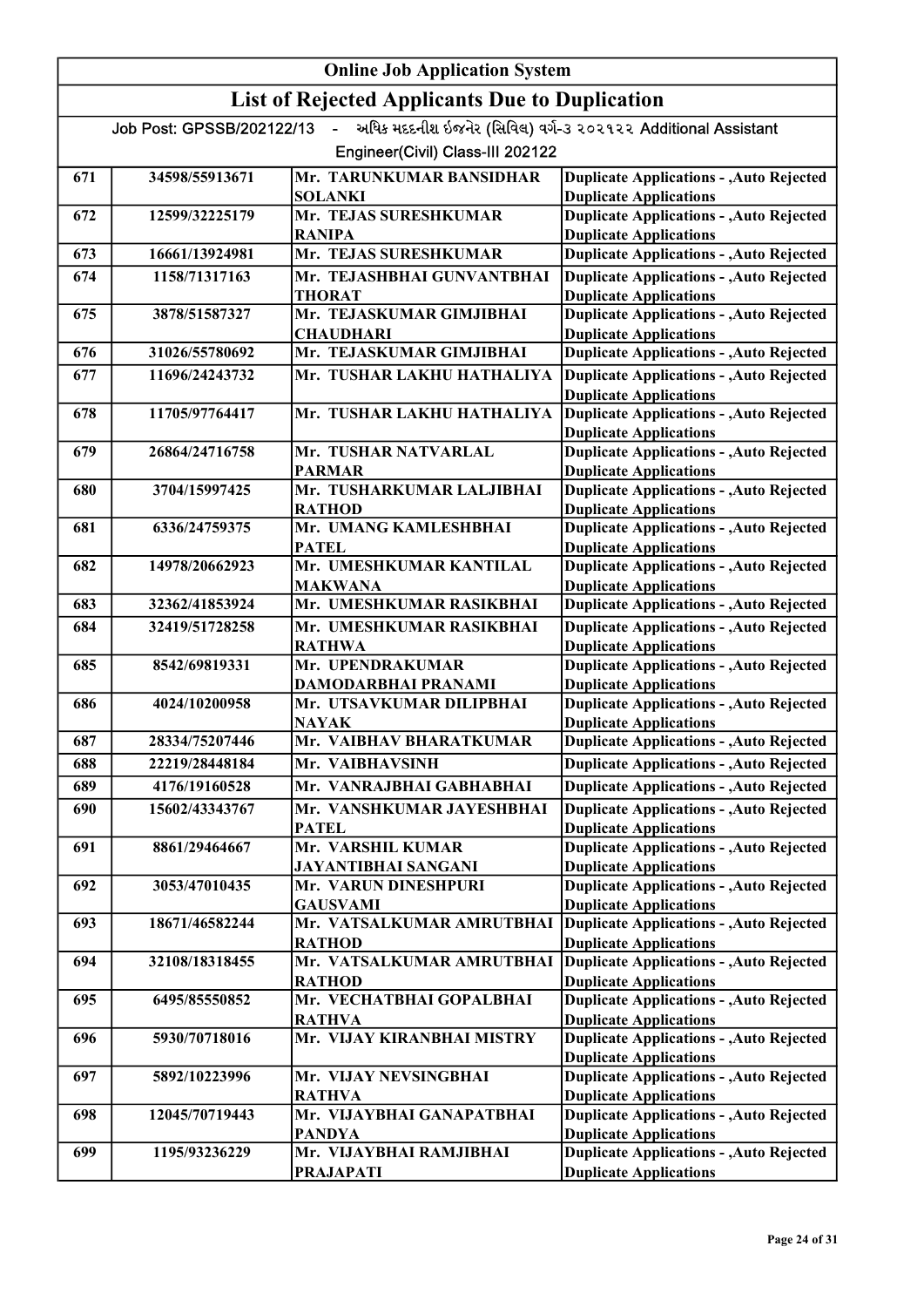# Online Job Application System

## List of Rejected Applicants Due to Duplication

Job Post: GPSSB/202122/13 - અધિક મદદનીશ ઈજનેર (સિવિલ) વર્ગ-૩ ૨૦૨૧૨૨ Additional Assistant Engineer(Civil) Class-III 202122

| | | | |
|---|---|---|---|
| 671 | 34598/55913671 | Mr. TARUNKUMAR BANSIDHAR SOLANKI | Duplicate Applications - ,Auto Rejected Duplicate Applications |
| 672 | 12599/32225179 | Mr. TEJAS SURESHKUMAR RANIPA | Duplicate Applications - ,Auto Rejected Duplicate Applications |
| 673 | 16661/13924981 | Mr. TEJAS SURESHKUMAR | Duplicate Applications - ,Auto Rejected |
| 674 | 1158/71317163 | Mr. TEJASHBHAI GUNVANTBHAI THORAT | Duplicate Applications - ,Auto Rejected Duplicate Applications |
| 675 | 3878/51587327 | Mr. TEJASKUMAR GIMJIBHAI CHAUDHARI | Duplicate Applications - ,Auto Rejected Duplicate Applications |
| 676 | 31026/55780692 | Mr. TEJASKUMAR GIMJIBHAI | Duplicate Applications - ,Auto Rejected |
| 677 | 11696/24243732 | Mr. TUSHAR LAKHU HATHALIYA | Duplicate Applications - ,Auto Rejected Duplicate Applications |
| 678 | 11705/97764417 | Mr. TUSHAR LAKHU HATHALIYA | Duplicate Applications - ,Auto Rejected Duplicate Applications |
| 679 | 26864/24716758 | Mr. TUSHAR NATVARLAL PARMAR | Duplicate Applications - ,Auto Rejected Duplicate Applications |
| 680 | 3704/15997425 | Mr. TUSHARKUMAR LALJIBHAI RATHOD | Duplicate Applications - ,Auto Rejected Duplicate Applications |
| 681 | 6336/24759375 | Mr. UMANG KAMLESHBHAI PATEL | Duplicate Applications - ,Auto Rejected Duplicate Applications |
| 682 | 14978/20662923 | Mr. UMESHKUMAR KANTILAL MAKWANA | Duplicate Applications - ,Auto Rejected Duplicate Applications |
| 683 | 32362/41853924 | Mr. UMESHKUMAR RASIKBHAI | Duplicate Applications - ,Auto Rejected |
| 684 | 32419/51728258 | Mr. UMESHKUMAR RASIKBHAI RATHWA | Duplicate Applications - ,Auto Rejected Duplicate Applications |
| 685 | 8542/69819331 | Mr. UPENDRAKUMAR DAMODARBHAI PRANAMI | Duplicate Applications - ,Auto Rejected Duplicate Applications |
| 686 | 4024/10200958 | Mr. UTSAVKUMAR DILIPBHAI NAYAK | Duplicate Applications - ,Auto Rejected Duplicate Applications |
| 687 | 28334/75207446 | Mr. VAIBHAV BHARATKUMAR | Duplicate Applications - ,Auto Rejected |
| 688 | 22219/28448184 | Mr. VAIBHAVSINH | Duplicate Applications - ,Auto Rejected |
| 689 | 4176/19160528 | Mr. VANRAJBHAI GABHABHAI | Duplicate Applications - ,Auto Rejected |
| 690 | 15602/43343767 | Mr. VANSHKUMAR JAYESHBHAI PATEL | Duplicate Applications - ,Auto Rejected Duplicate Applications |
| 691 | 8861/29464667 | Mr. VARSHIL KUMAR JAYANTIBHAI SANGANI | Duplicate Applications - ,Auto Rejected Duplicate Applications |
| 692 | 3053/47010435 | Mr. VARUN DINESHPURI GAUSVAMI | Duplicate Applications - ,Auto Rejected Duplicate Applications |
| 693 | 18671/46582244 | Mr. VATSALKUMAR AMRUTBHAI RATHOD | Duplicate Applications - ,Auto Rejected Duplicate Applications |
| 694 | 32108/18318455 | Mr. VATSALKUMAR AMRUTBHAI RATHOD | Duplicate Applications - ,Auto Rejected Duplicate Applications |
| 695 | 6495/85550852 | Mr. VECHATBHAI GOPALBHAI RATHVA | Duplicate Applications - ,Auto Rejected Duplicate Applications |
| 696 | 5930/70718016 | Mr. VIJAY KIRANBHAI MISTRY | Duplicate Applications - ,Auto Rejected Duplicate Applications |
| 697 | 5892/10223996 | Mr. VIJAY NEVSINGBHAI RATHVA | Duplicate Applications - ,Auto Rejected Duplicate Applications |
| 698 | 12045/70719443 | Mr. VIJAYBHAI GANAPATBHAI PANDYA | Duplicate Applications - ,Auto Rejected Duplicate Applications |
| 699 | 1195/93236229 | Mr. VIJAYBHAI RAMJIBHAI PRAJAPATI | Duplicate Applications - ,Auto Rejected Duplicate Applications |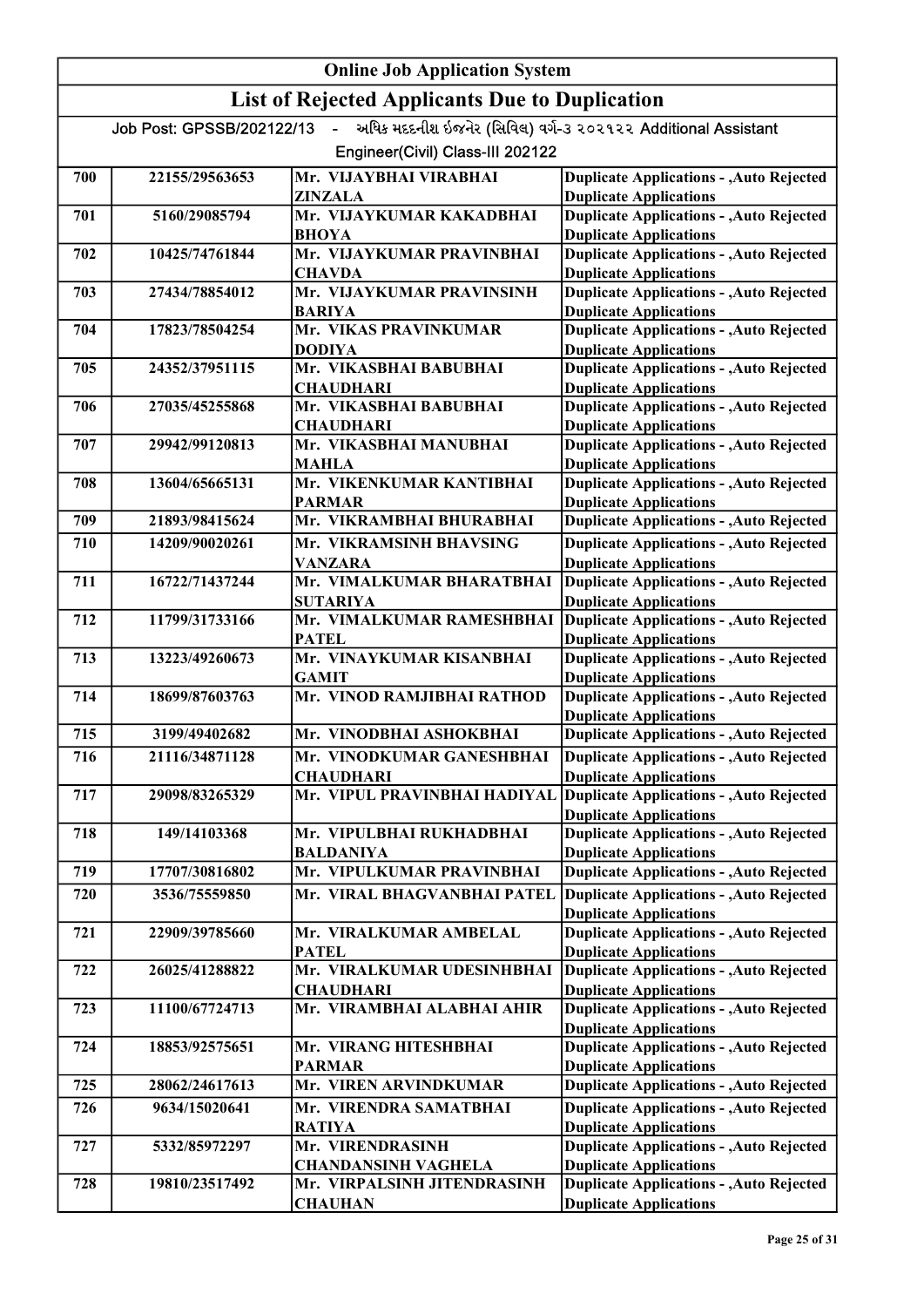# Online Job Application System

## List of Rejected Applicants Due to Duplication

Job Post: GPSSB/202122/13 - અધિક મદદનીશ ઈજનેર (સિવિલ) વર્ગ-૩ ૨૦૨૧૨૨ Additional Assistant Engineer(Civil) Class-III 202122

| | | | |
|---|---|---|---|
| 700 | 22155/29563653 | Mr. VIJAYBHAI VIRABHAI ZINZALA | Duplicate Applications - ,Auto Rejected Duplicate Applications |
| 701 | 5160/29085794 | Mr. VIJAYKUMAR KAKADBHAI BHOYA | Duplicate Applications - ,Auto Rejected Duplicate Applications |
| 702 | 10425/74761844 | Mr. VIJAYKUMAR PRAVINBHAI CHAVDA | Duplicate Applications - ,Auto Rejected Duplicate Applications |
| 703 | 27434/78854012 | Mr. VIJAYKUMAR PRAVINSINH BARIYA | Duplicate Applications - ,Auto Rejected Duplicate Applications |
| 704 | 17823/78504254 | Mr. VIKAS PRAVINKUMAR DODIYA | Duplicate Applications - ,Auto Rejected Duplicate Applications |
| 705 | 24352/37951115 | Mr. VIKASBHAI BABUBHAI CHAUDHARI | Duplicate Applications - ,Auto Rejected Duplicate Applications |
| 706 | 27035/45255868 | Mr. VIKASBHAI BABUBHAI CHAUDHARI | Duplicate Applications - ,Auto Rejected Duplicate Applications |
| 707 | 29942/99120813 | Mr. VIKASBHAI MANUBHAI MAHLA | Duplicate Applications - ,Auto Rejected Duplicate Applications |
| 708 | 13604/65665131 | Mr. VIKENKUMAR KANTIBHAI PARMAR | Duplicate Applications - ,Auto Rejected Duplicate Applications |
| 709 | 21893/98415624 | Mr. VIKRAMBHAI BHURABHAI | Duplicate Applications - ,Auto Rejected |
| 710 | 14209/90020261 | Mr. VIKRAMSINH BHAVSING VANZARA | Duplicate Applications - ,Auto Rejected Duplicate Applications |
| 711 | 16722/71437244 | Mr. VIMALKUMAR BHARATBHAI SUTARIYA | Duplicate Applications - ,Auto Rejected Duplicate Applications |
| 712 | 11799/31733166 | Mr. VIMALKUMAR RAMESHBHAI PATEL | Duplicate Applications - ,Auto Rejected Duplicate Applications |
| 713 | 13223/49260673 | Mr. VINAYKUMAR KISANBHAI GAMIT | Duplicate Applications - ,Auto Rejected Duplicate Applications |
| 714 | 18699/87603763 | Mr. VINOD RAMJIBHAI RATHOD | Duplicate Applications - ,Auto Rejected Duplicate Applications |
| 715 | 3199/49402682 | Mr. VINODBHAI ASHOKBHAI | Duplicate Applications - ,Auto Rejected |
| 716 | 21116/34871128 | Mr. VINODKUMAR GANESHBHAI CHAUDHARI | Duplicate Applications - ,Auto Rejected Duplicate Applications |
| 717 | 29098/83265329 | Mr. VIPUL PRAVINBHAI HADIYAL | Duplicate Applications - ,Auto Rejected Duplicate Applications |
| 718 | 149/14103368 | Mr. VIPULBHAI RUKHADBHAI BALDANIYA | Duplicate Applications - ,Auto Rejected Duplicate Applications |
| 719 | 17707/30816802 | Mr. VIPULKUMAR PRAVINBHAI | Duplicate Applications - ,Auto Rejected |
| 720 | 3536/75559850 | Mr. VIRAL BHAGVANBHAI PATEL | Duplicate Applications - ,Auto Rejected Duplicate Applications |
| 721 | 22909/39785660 | Mr. VIRALKUMAR AMBELAL PATEL | Duplicate Applications - ,Auto Rejected Duplicate Applications |
| 722 | 26025/41288822 | Mr. VIRALKUMAR UDESINHBHAI CHAUDHARI | Duplicate Applications - ,Auto Rejected Duplicate Applications |
| 723 | 11100/67724713 | Mr. VIRAMBHAI ALABHAI AHIR | Duplicate Applications - ,Auto Rejected Duplicate Applications |
| 724 | 18853/92575651 | Mr. VIRANG HITESHBHAI PARMAR | Duplicate Applications - ,Auto Rejected Duplicate Applications |
| 725 | 28062/24617613 | Mr. VIREN ARVINDKUMAR | Duplicate Applications - ,Auto Rejected |
| 726 | 9634/15020641 | Mr. VIRENDRA SAMATBHAI RATIYA | Duplicate Applications - ,Auto Rejected Duplicate Applications |
| 727 | 5332/85972297 | Mr. VIRENDRASINH CHANDANSINH VAGHELA | Duplicate Applications - ,Auto Rejected Duplicate Applications |
| 728 | 19810/23517492 | Mr. VIRPALSINH JITENDRASINH CHAUHAN | Duplicate Applications - ,Auto Rejected Duplicate Applications |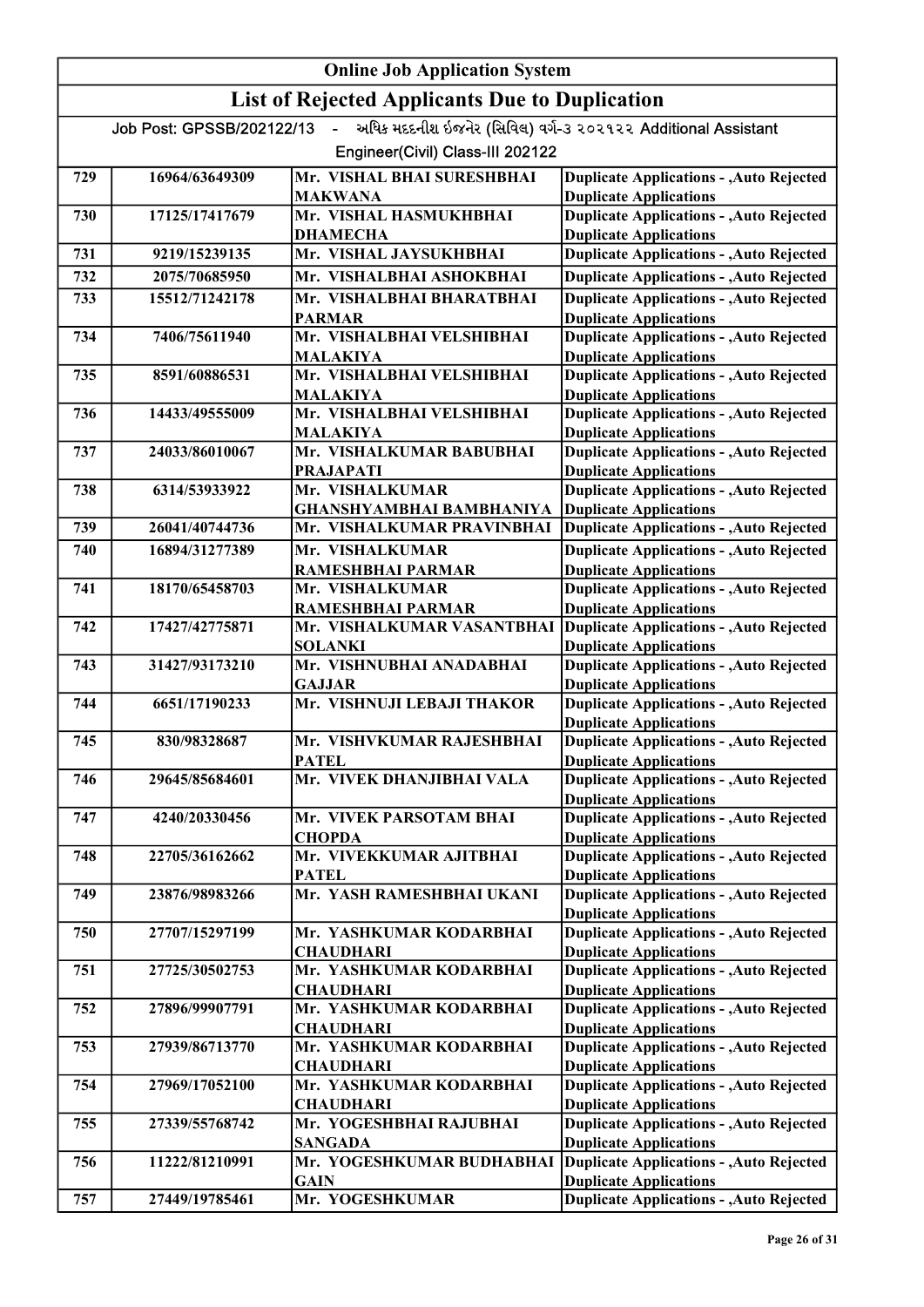# Online Job Application System

## List of Rejected Applicants Due to Duplication

Job Post: GPSSB/202122/13 - અધિક મદદનીશ ઈજનેર (સિવિલ) વર્ગ-૩ ૨૦૨૧૨૨ Additional Assistant Engineer(Civil) Class-III 202122

| | | | |
|---|---|---|---|
| 729 | 16964/63649309 | Mr. VISHAL BHAI SURESHBHAI MAKWANA | Duplicate Applications - ,Auto Rejected Duplicate Applications |
| 730 | 17125/17417679 | Mr. VISHAL HASMUKHBHAI DHAMECHA | Duplicate Applications - ,Auto Rejected Duplicate Applications |
| 731 | 9219/15239135 | Mr. VISHAL JAYSUKHBHAI | Duplicate Applications - ,Auto Rejected |
| 732 | 2075/70685950 | Mr. VISHALBHAI ASHOKBHAI | Duplicate Applications - ,Auto Rejected |
| 733 | 15512/71242178 | Mr. VISHALBHAI BHARATBHAI PARMAR | Duplicate Applications - ,Auto Rejected Duplicate Applications |
| 734 | 7406/75611940 | Mr. VISHALBHAI VELSHIBHAI MALAKIYA | Duplicate Applications - ,Auto Rejected Duplicate Applications |
| 735 | 8591/60886531 | Mr. VISHALBHAI VELSHIBHAI MALAKIYA | Duplicate Applications - ,Auto Rejected Duplicate Applications |
| 736 | 14433/49555009 | Mr. VISHALBHAI VELSHIBHAI MALAKIYA | Duplicate Applications - ,Auto Rejected Duplicate Applications |
| 737 | 24033/86010067 | Mr. VISHALKUMAR BABUBHAI PRAJAPATI | Duplicate Applications - ,Auto Rejected Duplicate Applications |
| 738 | 6314/53933922 | Mr. VISHALKUMAR GHANSHYAMBHAI BAMBHANIYA | Duplicate Applications - ,Auto Rejected Duplicate Applications |
| 739 | 26041/40744736 | Mr. VISHALKUMAR PRAVINBHAI | Duplicate Applications - ,Auto Rejected |
| 740 | 16894/31277389 | Mr. VISHALKUMAR RAMESHBHAI PARMAR | Duplicate Applications - ,Auto Rejected Duplicate Applications |
| 741 | 18170/65458703 | Mr. VISHALKUMAR RAMESHBHAI PARMAR | Duplicate Applications - ,Auto Rejected Duplicate Applications |
| 742 | 17427/42775871 | Mr. VISHALKUMAR VASANTBHAI SOLANKI | Duplicate Applications - ,Auto Rejected Duplicate Applications |
| 743 | 31427/93173210 | Mr. VISHNUBHAI ANADABHAI GAJJAR | Duplicate Applications - ,Auto Rejected Duplicate Applications |
| 744 | 6651/17190233 | Mr. VISHNUJI LEBAJI THAKOR | Duplicate Applications - ,Auto Rejected Duplicate Applications |
| 745 | 830/98328687 | Mr. VISHVKUMAR RAJESHBHAI PATEL | Duplicate Applications - ,Auto Rejected Duplicate Applications |
| 746 | 29645/85684601 | Mr. VIVEK DHANJIBHAI VALA | Duplicate Applications - ,Auto Rejected Duplicate Applications |
| 747 | 4240/20330456 | Mr. VIVEK PARSOTAM BHAI CHOPDA | Duplicate Applications - ,Auto Rejected Duplicate Applications |
| 748 | 22705/36162662 | Mr. VIVEKKUMAR AJITBHAI PATEL | Duplicate Applications - ,Auto Rejected Duplicate Applications |
| 749 | 23876/98983266 | Mr. YASH RAMESHBHAI UKANI | Duplicate Applications - ,Auto Rejected Duplicate Applications |
| 750 | 27707/15297199 | Mr. YASHKUMAR KODARBHAI CHAUDHARI | Duplicate Applications - ,Auto Rejected Duplicate Applications |
| 751 | 27725/30502753 | Mr. YASHKUMAR KODARBHAI CHAUDHARI | Duplicate Applications - ,Auto Rejected Duplicate Applications |
| 752 | 27896/99907791 | Mr. YASHKUMAR KODARBHAI CHAUDHARI | Duplicate Applications - ,Auto Rejected Duplicate Applications |
| 753 | 27939/86713770 | Mr. YASHKUMAR KODARBHAI CHAUDHARI | Duplicate Applications - ,Auto Rejected Duplicate Applications |
| 754 | 27969/17052100 | Mr. YASHKUMAR KODARBHAI CHAUDHARI | Duplicate Applications - ,Auto Rejected Duplicate Applications |
| 755 | 27339/55768742 | Mr. YOGESHBHAI RAJUBHAI SANGADA | Duplicate Applications - ,Auto Rejected Duplicate Applications |
| 756 | 11222/81210991 | Mr. YOGESHKUMAR BUDHABHAI GAIN | Duplicate Applications - ,Auto Rejected Duplicate Applications |
| 757 | 27449/19785461 | Mr. YOGESHKUMAR | Duplicate Applications - ,Auto Rejected |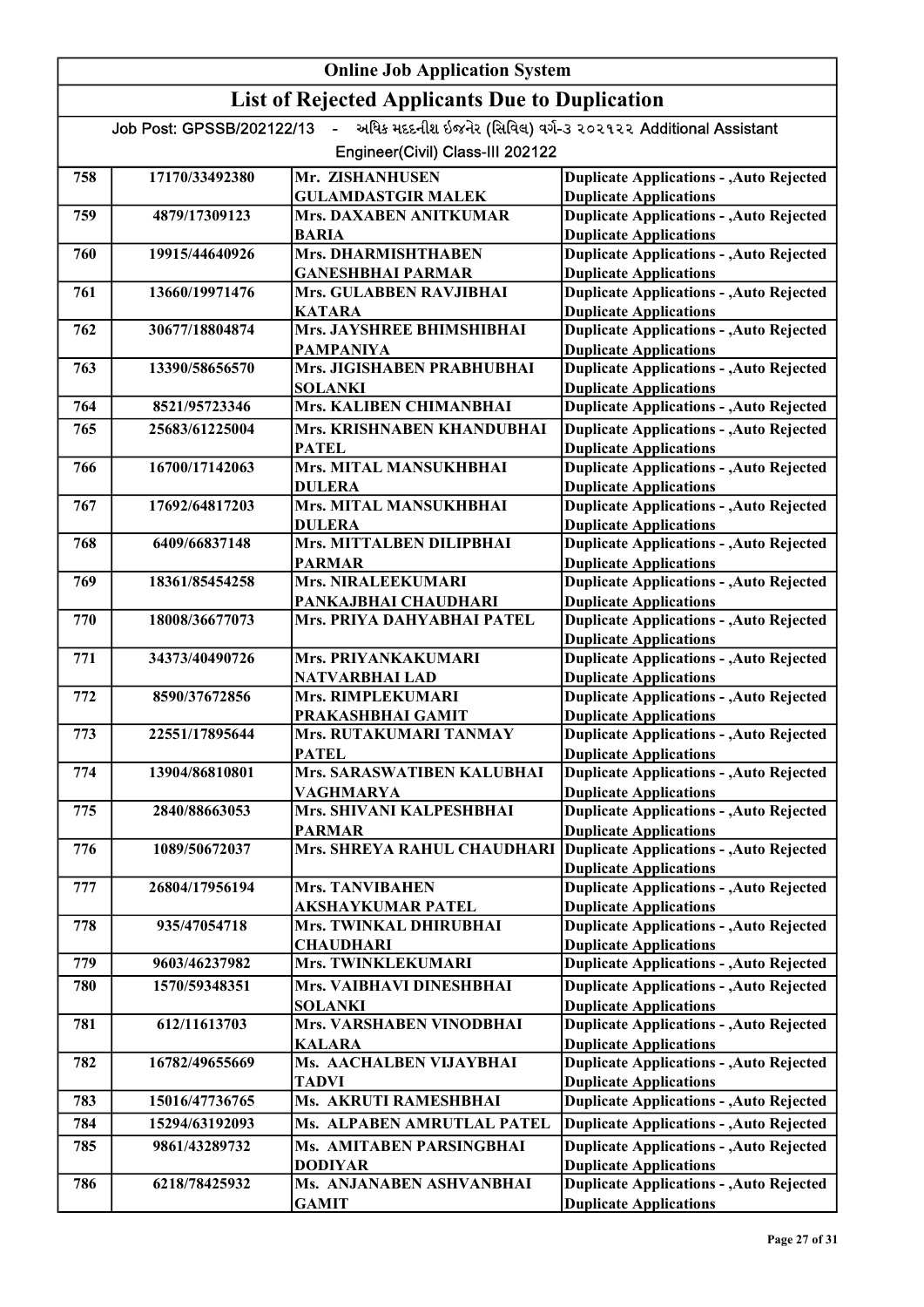# Online Job Application System

## List of Rejected Applicants Due to Duplication

Job Post: GPSSB/202122/13 - અધિક મદદનીશ ઈજનેર (સિવિલ) વર્ગ-૩ ૨૦૨૧૨૨ Additional Assistant Engineer(Civil) Class-III 202122

| | | | |
|---|---|---|---|
| 758 | 17170/33492380 | Mr. ZISHANHUSEN GULAMDASTGIR MALEK | Duplicate Applications - ,Auto Rejected Duplicate Applications |
| 759 | 4879/17309123 | Mrs. DAXABEN ANITKUMAR BARIA | Duplicate Applications - ,Auto Rejected Duplicate Applications |
| 760 | 19915/44640926 | Mrs. DHARMISHTHABEN GANESHBHAI PARMAR | Duplicate Applications - ,Auto Rejected Duplicate Applications |
| 761 | 13660/19971476 | Mrs. GULABBEN RAVJIBHAI KATARA | Duplicate Applications - ,Auto Rejected Duplicate Applications |
| 762 | 30677/18804874 | Mrs. JAYSHREE BHIMSHIBHAI PAMPANIYA | Duplicate Applications - ,Auto Rejected Duplicate Applications |
| 763 | 13390/58656570 | Mrs. JIGISHABEN PRABHUBHAI SOLANKI | Duplicate Applications - ,Auto Rejected Duplicate Applications |
| 764 | 8521/95723346 | Mrs. KALIBEN CHIMANBHAI | Duplicate Applications - ,Auto Rejected |
| 765 | 25683/61225004 | Mrs. KRISHNABEN KHANDUBHAI PATEL | Duplicate Applications - ,Auto Rejected Duplicate Applications |
| 766 | 16700/17142063 | Mrs. MITAL MANSUKHBHAI DULERA | Duplicate Applications - ,Auto Rejected Duplicate Applications |
| 767 | 17692/64817203 | Mrs. MITAL MANSUKHBHAI DULERA | Duplicate Applications - ,Auto Rejected Duplicate Applications |
| 768 | 6409/66837148 | Mrs. MITTALBEN DILIPBHAI PARMAR | Duplicate Applications - ,Auto Rejected Duplicate Applications |
| 769 | 18361/85454258 | Mrs. NIRALEEKUMARI PANKAJBHAI CHAUDHARI | Duplicate Applications - ,Auto Rejected Duplicate Applications |
| 770 | 18008/36677073 | Mrs. PRIYA DAHYABHAI PATEL | Duplicate Applications - ,Auto Rejected Duplicate Applications |
| 771 | 34373/40490726 | Mrs. PRIYANKAKUMARI NATVARBHAI LAD | Duplicate Applications - ,Auto Rejected Duplicate Applications |
| 772 | 8590/37672856 | Mrs. RIMPLEKUMARI PRAKASHBHAI GAMIT | Duplicate Applications - ,Auto Rejected Duplicate Applications |
| 773 | 22551/17895644 | Mrs. RUTAKUMARI TANMAY PATEL | Duplicate Applications - ,Auto Rejected Duplicate Applications |
| 774 | 13904/86810801 | Mrs. SARASWATIBEN KALUBHAI VAGHMARYA | Duplicate Applications - ,Auto Rejected Duplicate Applications |
| 775 | 2840/88663053 | Mrs. SHIVANI KALPESHBHAI PARMAR | Duplicate Applications - ,Auto Rejected Duplicate Applications |
| 776 | 1089/50672037 | Mrs. SHREYA RAHUL CHAUDHARI | Duplicate Applications - ,Auto Rejected Duplicate Applications |
| 777 | 26804/17956194 | Mrs. TANVIBAHEN AKSHAYKUMAR PATEL | Duplicate Applications - ,Auto Rejected Duplicate Applications |
| 778 | 935/47054718 | Mrs. TWINKAL DHIRUBHAI CHAUDHARI | Duplicate Applications - ,Auto Rejected Duplicate Applications |
| 779 | 9603/46237982 | Mrs. TWINKLEKUMARI | Duplicate Applications - ,Auto Rejected |
| 780 | 1570/59348351 | Mrs. VAIBHAVI DINESHBHAI SOLANKI | Duplicate Applications - ,Auto Rejected Duplicate Applications |
| 781 | 612/11613703 | Mrs. VARSHABEN VINODBHAI KALARA | Duplicate Applications - ,Auto Rejected Duplicate Applications |
| 782 | 16782/49655669 | Ms. AACHALBEN VIJAYBHAI TADVI | Duplicate Applications - ,Auto Rejected Duplicate Applications |
| 783 | 15016/47736765 | Ms. AKRUTI RAMESHBHAI | Duplicate Applications - ,Auto Rejected |
| 784 | 15294/63192093 | Ms. ALPABEN AMRUTLAL PATEL | Duplicate Applications - ,Auto Rejected |
| 785 | 9861/43289732 | Ms. AMITABEN PARSINGBHAI DODIYAR | Duplicate Applications - ,Auto Rejected Duplicate Applications |
| 786 | 6218/78425932 | Ms. ANJANABEN ASHVANBHAI GAMIT | Duplicate Applications - ,Auto Rejected Duplicate Applications |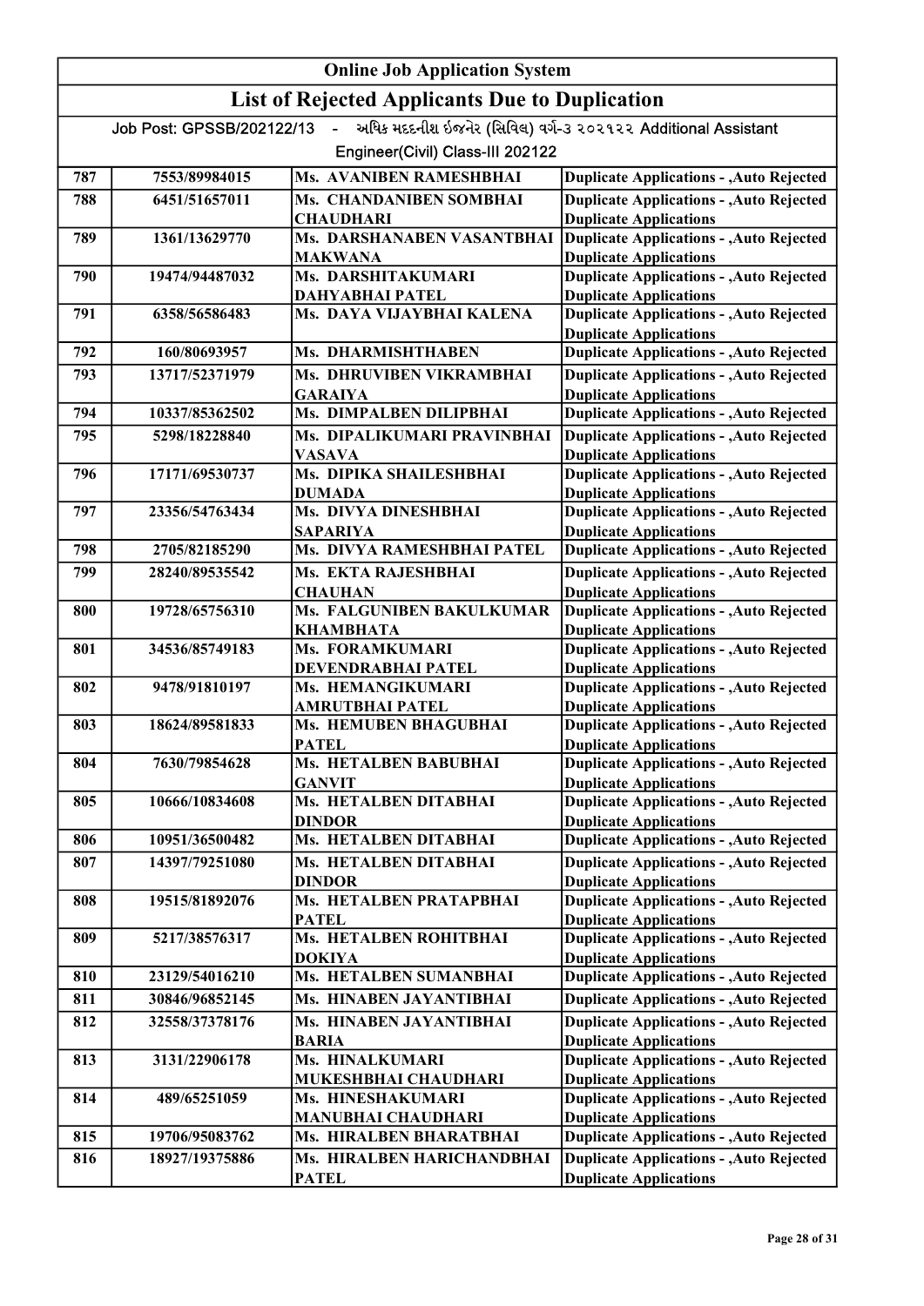# Online Job Application System

## List of Rejected Applicants Due to Duplication

Job Post: GPSSB/202122/13 - અધિક મદદનીશ ઈજનેર (સિવિલ) વર્ગ-૩ ૨૦૨૧૨૨ Additional Assistant Engineer(Civil) Class-III 202122

| | | | |
|---|---|---|---|
| 787 | 7553/89984015 | Ms. AVANIBEN RAMESHBHAI | Duplicate Applications - ,Auto Rejected |
| 788 | 6451/51657011 | Ms. CHANDANIBEN SOMBHAI CHAUDHARI | Duplicate Applications - ,Auto Rejected Duplicate Applications |
| 789 | 1361/13629770 | Ms. DARSHANABEN VASANTBHAI MAKWANA | Duplicate Applications - ,Auto Rejected Duplicate Applications |
| 790 | 19474/94487032 | Ms. DARSHITAKUMARI DAHYABHAI PATEL | Duplicate Applications - ,Auto Rejected Duplicate Applications |
| 791 | 6358/56586483 | Ms. DAYA VIJAYBHAI KALENA | Duplicate Applications - ,Auto Rejected Duplicate Applications |
| 792 | 160/80693957 | Ms. DHARMISHTHABEN | Duplicate Applications - ,Auto Rejected |
| 793 | 13717/52371979 | Ms. DHRUVIBEN VIKRAMBHAI GARAIYA | Duplicate Applications - ,Auto Rejected Duplicate Applications |
| 794 | 10337/85362502 | Ms. DIMPALBEN DILIPBHAI | Duplicate Applications - ,Auto Rejected |
| 795 | 5298/18228840 | Ms. DIPALIKUMARI PRAVINBHAI VASAVA | Duplicate Applications - ,Auto Rejected Duplicate Applications |
| 796 | 17171/69530737 | Ms. DIPIKA SHAILESHBHAI DUMADA | Duplicate Applications - ,Auto Rejected Duplicate Applications |
| 797 | 23356/54763434 | Ms. DIVYA DINESHBHAI SAPARIYA | Duplicate Applications - ,Auto Rejected Duplicate Applications |
| 798 | 2705/82185290 | Ms. DIVYA RAMESHBHAI PATEL | Duplicate Applications - ,Auto Rejected |
| 799 | 28240/89535542 | Ms. EKTA RAJESHBHAI CHAUHAN | Duplicate Applications - ,Auto Rejected Duplicate Applications |
| 800 | 19728/65756310 | Ms. FALGUNIBEN BAKULKUMAR KHAMBHATA | Duplicate Applications - ,Auto Rejected Duplicate Applications |
| 801 | 34536/85749183 | Ms. FORAMKUMARI DEVENDRABHAI PATEL | Duplicate Applications - ,Auto Rejected Duplicate Applications |
| 802 | 9478/91810197 | Ms. HEMANGIKUMARI AMRUTBHAI PATEL | Duplicate Applications - ,Auto Rejected Duplicate Applications |
| 803 | 18624/89581833 | Ms. HEMUBEN BHAGUBHAI PATEL | Duplicate Applications - ,Auto Rejected Duplicate Applications |
| 804 | 7630/79854628 | Ms. HETALBEN BABUBHAI GANVIT | Duplicate Applications - ,Auto Rejected Duplicate Applications |
| 805 | 10666/10834608 | Ms. HETALBEN DITABHAI DINDOR | Duplicate Applications - ,Auto Rejected Duplicate Applications |
| 806 | 10951/36500482 | Ms. HETALBEN DITABHAI | Duplicate Applications - ,Auto Rejected |
| 807 | 14397/79251080 | Ms. HETALBEN DITABHAI DINDOR | Duplicate Applications - ,Auto Rejected Duplicate Applications |
| 808 | 19515/81892076 | Ms. HETALBEN PRATAPBHAI PATEL | Duplicate Applications - ,Auto Rejected Duplicate Applications |
| 809 | 5217/38576317 | Ms. HETALBEN ROHITBHAI DOKIYA | Duplicate Applications - ,Auto Rejected Duplicate Applications |
| 810 | 23129/54016210 | Ms. HETALBEN SUMANBHAI | Duplicate Applications - ,Auto Rejected |
| 811 | 30846/96852145 | Ms. HINABEN JAYANTIBHAI | Duplicate Applications - ,Auto Rejected |
| 812 | 32558/37378176 | Ms. HINABEN JAYANTIBHAI BARIA | Duplicate Applications - ,Auto Rejected Duplicate Applications |
| 813 | 3131/22906178 | Ms. HINALKUMARI MUKESHBHAI CHAUDHARI | Duplicate Applications - ,Auto Rejected Duplicate Applications |
| 814 | 489/65251059 | Ms. HINESHAKUMARI MANUBHAI CHAUDHARI | Duplicate Applications - ,Auto Rejected Duplicate Applications |
| 815 | 19706/95083762 | Ms. HIRALBEN BHARATBHAI | Duplicate Applications - ,Auto Rejected |
| 816 | 18927/19375886 | Ms. HIRALBEN HARICHANDBHAI PATEL | Duplicate Applications - ,Auto Rejected Duplicate Applications |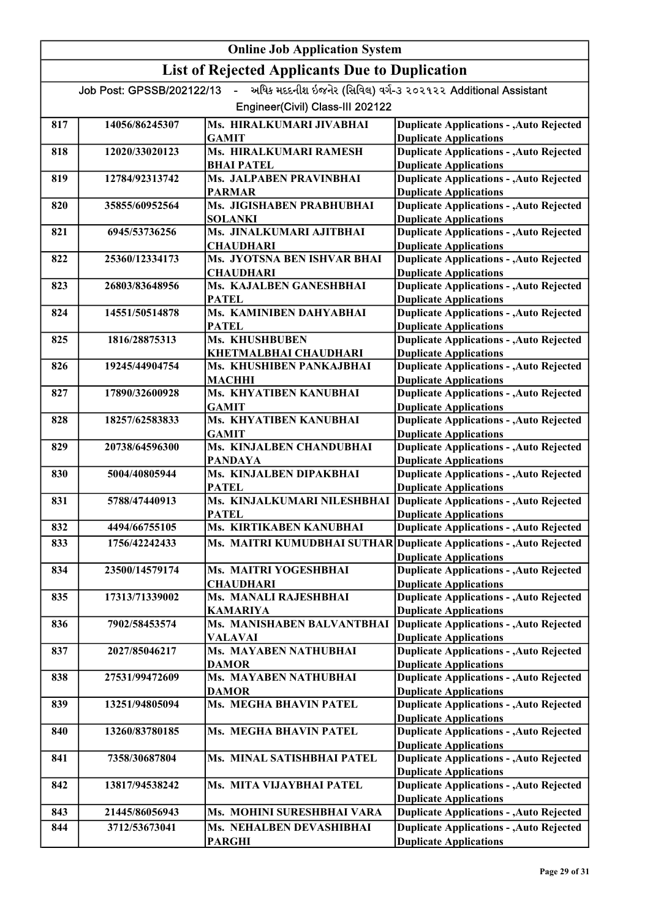# Online Job Application System

## List of Rejected Applicants Due to Duplication

Job Post: GPSSB/202122/13 - અધિક મદદનીશ ઈજનેર (સિવિલ) વર્ગ-૩ ૨૦૨૧૨૨ Additional Assistant Engineer(Civil) Class-III 202122

| | | | |
|---|---|---|---|
| 817 | 14056/86245307 | Ms. HIRALKUMARI JIVABHAI GAMIT | Duplicate Applications - ,Auto Rejected Duplicate Applications |
| 818 | 12020/33020123 | Ms. HIRALKUMARI RAMESH BHAI PATEL | Duplicate Applications - ,Auto Rejected Duplicate Applications |
| 819 | 12784/92313742 | Ms. JALPABEN PRAVINBHAI PARMAR | Duplicate Applications - ,Auto Rejected Duplicate Applications |
| 820 | 35855/60952564 | Ms. JIGISHABEN PRABHUBHAI SOLANKI | Duplicate Applications - ,Auto Rejected Duplicate Applications |
| 821 | 6945/53736256 | Ms. JINALKUMARI AJITBHAI CHAUDHARI | Duplicate Applications - ,Auto Rejected Duplicate Applications |
| 822 | 25360/12334173 | Ms. JYOTSNA BEN ISHVAR BHAI CHAUDHARI | Duplicate Applications - ,Auto Rejected Duplicate Applications |
| 823 | 26803/83648956 | Ms. KAJALBEN GANESHBHAI PATEL | Duplicate Applications - ,Auto Rejected Duplicate Applications |
| 824 | 14551/50514878 | Ms. KAMINIBEN DAHYABHAI PATEL | Duplicate Applications - ,Auto Rejected Duplicate Applications |
| 825 | 1816/28875313 | Ms. KHUSHBUBEN KHETMALBHAI CHAUDHARI | Duplicate Applications - ,Auto Rejected Duplicate Applications |
| 826 | 19245/44904754 | Ms. KHUSHIBEN PANKAJBHAI MACHHI | Duplicate Applications - ,Auto Rejected Duplicate Applications |
| 827 | 17890/32600928 | Ms. KHYATIBEN KANUBHAI GAMIT | Duplicate Applications - ,Auto Rejected Duplicate Applications |
| 828 | 18257/62583833 | Ms. KHYATIBEN KANUBHAI GAMIT | Duplicate Applications - ,Auto Rejected Duplicate Applications |
| 829 | 20738/64596300 | Ms. KINJALBEN CHANDUBHAI PANDAYA | Duplicate Applications - ,Auto Rejected Duplicate Applications |
| 830 | 5004/40805944 | Ms. KINJALBEN DIPAKBHAI PATEL | Duplicate Applications - ,Auto Rejected Duplicate Applications |
| 831 | 5788/47440913 | Ms. KINJALKUMARI NILESHBHAI PATEL | Duplicate Applications - ,Auto Rejected Duplicate Applications |
| 832 | 4494/66755105 | Ms. KIRTIKABEN KANUBHAI | Duplicate Applications - ,Auto Rejected |
| 833 | 1756/42242433 | Ms. MAITRI KUMUDBHAI SUTHAR | Duplicate Applications - ,Auto Rejected Duplicate Applications |
| 834 | 23500/14579174 | Ms. MAITRI YOGESHBHAI CHAUDHARI | Duplicate Applications - ,Auto Rejected Duplicate Applications |
| 835 | 17313/71339002 | Ms. MANALI RAJESHBHAI KAMARIYA | Duplicate Applications - ,Auto Rejected Duplicate Applications |
| 836 | 7902/58453574 | Ms. MANISHABEN BALVANTBHAI VALAVAI | Duplicate Applications - ,Auto Rejected Duplicate Applications |
| 837 | 2027/85046217 | Ms. MAYABEN NATHUBHAI DAMOR | Duplicate Applications - ,Auto Rejected Duplicate Applications |
| 838 | 27531/99472609 | Ms. MAYABEN NATHUBHAI DAMOR | Duplicate Applications - ,Auto Rejected Duplicate Applications |
| 839 | 13251/94805094 | Ms. MEGHA BHAVIN PATEL | Duplicate Applications - ,Auto Rejected Duplicate Applications |
| 840 | 13260/83780185 | Ms. MEGHA BHAVIN PATEL | Duplicate Applications - ,Auto Rejected Duplicate Applications |
| 841 | 7358/30687804 | Ms. MINAL SATISHBHAI PATEL | Duplicate Applications - ,Auto Rejected Duplicate Applications |
| 842 | 13817/94538242 | Ms. MITA VIJAYBHAI PATEL | Duplicate Applications - ,Auto Rejected Duplicate Applications |
| 843 | 21445/86056943 | Ms. MOHINI SURESHBHAI VARA | Duplicate Applications - ,Auto Rejected |
| 844 | 3712/53673041 | Ms. NEHALBEN DEVASHIBHAI PARGHI | Duplicate Applications - ,Auto Rejected Duplicate Applications |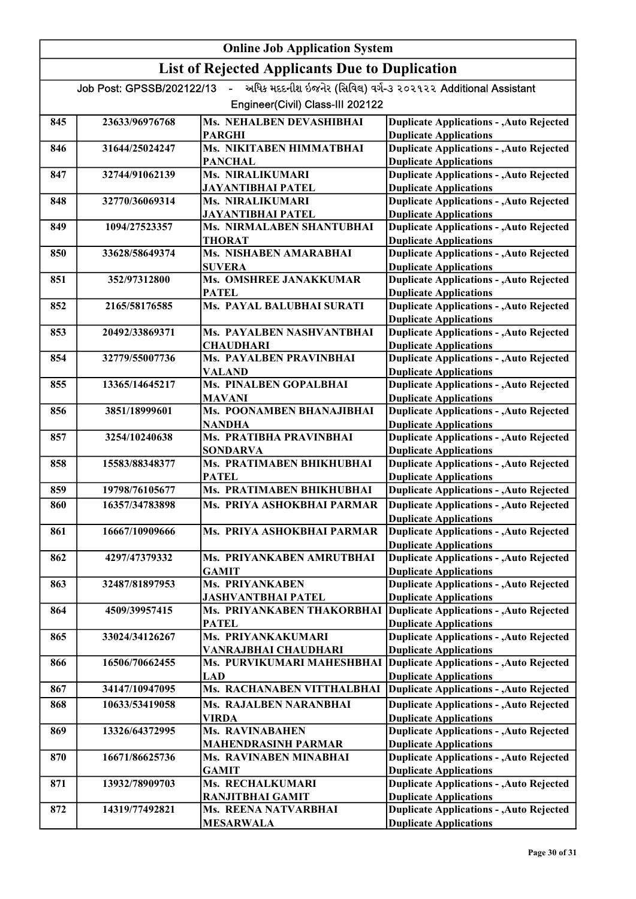# Online Job Application System

## List of Rejected Applicants Due to Duplication

Job Post: GPSSB/202122/13 - અધિક મદદનીશ ઈજનેર (સિવિલ) વર્ગ-૩ ૨૦૨૧૨૨ Additional Assistant Engineer(Civil) Class-III 202122

| | | | |
|---|---|---|---|
| 845 | 23633/96976768 | Ms. NEHALBEN DEVASHIBHAI PARGHI | Duplicate Applications - ,Auto Rejected Duplicate Applications |
| 846 | 31644/25024247 | Ms. NIKITABEN HIMMATBHAI PANCHAL | Duplicate Applications - ,Auto Rejected Duplicate Applications |
| 847 | 32744/91062139 | Ms. NIRALIKUMARI JAYANTIBHAI PATEL | Duplicate Applications - ,Auto Rejected Duplicate Applications |
| 848 | 32770/36069314 | Ms. NIRALIKUMARI JAYANTIBHAI PATEL | Duplicate Applications - ,Auto Rejected Duplicate Applications |
| 849 | 1094/27523357 | Ms. NIRMALABEN SHANTUBHAI THORAT | Duplicate Applications - ,Auto Rejected Duplicate Applications |
| 850 | 33628/58649374 | Ms. NISHABEN AMARABHAI SUVERA | Duplicate Applications - ,Auto Rejected Duplicate Applications |
| 851 | 352/97312800 | Ms. OMSHREE JANAKKUMAR PATEL | Duplicate Applications - ,Auto Rejected Duplicate Applications |
| 852 | 2165/58176585 | Ms. PAYAL BALUBHAI SURATI | Duplicate Applications - ,Auto Rejected Duplicate Applications |
| 853 | 20492/33869371 | Ms. PAYALBEN NASHVANTBHAI CHAUDHARI | Duplicate Applications - ,Auto Rejected Duplicate Applications |
| 854 | 32779/55007736 | Ms. PAYALBEN PRAVINBHAI VALAND | Duplicate Applications - ,Auto Rejected Duplicate Applications |
| 855 | 13365/14645217 | Ms. PINALBEN GOPALBHAI MAVANI | Duplicate Applications - ,Auto Rejected Duplicate Applications |
| 856 | 3851/18999601 | Ms. POONAMBEN BHANAJIBHAI NANDHA | Duplicate Applications - ,Auto Rejected Duplicate Applications |
| 857 | 3254/10240638 | Ms. PRATIBHA PRAVINBHAI SONDARVA | Duplicate Applications - ,Auto Rejected Duplicate Applications |
| 858 | 15583/88348377 | Ms. PRATIMABEN BHIKHUBHAI PATEL | Duplicate Applications - ,Auto Rejected Duplicate Applications |
| 859 | 19798/76105677 | Ms. PRATIMABEN BHIKHUBHAI | Duplicate Applications - ,Auto Rejected |
| 860 | 16357/34783898 | Ms. PRIYA ASHOKBHAI PARMAR | Duplicate Applications - ,Auto Rejected Duplicate Applications |
| 861 | 16667/10909666 | Ms. PRIYA ASHOKBHAI PARMAR | Duplicate Applications - ,Auto Rejected Duplicate Applications |
| 862 | 4297/47379332 | Ms. PRIYANKABEN AMRUTBHAI GAMIT | Duplicate Applications - ,Auto Rejected Duplicate Applications |
| 863 | 32487/81897953 | Ms. PRIYANKABEN JASHVANTBHAI PATEL | Duplicate Applications - ,Auto Rejected Duplicate Applications |
| 864 | 4509/39957415 | Ms. PRIYANKABEN THAKORBHAI PATEL | Duplicate Applications - ,Auto Rejected Duplicate Applications |
| 865 | 33024/34126267 | Ms. PRIYANKAKUMARI VANRAJBHAI CHAUDHARI | Duplicate Applications - ,Auto Rejected Duplicate Applications |
| 866 | 16506/70662455 | Ms. PURVIKUMARI MAHESHBHAI LAD | Duplicate Applications - ,Auto Rejected Duplicate Applications |
| 867 | 34147/10947095 | Ms. RACHANABEN VITTHALBHAI | Duplicate Applications - ,Auto Rejected |
| 868 | 10633/53419058 | Ms. RAJALBEN NARANBHAI VIRDA | Duplicate Applications - ,Auto Rejected Duplicate Applications |
| 869 | 13326/64372995 | Ms. RAVINABAHEN MAHENDRASINH PARMAR | Duplicate Applications - ,Auto Rejected Duplicate Applications |
| 870 | 16671/86625736 | Ms. RAVINABEN MINABHAI GAMIT | Duplicate Applications - ,Auto Rejected Duplicate Applications |
| 871 | 13932/78909703 | Ms. RECHALKUMARI RANJITBHAI GAMIT | Duplicate Applications - ,Auto Rejected Duplicate Applications |
| 872 | 14319/77492821 | Ms. REENA NATVARBHAI MESARWALA | Duplicate Applications - ,Auto Rejected Duplicate Applications |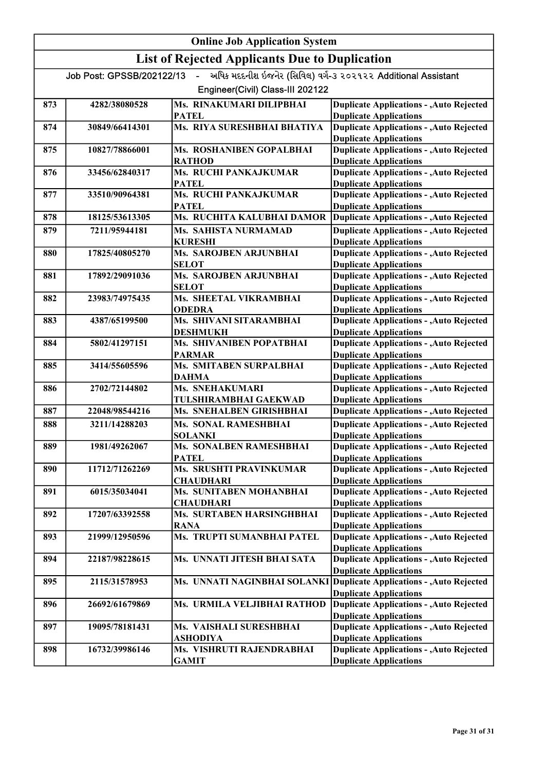# Online Job Application System

## List of Rejected Applicants Due to Duplication

Job Post: GPSSB/202122/13 - અધિક મદદનીશ ઈજનેર (સિવિલ) વર્ગ-૩ ૨૦૨૧૨૨ Additional Assistant Engineer(Civil) Class-III 202122

| | | | |
|---|---|---|---|
| 873 | 4282/38080528 | Ms. RINAKUMARI DILIPBHAI PATEL | Duplicate Applications - ,Auto Rejected Duplicate Applications |
| 874 | 30849/66414301 | Ms. RIYA SURESHBHAI BHATIYA | Duplicate Applications - ,Auto Rejected Duplicate Applications |
| 875 | 10827/78866001 | Ms. ROSHANIBEN GOPALBHAI RATHOD | Duplicate Applications - ,Auto Rejected Duplicate Applications |
| 876 | 33456/62840317 | Ms. RUCHI PANKAJKUMAR PATEL | Duplicate Applications - ,Auto Rejected Duplicate Applications |
| 877 | 33510/90964381 | Ms. RUCHI PANKAJKUMAR PATEL | Duplicate Applications - ,Auto Rejected Duplicate Applications |
| 878 | 18125/53613305 | Ms. RUCHITA KALUBHAI DAMOR | Duplicate Applications - ,Auto Rejected |
| 879 | 7211/95944181 | Ms. SAHISTA NURMAMAD KURESHI | Duplicate Applications - ,Auto Rejected Duplicate Applications |
| 880 | 17825/40805270 | Ms. SAROJBEN ARJUNBHAI SELOT | Duplicate Applications - ,Auto Rejected Duplicate Applications |
| 881 | 17892/29091036 | Ms. SAROJBEN ARJUNBHAI SELOT | Duplicate Applications - ,Auto Rejected Duplicate Applications |
| 882 | 23983/74975435 | Ms. SHEETAL VIKRAMBHAI ODEDRA | Duplicate Applications - ,Auto Rejected Duplicate Applications |
| 883 | 4387/65199500 | Ms. SHIVANI SITARAMBHAI DESHMUKH | Duplicate Applications - ,Auto Rejected Duplicate Applications |
| 884 | 5802/41297151 | Ms. SHIVANIBEN POPATBHAI PARMAR | Duplicate Applications - ,Auto Rejected Duplicate Applications |
| 885 | 3414/55605596 | Ms. SMITABEN SURPALBHAI DAHMA | Duplicate Applications - ,Auto Rejected Duplicate Applications |
| 886 | 2702/72144802 | Ms. SNEHAKUMARI TULSHIRAMBHAI GAEKWAD | Duplicate Applications - ,Auto Rejected Duplicate Applications |
| 887 | 22048/98544216 | Ms. SNEHALBEN GIRISHBHAI | Duplicate Applications - ,Auto Rejected |
| 888 | 3211/14288203 | Ms. SONAL RAMESHBHAI SOLANKI | Duplicate Applications - ,Auto Rejected Duplicate Applications |
| 889 | 1981/49262067 | Ms. SONALBEN RAMESHBHAI PATEL | Duplicate Applications - ,Auto Rejected Duplicate Applications |
| 890 | 11712/71262269 | Ms. SRUSHTI PRAVINKUMAR CHAUDHARI | Duplicate Applications - ,Auto Rejected Duplicate Applications |
| 891 | 6015/35034041 | Ms. SUNITABEN MOHANBHAI CHAUDHARI | Duplicate Applications - ,Auto Rejected Duplicate Applications |
| 892 | 17207/63392558 | Ms. SURTABEN HARSINGHBHAI RANA | Duplicate Applications - ,Auto Rejected Duplicate Applications |
| 893 | 21999/12950596 | Ms. TRUPTI SUMANBHAI PATEL | Duplicate Applications - ,Auto Rejected Duplicate Applications |
| 894 | 22187/98228615 | Ms. UNNATI JITESH BHAI SATA | Duplicate Applications - ,Auto Rejected Duplicate Applications |
| 895 | 2115/31578953 | Ms. UNNATI NAGINBHAI SOLANKI | Duplicate Applications - ,Auto Rejected Duplicate Applications |
| 896 | 26692/61679869 | Ms. URMILA VELJIBHAI RATHOD | Duplicate Applications - ,Auto Rejected Duplicate Applications |
| 897 | 19095/78181431 | Ms. VAISHALI SURESHBHAI ASHODIYA | Duplicate Applications - ,Auto Rejected Duplicate Applications |
| 898 | 16732/39986146 | Ms. VISHRUTI RAJENDRABHAI GAMIT | Duplicate Applications - ,Auto Rejected Duplicate Applications |